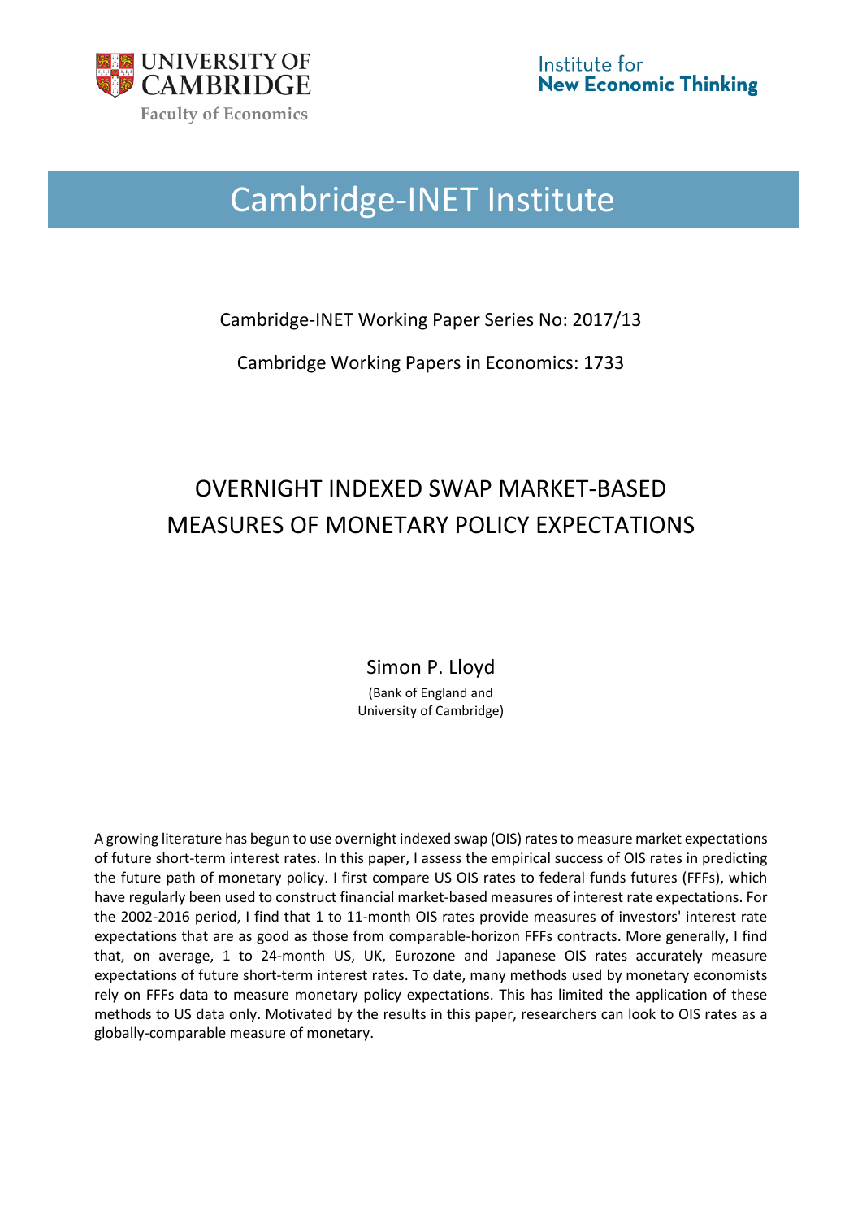UNIVERSITY OF CAMBRIDGE

Faculty of Economics

Institute for **New Economic Thinking**

# Cambridge-INET Institute

Cambridge-INET Working Paper Series No: 2017/13

Cambridge Working Papers in Economics: 1733

## OVERNIGHT INDEXED SWAP MARKET-BASED MEASURES OF MONETARY POLICY EXPECTATIONS

Simon P. Lloyd

(Bank of England and University of Cambridge)

A growing literature has begun to use overnight indexed swap (OIS) rates to measure market expectations of future short-term interest rates. In this paper, I assess the empirical success of OIS rates in predicting the future path of monetary policy. I first compare US OIS rates to federal funds futures (FFFs), which have regularly been used to construct financial market-based measures of interest rate expectations. For the 2002-2016 period, I find that 1 to 11-month OIS rates provide measures of investors' interest rate expectations that are as good as those from comparable-horizon FFFs contracts. More generally, I find that, on average, 1 to 24-month US, UK, Eurozone and Japanese OIS rates accurately measure expectations of future short-term interest rates. To date, many methods used by monetary economists rely on FFFs data to measure monetary policy expectations. This has limited the application of these methods to US data only. Motivated by the results in this paper, researchers can look to OIS rates as a globally-comparable measure of monetary.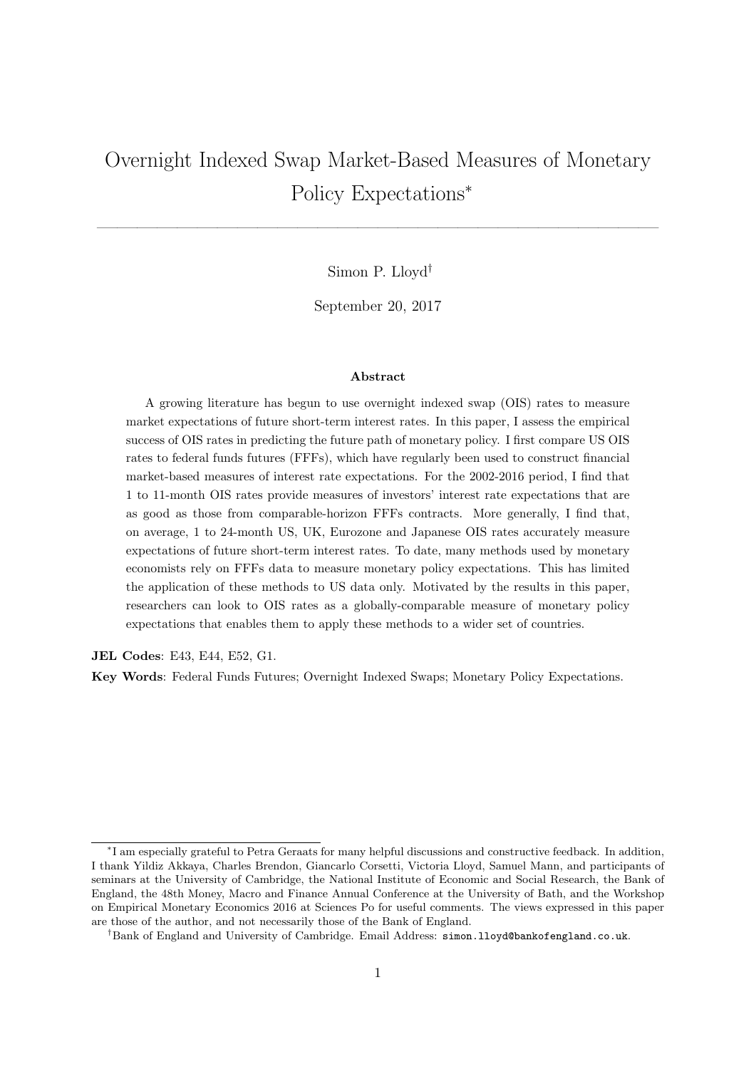# Overnight Indexed Swap Market-Based Measures of Monetary Policy Expectations*

Simon P. Lloyd†

September 20, 2017

### Abstract

A growing literature has begun to use overnight indexed swap (OIS) rates to measure market expectations of future short-term interest rates. In this paper, I assess the empirical success of OIS rates in predicting the future path of monetary policy. I first compare US OIS rates to federal funds futures (FFFs), which have regularly been used to construct financial market-based measures of interest rate expectations. For the 2002-2016 period, I find that 1 to 11-month OIS rates provide measures of investors' interest rate expectations that are as good as those from comparable-horizon FFFs contracts. More generally, I find that, on average, 1 to 24-month US, UK, Eurozone and Japanese OIS rates accurately measure expectations of future short-term interest rates. To date, many methods used by monetary economists rely on FFFs data to measure monetary policy expectations. This has limited the application of these methods to US data only. Motivated by the results in this paper, researchers can look to OIS rates as a globally-comparable measure of monetary policy expectations that enables them to apply these methods to a wider set of countries.

**JEL Codes**: E43, E44, E52, G1.

**Key Words**: Federal Funds Futures; Overnight Indexed Swaps; Monetary Policy Expectations.

---

*I am especially grateful to Petra Geraats for many helpful discussions and constructive feedback. In addition, I thank Yildiz Akkaya, Charles Brendon, Giancarlo Corsetti, Victoria Lloyd, Samuel Mann, and participants of seminars at the University of Cambridge, the National Institute of Economic and Social Research, the Bank of England, the 48th Money, Macro and Finance Annual Conference at the University of Bath, and the Workshop on Empirical Monetary Economics 2016 at Sciences Po for useful comments. The views expressed in this paper are those of the author, and not necessarily those of the Bank of England.

†Bank of England and University of Cambridge. Email Address: simon.lloyd@bankofengland.co.uk.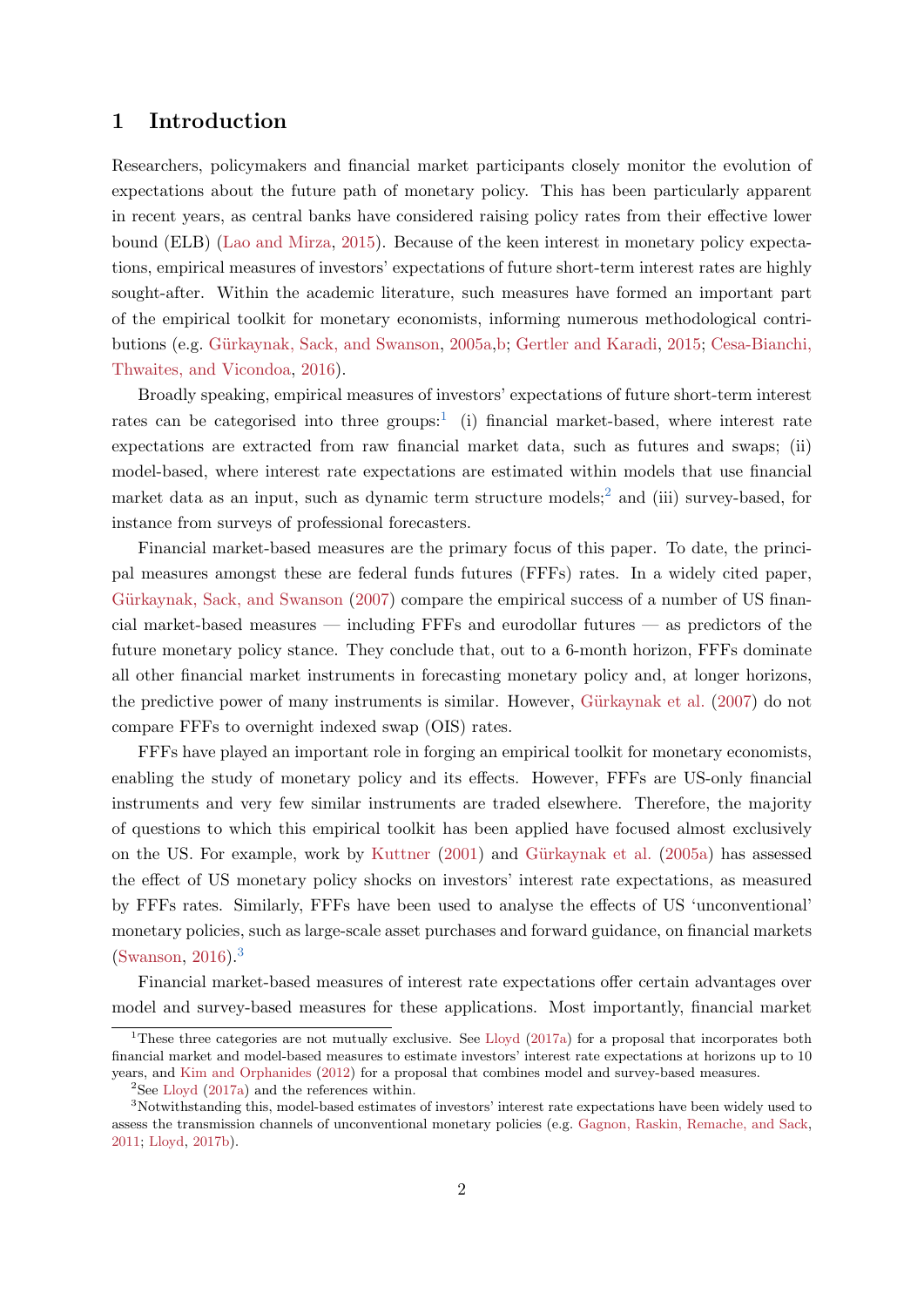# 1 Introduction

Researchers, policymakers and financial market participants closely monitor the evolution of expectations about the future path of monetary policy. This has been particularly apparent in recent years, as central banks have considered raising policy rates from their effective lower bound (ELB) (Lao and Mirza, 2015). Because of the keen interest in monetary policy expectations, empirical measures of investors' expectations of future short-term interest rates are highly sought-after. Within the academic literature, such measures have formed an important part of the empirical toolkit for monetary economists, informing numerous methodological contributions (e.g. Gürkaynak, Sack, and Swanson, 2005a,b; Gertler and Karadi, 2015; Cesa-Bianchi, Thwaites, and Vicondoa, 2016).

Broadly speaking, empirical measures of investors' expectations of future short-term interest rates can be categorised into three groups:[1] (i) financial market-based, where interest rate expectations are extracted from raw financial market data, such as futures and swaps; (ii) model-based, where interest rate expectations are estimated within models that use financial market data as an input, such as dynamic term structure models;[2] and (iii) survey-based, for instance from surveys of professional forecasters.

Financial market-based measures are the primary focus of this paper. To date, the principal measures amongst these are federal funds futures (FFFs) rates. In a widely cited paper, Gürkaynak, Sack, and Swanson (2007) compare the empirical success of a number of US financial market-based measures — including FFFs and eurodollar futures — as predictors of the future monetary policy stance. They conclude that, out to a 6-month horizon, FFFs dominate all other financial market instruments in forecasting monetary policy and, at longer horizons, the predictive power of many instruments is similar. However, Gürkaynak et al. (2007) do not compare FFFs to overnight indexed swap (OIS) rates.

FFFs have played an important role in forging an empirical toolkit for monetary economists, enabling the study of monetary policy and its effects. However, FFFs are US-only financial instruments and very few similar instruments are traded elsewhere. Therefore, the majority of questions to which this empirical toolkit has been applied have focused almost exclusively on the US. For example, work by Kuttner (2001) and Gürkaynak et al. (2005a) has assessed the effect of US monetary policy shocks on investors' interest rate expectations, as measured by FFFs rates. Similarly, FFFs have been used to analyse the effects of US 'unconventional' monetary policies, such as large-scale asset purchases and forward guidance, on financial markets (Swanson, 2016).[3]

Financial market-based measures of interest rate expectations offer certain advantages over model and survey-based measures for these applications. Most importantly, financial market

[1] These three categories are not mutually exclusive. See Lloyd (2017a) for a proposal that incorporates both financial market and model-based measures to estimate investors' interest rate expectations at horizons up to 10 years, and Kim and Orphanides (2012) for a proposal that combines model and survey-based measures.

[2] See Lloyd (2017a) and the references within.

[3] Notwithstanding this, model-based estimates of investors' interest rate expectations have been widely used to assess the transmission channels of unconventional monetary policies (e.g. Gagnon, Raskin, Remache, and Sack, 2011; Lloyd, 2017b).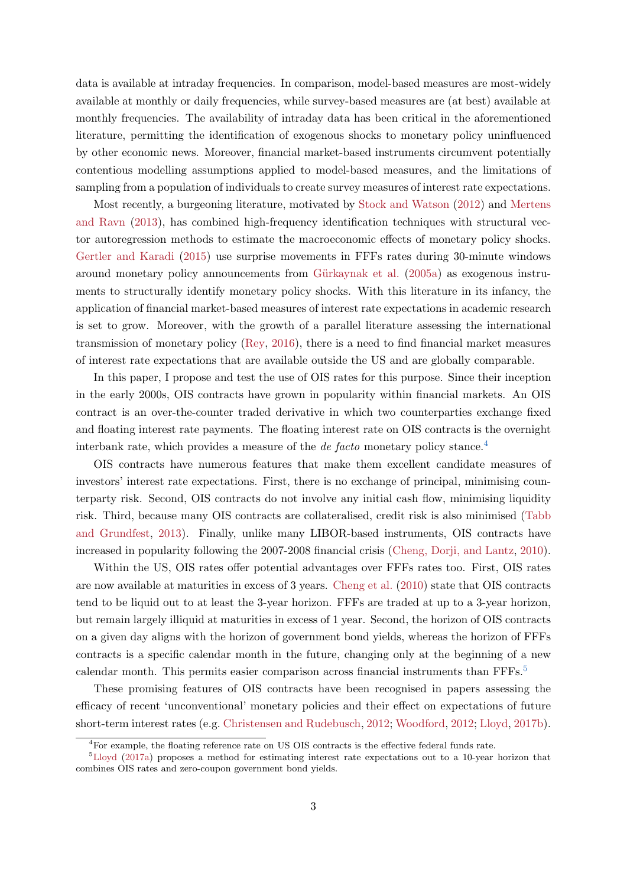data is available at intraday frequencies. In comparison, model-based measures are most-widely available at monthly or daily frequencies, while survey-based measures are (at best) available at monthly frequencies. The availability of intraday data has been critical in the aforementioned literature, permitting the identification of exogenous shocks to monetary policy uninfluenced by other economic news. Moreover, financial market-based instruments circumvent potentially contentious modelling assumptions applied to model-based measures, and the limitations of sampling from a population of individuals to create survey measures of interest rate expectations.

Most recently, a burgeoning literature, motivated by Stock and Watson (2012) and Mertens and Ravn (2013), has combined high-frequency identification techniques with structural vector autoregression methods to estimate the macroeconomic effects of monetary policy shocks. Gertler and Karadi (2015) use surprise movements in FFFs rates during 30-minute windows around monetary policy announcements from Gürkaynak et al. (2005a) as exogenous instruments to structurally identify monetary policy shocks. With this literature in its infancy, the application of financial market-based measures of interest rate expectations in academic research is set to grow. Moreover, with the growth of a parallel literature assessing the international transmission of monetary policy (Rey, 2016), there is a need to find financial market measures of interest rate expectations that are available outside the US and are globally comparable.

In this paper, I propose and test the use of OIS rates for this purpose. Since their inception in the early 2000s, OIS contracts have grown in popularity within financial markets. An OIS contract is an over-the-counter traded derivative in which two counterparties exchange fixed and floating interest rate payments. The floating interest rate on OIS contracts is the overnight interbank rate, which provides a measure of the *de facto* monetary policy stance.[4]

OIS contracts have numerous features that make them excellent candidate measures of investors' interest rate expectations. First, there is no exchange of principal, minimising counterparty risk. Second, OIS contracts do not involve any initial cash flow, minimising liquidity risk. Third, because many OIS contracts are collateralised, credit risk is also minimised (Tabb and Grundfest, 2013). Finally, unlike many LIBOR-based instruments, OIS contracts have increased in popularity following the 2007-2008 financial crisis (Cheng, Dorji, and Lantz, 2010).

Within the US, OIS rates offer potential advantages over FFFs rates too. First, OIS rates are now available at maturities in excess of 3 years. Cheng et al. (2010) state that OIS contracts tend to be liquid out to at least the 3-year horizon. FFFs are traded at up to a 3-year horizon, but remain largely illiquid at maturities in excess of 1 year. Second, the horizon of OIS contracts on a given day aligns with the horizon of government bond yields, whereas the horizon of FFFs contracts is a specific calendar month in the future, changing only at the beginning of a new calendar month. This permits easier comparison across financial instruments than FFFs.[5]

These promising features of OIS contracts have been recognised in papers assessing the efficacy of recent 'unconventional' monetary policies and their effect on expectations of future short-term interest rates (e.g. Christensen and Rudebusch, 2012; Woodford, 2012; Lloyd, 2017b).

[4] For example, the floating reference rate on US OIS contracts is the effective federal funds rate.

[5] Lloyd (2017a) proposes a method for estimating interest rate expectations out to a 10-year horizon that combines OIS rates and zero-coupon government bond yields.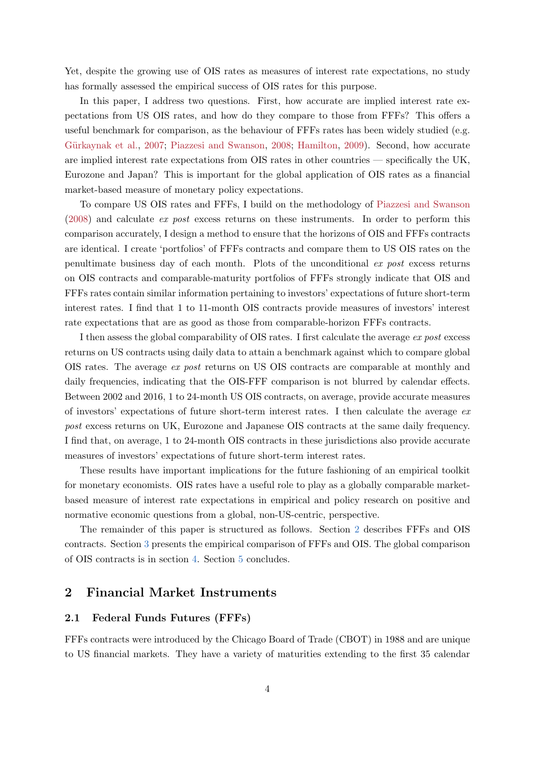Yet, despite the growing use of OIS rates as measures of interest rate expectations, no study has formally assessed the empirical success of OIS rates for this purpose.

In this paper, I address two questions. First, how accurate are implied interest rate expectations from US OIS rates, and how do they compare to those from FFFs? This offers a useful benchmark for comparison, as the behaviour of FFFs rates has been widely studied (e.g. Gürkaynak et al., 2007; Piazzesi and Swanson, 2008; Hamilton, 2009). Second, how accurate are implied interest rate expectations from OIS rates in other countries — specifically the UK, Eurozone and Japan? This is important for the global application of OIS rates as a financial market-based measure of monetary policy expectations.

To compare US OIS rates and FFFs, I build on the methodology of Piazzesi and Swanson (2008) and calculate *ex post* excess returns on these instruments. In order to perform this comparison accurately, I design a method to ensure that the horizons of OIS and FFFs contracts are identical. I create 'portfolios' of FFFs contracts and compare them to US OIS rates on the penultimate business day of each month. Plots of the unconditional *ex post* excess returns on OIS contracts and comparable-maturity portfolios of FFFs strongly indicate that OIS and FFFs rates contain similar information pertaining to investors' expectations of future short-term interest rates. I find that 1 to 11-month OIS contracts provide measures of investors' interest rate expectations that are as good as those from comparable-horizon FFFs contracts.

I then assess the global comparability of OIS rates. I first calculate the average *ex post* excess returns on US contracts using daily data to attain a benchmark against which to compare global OIS rates. The average *ex post* returns on US OIS contracts are comparable at monthly and daily frequencies, indicating that the OIS-FFF comparison is not blurred by calendar effects. Between 2002 and 2016, 1 to 24-month US OIS contracts, on average, provide accurate measures of investors' expectations of future short-term interest rates. I then calculate the average *ex post* excess returns on UK, Eurozone and Japanese OIS contracts at the same daily frequency. I find that, on average, 1 to 24-month OIS contracts in these jurisdictions also provide accurate measures of investors' expectations of future short-term interest rates.

These results have important implications for the future fashioning of an empirical toolkit for monetary economists. OIS rates have a useful role to play as a globally comparable market-based measure of interest rate expectations in empirical and policy research on positive and normative economic questions from a global, non-US-centric, perspective.

The remainder of this paper is structured as follows. Section 2 describes FFFs and OIS contracts. Section 3 presents the empirical comparison of FFFs and OIS. The global comparison of OIS contracts is in section 4. Section 5 concludes.

## 2 Financial Market Instruments

### 2.1 Federal Funds Futures (FFFs)

FFFs contracts were introduced by the Chicago Board of Trade (CBOT) in 1988 and are unique to US financial markets. They have a variety of maturities extending to the first 35 calendar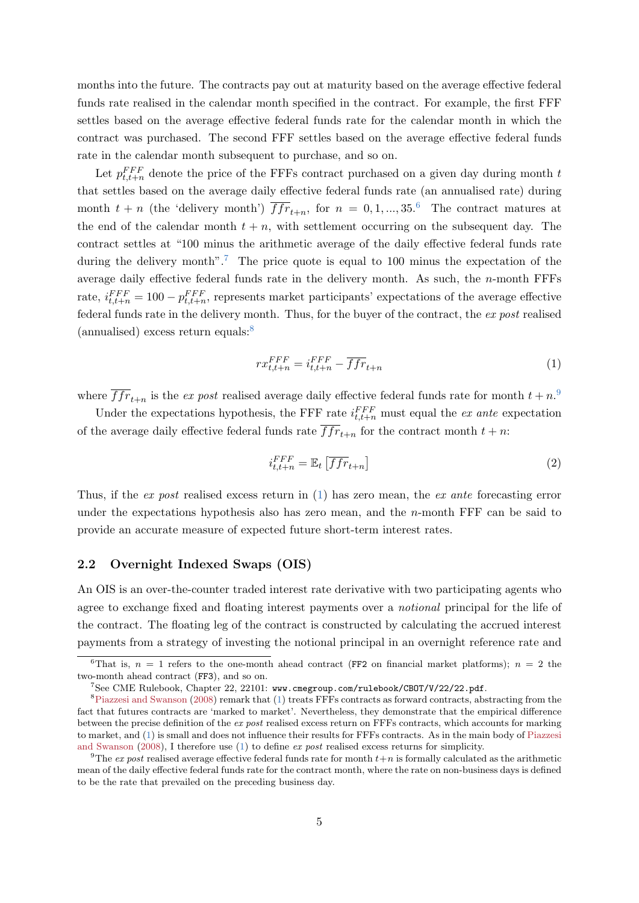months into the future. The contracts pay out at maturity based on the average effective federal funds rate realised in the calendar month specified in the contract. For example, the first FFF settles based on the average effective federal funds rate for the calendar month in which the contract was purchased. The second FFF settles based on the average effective federal funds rate in the calendar month subsequent to purchase, and so on.

Let $p^{FFF}_{t,t+n}$ denote the price of the FFFs contract purchased on a given day during month $t$ that settles based on the average daily effective federal funds rate (an annualised rate) during month $t+n$ (the 'delivery month') $\overline{ffr}_{t+n}$, for $n = 0, 1, ..., 35$.[6] The contract matures at the end of the calendar month $t+n$, with settlement occurring on the subsequent day. The contract settles at "100 minus the arithmetic average of the daily effective federal funds rate during the delivery month".[7] The price quote is equal to 100 minus the expectation of the average daily effective federal funds rate in the delivery month. As such, the $n$-month FFFs rate, $i^{FFF}_{t,t+n} = 100 - p^{FFF}_{t,t+n}$, represents market participants' expectations of the average effective federal funds rate in the delivery month. Thus, for the buyer of the contract, the *ex post* realised (annualised) excess return equals:[8]

$$rx^{FFF}_{t,t+n} = i^{FFF}_{t,t+n} - \overline{ffr}_{t+n} \tag{1}$$

where $\overline{ffr}_{t+n}$ is the *ex post* realised average daily effective federal funds rate for month $t+n$.[9]

Under the expectations hypothesis, the FFF rate $i^{FFF}_{t,t+n}$ must equal the *ex ante* expectation of the average daily effective federal funds rate $\overline{ffr}_{t+n}$ for the contract month $t+n$:

$$i^{FFF}_{t,t+n} = \mathbb{E}_t\left[\overline{ffr}_{t+n}\right] \tag{2}$$

Thus, if the *ex post* realised excess return in (1) has zero mean, the *ex ante* forecasting error under the expectations hypothesis also has zero mean, and the $n$-month FFF can be said to provide an accurate measure of expected future short-term interest rates.

## 2.2 Overnight Indexed Swaps (OIS)

An OIS is an over-the-counter traded interest rate derivative with two participating agents who agree to exchange fixed and floating interest payments over a *notional* principal for the life of the contract. The floating leg of the contract is constructed by calculating the accrued interest payments from a strategy of investing the notional principal in an overnight reference rate and

---

[6] That is, $n = 1$ refers to the one-month ahead contract (`FF2` on financial market platforms); $n = 2$ the two-month ahead contract (`FF3`), and so on.

[7] See CME Rulebook, Chapter 22, 22101: `www.cmegroup.com/rulebook/CBOT/V/22/22.pdf`.

[8] Piazzesi and Swanson (2008) remark that (1) treats FFFs contracts as forward contracts, abstracting from the fact that futures contracts are 'marked to market'. Nevertheless, they demonstrate that the empirical difference between the precise definition of the *ex post* realised excess return on FFFs contracts, which accounts for marking to market, and (1) is small and does not influence their results for FFFs contracts. As in the main body of Piazzesi and Swanson (2008), I therefore use (1) to define *ex post* realised excess returns for simplicity.

[9] The *ex post* realised average effective federal funds rate for month $t+n$ is formally calculated as the arithmetic mean of the daily effective federal funds rate for the contract month, where the rate on non-business days is defined to be the rate that prevailed on the preceding business day.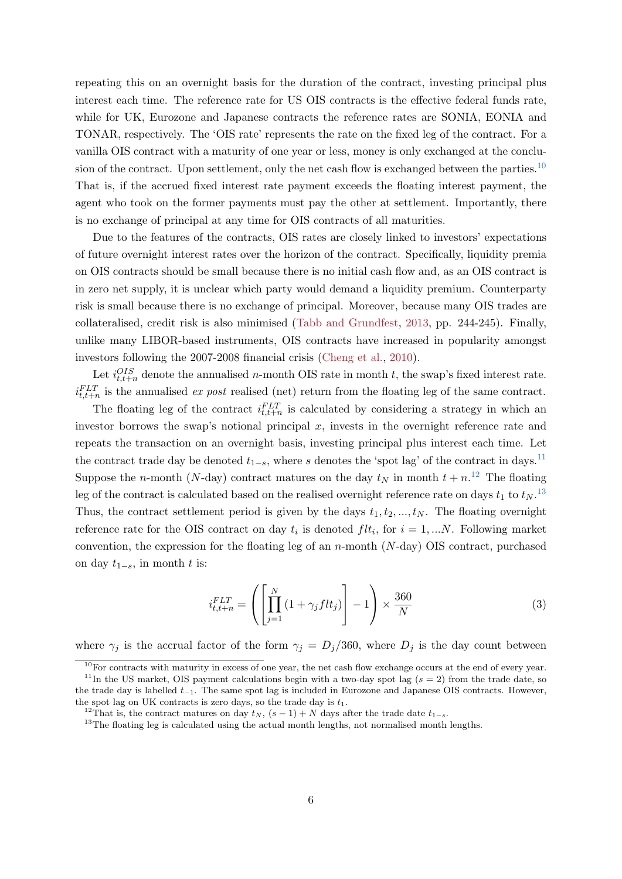repeating this on an overnight basis for the duration of the contract, investing principal plus interest each time. The reference rate for US OIS contracts is the effective federal funds rate, while for UK, Eurozone and Japanese contracts the reference rates are SONIA, EONIA and TONAR, respectively. The 'OIS rate' represents the rate on the fixed leg of the contract. For a vanilla OIS contract with a maturity of one year or less, money is only exchanged at the conclusion of the contract. Upon settlement, only the net cash flow is exchanged between the parties.[10] That is, if the accrued fixed interest rate payment exceeds the floating interest payment, the agent who took on the former payments must pay the other at settlement. Importantly, there is no exchange of principal at any time for OIS contracts of all maturities.

Due to the features of the contracts, OIS rates are closely linked to investors' expectations of future overnight interest rates over the horizon of the contract. Specifically, liquidity premia on OIS contracts should be small because there is no initial cash flow and, as an OIS contract is in zero net supply, it is unclear which party would demand a liquidity premium. Counterparty risk is small because there is no exchange of principal. Moreover, because many OIS trades are collateralised, credit risk is also minimised (Tabb and Grundfest, 2013, pp. 244-245). Finally, unlike many LIBOR-based instruments, OIS contracts have increased in popularity amongst investors following the 2007-2008 financial crisis (Cheng et al., 2010).

Let $i^{OIS}_{t,t+n}$ denote the annualised $n$-month OIS rate in month $t$, the swap's fixed interest rate. $i^{FLT}_{t,t+n}$ is the annualised *ex post* realised (net) return from the floating leg of the same contract.

The floating leg of the contract $i^{FLT}_{t,t+n}$ is calculated by considering a strategy in which an investor borrows the swap's notional principal $x$, invests in the overnight reference rate and repeats the transaction on an overnight basis, investing principal plus interest each time. Let the contract trade day be denoted $t_{1-s}$, where $s$ denotes the 'spot lag' of the contract in days.[11] Suppose the $n$-month ($N$-day) contract matures on the day $t_N$ in month $t+n$.[12] The floating leg of the contract is calculated based on the realised overnight reference rate on days $t_1$ to $t_N$.[13] Thus, the contract settlement period is given by the days $t_1, t_2, ..., t_N$. The floating overnight reference rate for the OIS contract on day $t_i$ is denoted $flt_i$, for $i = 1, ...N$. Following market convention, the expression for the floating leg of an $n$-month ($N$-day) OIS contract, purchased on day $t_{1-s}$, in month $t$ is:

$$i^{FLT}_{t,t+n} = \left( \left[ \prod_{j=1}^{N} (1 + \gamma_j flt_j) \right] - 1 \right) \times \frac{360}{N} \tag{3}$$

where $\gamma_j$ is the accrual factor of the form $\gamma_j = D_j/360$, where $D_j$ is the day count between

[10] For contracts with maturity in excess of one year, the net cash flow exchange occurs at the end of every year.

[11] In the US market, OIS payment calculations begin with a two-day spot lag ($s = 2$) from the trade date, so the trade day is labelled $t_{-1}$. The same spot lag is included in Eurozone and Japanese OIS contracts. However, the spot lag on UK contracts is zero days, so the trade day is $t_1$.

[12] That is, the contract matures on day $t_N$, $(s-1)+N$ days after the trade date $t_{1-s}$.

[13] The floating leg is calculated using the actual month lengths, not normalised month lengths.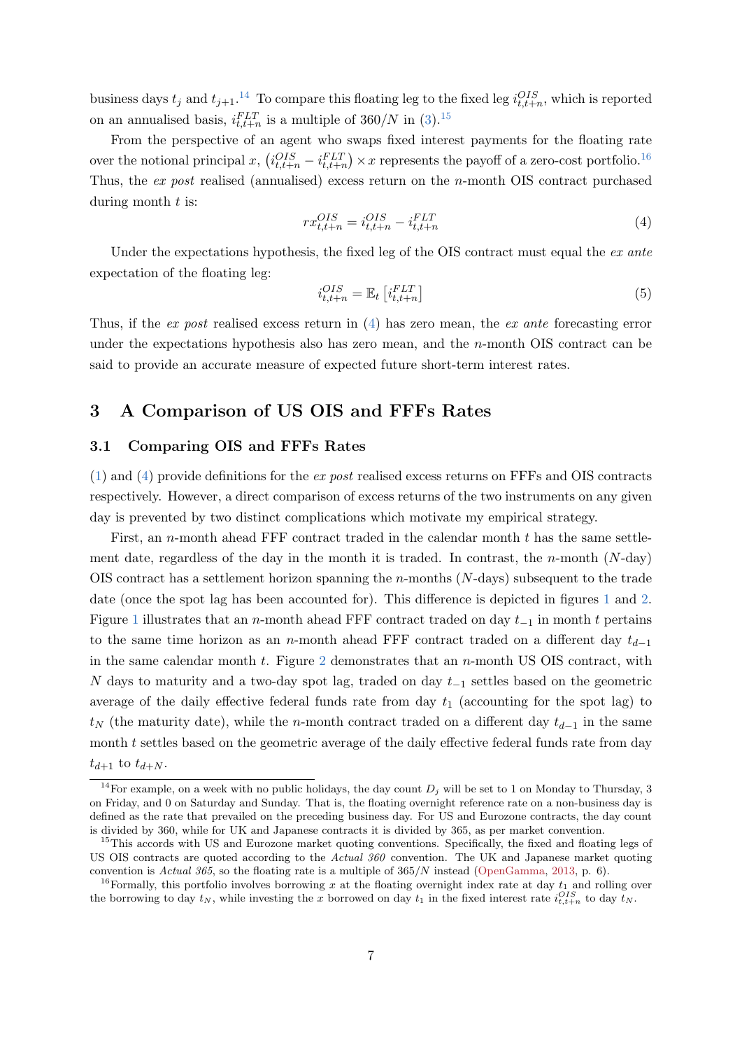business days $t_j$ and $t_{j+1}$.[14] To compare this floating leg to the fixed leg $i^{OIS}_{t,t+n}$, which is reported on an annualised basis, $i^{FLT}_{t,t+n}$ is a multiple of $360/N$ in (3).[15]

From the perspective of an agent who swaps fixed interest payments for the floating rate over the notional principal $x$, $\left(i^{OIS}_{t,t+n} - i^{FLT}_{t,t+n}\right) \times x$ represents the payoff of a zero-cost portfolio.[16] Thus, the *ex post* realised (annualised) excess return on the $n$-month OIS contract purchased during month $t$ is:

$$rx^{OIS}_{t,t+n} = i^{OIS}_{t,t+n} - i^{FLT}_{t,t+n} \tag{4}$$

Under the expectations hypothesis, the fixed leg of the OIS contract must equal the *ex ante* expectation of the floating leg:

$$i^{OIS}_{t,t+n} = \mathbb{E}_t\left[i^{FLT}_{t,t+n}\right] \tag{5}$$

Thus, if the *ex post* realised excess return in (4) has zero mean, the *ex ante* forecasting error under the expectations hypothesis also has zero mean, and the $n$-month OIS contract can be said to provide an accurate measure of expected future short-term interest rates.

## 3 A Comparison of US OIS and FFFs Rates

### 3.1 Comparing OIS and FFFs Rates

(1) and (4) provide definitions for the *ex post* realised excess returns on FFFs and OIS contracts respectively. However, a direct comparison of excess returns of the two instruments on any given day is prevented by two distinct complications which motivate my empirical strategy.

First, an $n$-month ahead FFF contract traded in the calendar month $t$ has the same settlement date, regardless of the day in the month it is traded. In contrast, the $n$-month ($N$-day) OIS contract has a settlement horizon spanning the $n$-months ($N$-days) subsequent to the trade date (once the spot lag has been accounted for). This difference is depicted in figures 1 and 2. Figure 1 illustrates that an $n$-month ahead FFF contract traded on day $t_{-1}$ in month $t$ pertains to the same time horizon as an $n$-month ahead FFF contract traded on a different day $t_{d-1}$ in the same calendar month $t$. Figure 2 demonstrates that an $n$-month US OIS contract, with $N$ days to maturity and a two-day spot lag, traded on day $t_{-1}$ settles based on the geometric average of the daily effective federal funds rate from day $t_1$ (accounting for the spot lag) to $t_N$ (the maturity date), while the $n$-month contract traded on a different day $t_{d-1}$ in the same month $t$ settles based on the geometric average of the daily effective federal funds rate from day $t_{d+1}$ to $t_{d+N}$.

[14] For example, on a week with no public holidays, the day count $D_j$ will be set to 1 on Monday to Thursday, 3 on Friday, and 0 on Saturday and Sunday. That is, the floating overnight reference rate on a non-business day is defined as the rate that prevailed on the preceding business day. For US and Eurozone contracts, the day count is divided by 360, while for UK and Japanese contracts it is divided by 365, as per market convention.

[15] This accords with US and Eurozone market quoting conventions. Specifically, the fixed and floating legs of US OIS contracts are quoted according to the *Actual 360* convention. The UK and Japanese market quoting convention is *Actual 365*, so the floating rate is a multiple of $365/N$ instead (OpenGamma, 2013, p. 6).

[16] Formally, this portfolio involves borrowing $x$ at the floating overnight index rate at day $t_1$ and rolling over the borrowing to day $t_N$, while investing the $x$ borrowed on day $t_1$ in the fixed interest rate $i^{OIS}_{t,t+n}$ to day $t_N$.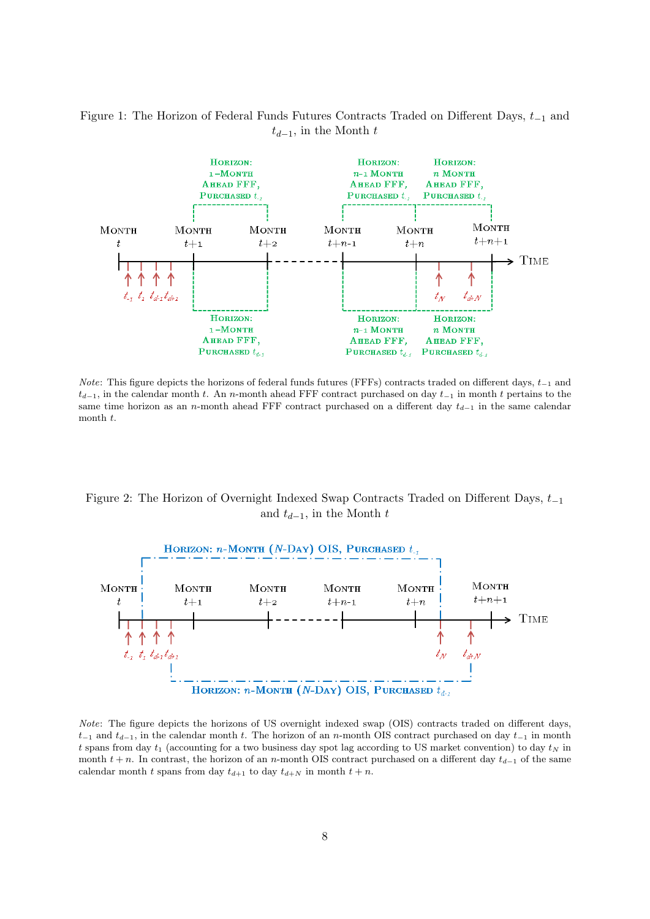Figure 1: The Horizon of Federal Funds Futures Contracts Traded on Different Days, $t_{-1}$ and $t_{d-1}$, in the Month $t$

*Note*: This figure depicts the horizons of federal funds futures (FFFs) contracts traded on different days, $t_{-1}$ and $t_{d-1}$, in the calendar month $t$. An $n$-month ahead FFF contract purchased on day $t_{-1}$ in month $t$ pertains to the same time horizon as an $n$-month ahead FFF contract purchased on a different day $t_{d-1}$ in the same calendar month $t$.

Figure 2: The Horizon of Overnight Indexed Swap Contracts Traded on Different Days, $t_{-1}$ and $t_{d-1}$, in the Month $t$

*Note*: The figure depicts the horizons of US overnight indexed swap (OIS) contracts traded on different days, $t_{-1}$ and $t_{d-1}$, in the calendar month $t$. The horizon of an $n$-month OIS contract purchased on day $t_{-1}$ in month $t$ spans from day $t_1$ (accounting for a two business day spot lag according to US market convention) to day $t_N$ in month $t+n$. In contrast, the horizon of an $n$-month OIS contract purchased on a different day $t_{d-1}$ of the same calendar month $t$ spans from day $t_{d+1}$ to day $t_{d+N}$ in month $t+n$.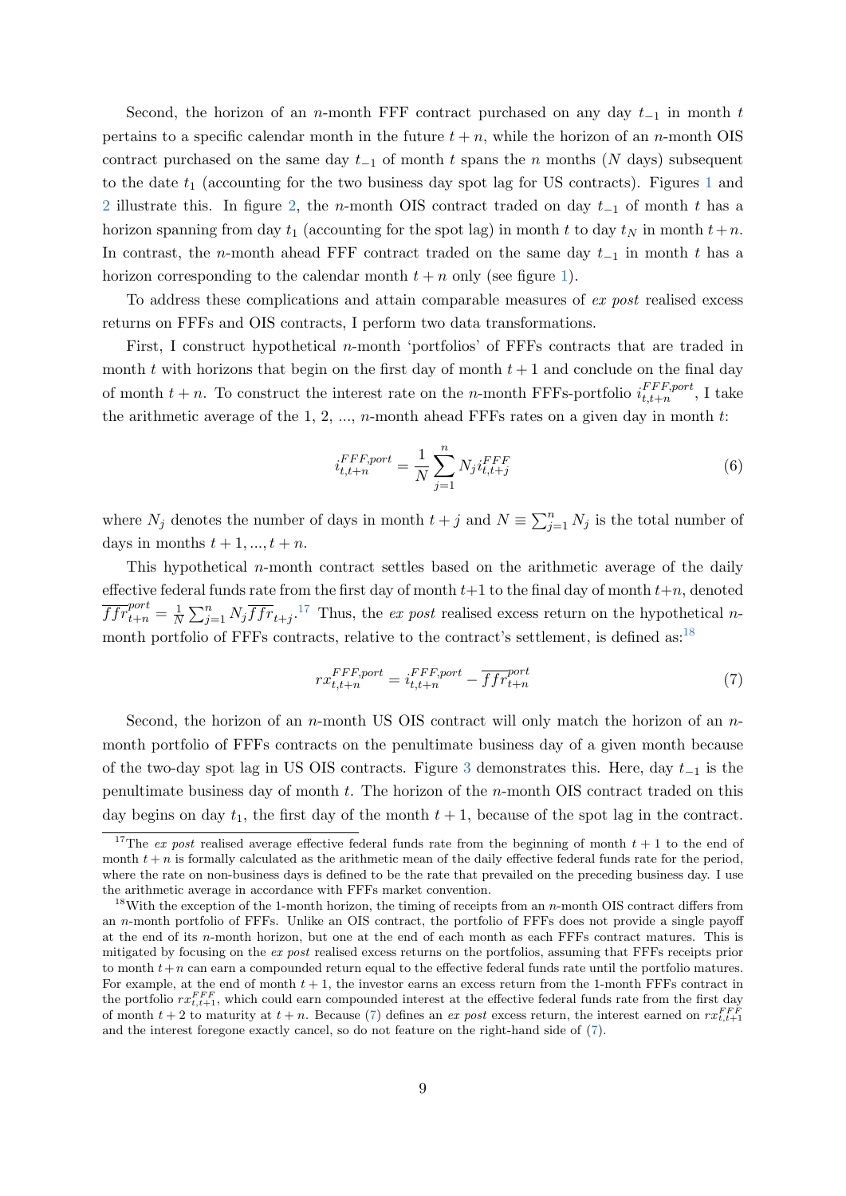Second, the horizon of an $n$-month FFF contract purchased on any day $t_{-1}$ in month $t$ pertains to a specific calendar month in the future $t+n$, while the horizon of an $n$-month OIS contract purchased on the same day $t_{-1}$ of month $t$ spans the $n$ months ($N$ days) subsequent to the date $t_1$ (accounting for the two business day spot lag for US contracts). Figures 1 and 2 illustrate this. In figure 2, the $n$-month OIS contract traded on day $t_{-1}$ of month $t$ has a horizon spanning from day $t_1$ (accounting for the spot lag) in month $t$ to day $t_N$ in month $t+n$. In contrast, the $n$-month ahead FFF contract traded on the same day $t_{-1}$ in month $t$ has a horizon corresponding to the calendar month $t+n$ only (see figure 1).

To address these complications and attain comparable measures of *ex post* realised excess returns on FFFs and OIS contracts, I perform two data transformations.

First, I construct hypothetical $n$-month 'portfolios' of FFFs contracts that are traded in month $t$ with horizons that begin on the first day of month $t+1$ and conclude on the final day of month $t+n$. To construct the interest rate on the $n$-month FFFs-portfolio $i^{FFF,port}_{t,t+n}$, I take the arithmetic average of the 1, 2, ..., $n$-month ahead FFFs rates on a given day in month $t$:

$$i^{FFF,port}_{t,t+n} = \frac{1}{N}\sum_{j=1}^{n} N_j i^{FFF}_{t,t+j} \tag{6}$$

where $N_j$ denotes the number of days in month $t+j$ and $N \equiv \sum_{j=1}^{n} N_j$ is the total number of days in months $t+1, ..., t+n$.

This hypothetical $n$-month contract settles based on the arithmetic average of the daily effective federal funds rate from the first day of month $t+1$ to the final day of month $t+n$, denoted $\overline{ffr}^{port}_{t+n} = \frac{1}{N}\sum_{j=1}^{n} N_j \overline{ffr}_{t+j}$.[17] Thus, the *ex post* realised excess return on the hypothetical $n$-month portfolio of FFFs contracts, relative to the contract's settlement, is defined as:[18]

$$rx^{FFF,port}_{t,t+n} = i^{FFF,port}_{t,t+n} - \overline{ffr}^{port}_{t+n} \tag{7}$$

Second, the horizon of an $n$-month US OIS contract will only match the horizon of an $n$-month portfolio of FFFs contracts on the penultimate business day of a given month because of the two-day spot lag in US OIS contracts. Figure 3 demonstrates this. Here, day $t_{-1}$ is the penultimate business day of month $t$. The horizon of the $n$-month OIS contract traded on this day begins on day $t_1$, the first day of the month $t+1$, because of the spot lag in the contract.

[17] The *ex post* realised average effective federal funds rate from the beginning of month $t+1$ to the end of month $t+n$ is formally calculated as the arithmetic mean of the daily effective federal funds rate for the period, where the rate on non-business days is defined to be the rate that prevailed on the preceding business day. I use the arithmetic average in accordance with FFFs market convention.

[18] With the exception of the 1-month horizon, the timing of receipts from an $n$-month OIS contract differs from an $n$-month portfolio of FFFs. Unlike an OIS contract, the portfolio of FFFs does not provide a single payoff at the end of its $n$-month horizon, but one at the end of each month as each FFFs contract matures. This is mitigated by focusing on the *ex post* realised excess returns on the portfolios, assuming that FFFs receipts prior to month $t+n$ can earn a compounded return equal to the effective federal funds rate until the portfolio matures. For example, at the end of month $t+1$, the investor earns an excess return from the 1-month FFFs contract in the portfolio $rx^{FFF}_{t,t+1}$, which could earn compounded interest at the effective federal funds rate from the first day of month $t+2$ to maturity at $t+n$. Because (7) defines an *ex post* excess return, the interest earned on $rx^{FFF}_{t,t+1}$ and the interest foregone exactly cancel, so do not feature on the right-hand side of (7).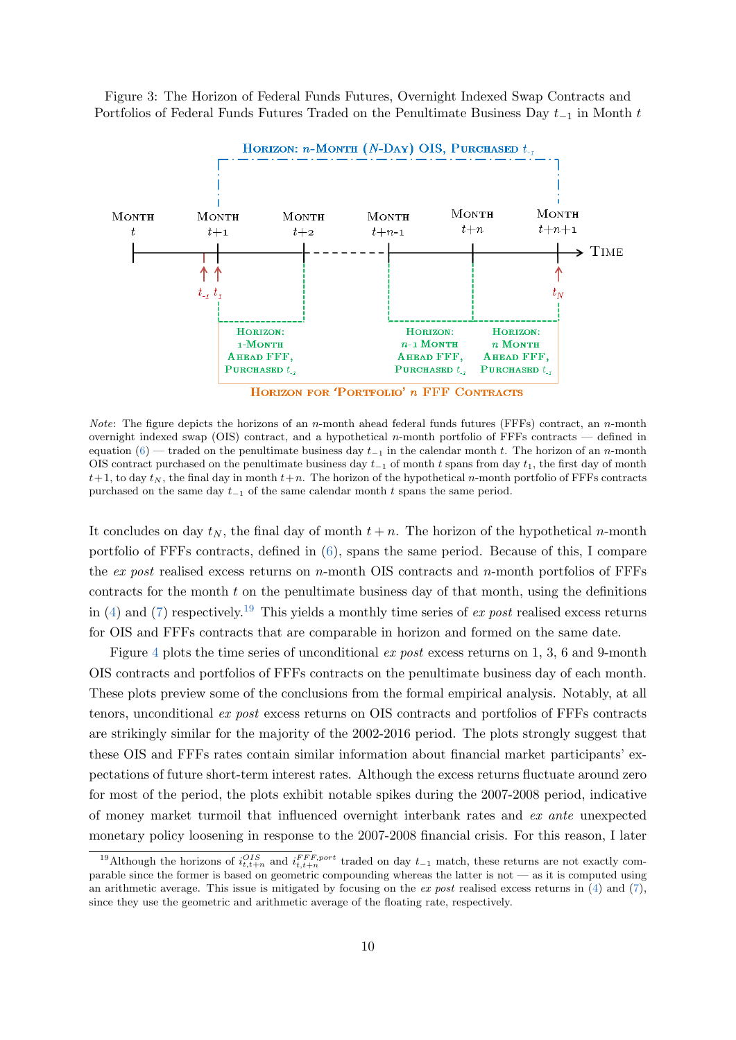Figure 3: The Horizon of Federal Funds Futures, Overnight Indexed Swap Contracts and Portfolios of Federal Funds Futures Traded on the Penultimate Business Day $t_{-1}$ in Month $t$

*Note*: The figure depicts the horizons of an $n$-month ahead federal funds futures (FFFs) contract, an $n$-month overnight indexed swap (OIS) contract, and a hypothetical $n$-month portfolio of FFFs contracts — defined in equation (6) — traded on the penultimate business day $t_{-1}$ in the calendar month $t$. The horizon of an $n$-month OIS contract purchased on the penultimate business day $t_{-1}$ of month $t$ spans from day $t_1$, the first day of month $t+1$, to day $t_N$, the final day in month $t+n$. The horizon of the hypothetical $n$-month portfolio of FFFs contracts purchased on the same day $t_{-1}$ of the same calendar month $t$ spans the same period.

It concludes on day $t_N$, the final day of month $t+n$. The horizon of the hypothetical $n$-month portfolio of FFFs contracts, defined in (6), spans the same period. Because of this, I compare the *ex post* realised excess returns on $n$-month OIS contracts and $n$-month portfolios of FFFs contracts for the month $t$ on the penultimate business day of that month, using the definitions in (4) and (7) respectively.[19] This yields a monthly time series of *ex post* realised excess returns for OIS and FFFs contracts that are comparable in horizon and formed on the same date.

Figure 4 plots the time series of unconditional *ex post* excess returns on 1, 3, 6 and 9-month OIS contracts and portfolios of FFFs contracts on the penultimate business day of each month. These plots preview some of the conclusions from the formal empirical analysis. Notably, at all tenors, unconditional *ex post* excess returns on OIS contracts and portfolios of FFFs contracts are strikingly similar for the majority of the 2002-2016 period. The plots strongly suggest that these OIS and FFFs rates contain similar information about financial market participants' expectations of future short-term interest rates. Although the excess returns fluctuate around zero for most of the period, the plots exhibit notable spikes during the 2007-2008 period, indicative of money market turmoil that influenced overnight interbank rates and *ex ante* unexpected monetary policy loosening in response to the 2007-2008 financial crisis. For this reason, I later

[19] Although the horizons of $i^{OIS}_{t,t+n}$ and $i^{FFF,port}_{t,t+n}$ traded on day $t_{-1}$ match, these returns are not exactly comparable since the former is based on geometric compounding whereas the latter is not — as it is computed using an arithmetic average. This issue is mitigated by focusing on the *ex post* realised excess returns in (4) and (7), since they use the geometric and arithmetic average of the floating rate, respectively.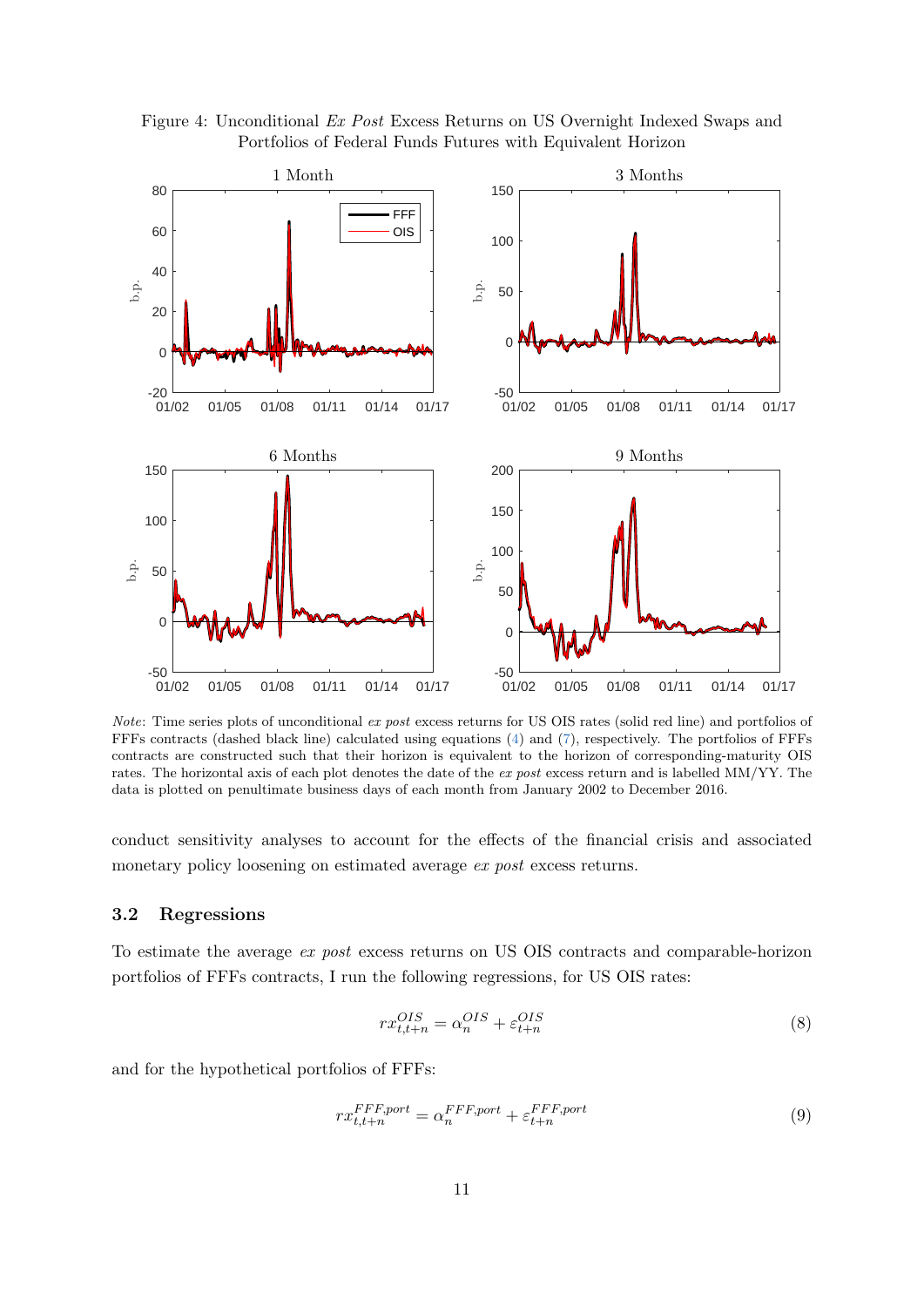Figure 4: Unconditional *Ex Post* Excess Returns on US Overnight Indexed Swaps and Portfolios of Federal Funds Futures with Equivalent Horizon

*Note*: Time series plots of unconditional *ex post* excess returns for US OIS rates (solid red line) and portfolios of FFFs contracts (dashed black line) calculated using equations (4) and (7), respectively. The portfolios of FFFs contracts are constructed such that their horizon is equivalent to the horizon of corresponding-maturity OIS rates. The horizontal axis of each plot denotes the date of the *ex post* excess return and is labelled MM/YY. The data is plotted on penultimate business days of each month from January 2002 to December 2016.

conduct sensitivity analyses to account for the effects of the financial crisis and associated monetary policy loosening on estimated average *ex post* excess returns.

### 3.2 Regressions

To estimate the average *ex post* excess returns on US OIS contracts and comparable-horizon portfolios of FFFs contracts, I run the following regressions, for US OIS rates:

$$rx_{t,t+n}^{OIS} = \alpha_n^{OIS} + \varepsilon_{t+n}^{OIS} \tag{8}$$

and for the hypothetical portfolios of FFFs:

$$rx_{t,t+n}^{FFF,port} = \alpha_n^{FFF,port} + \varepsilon_{t+n}^{FFF,port} \tag{9}$$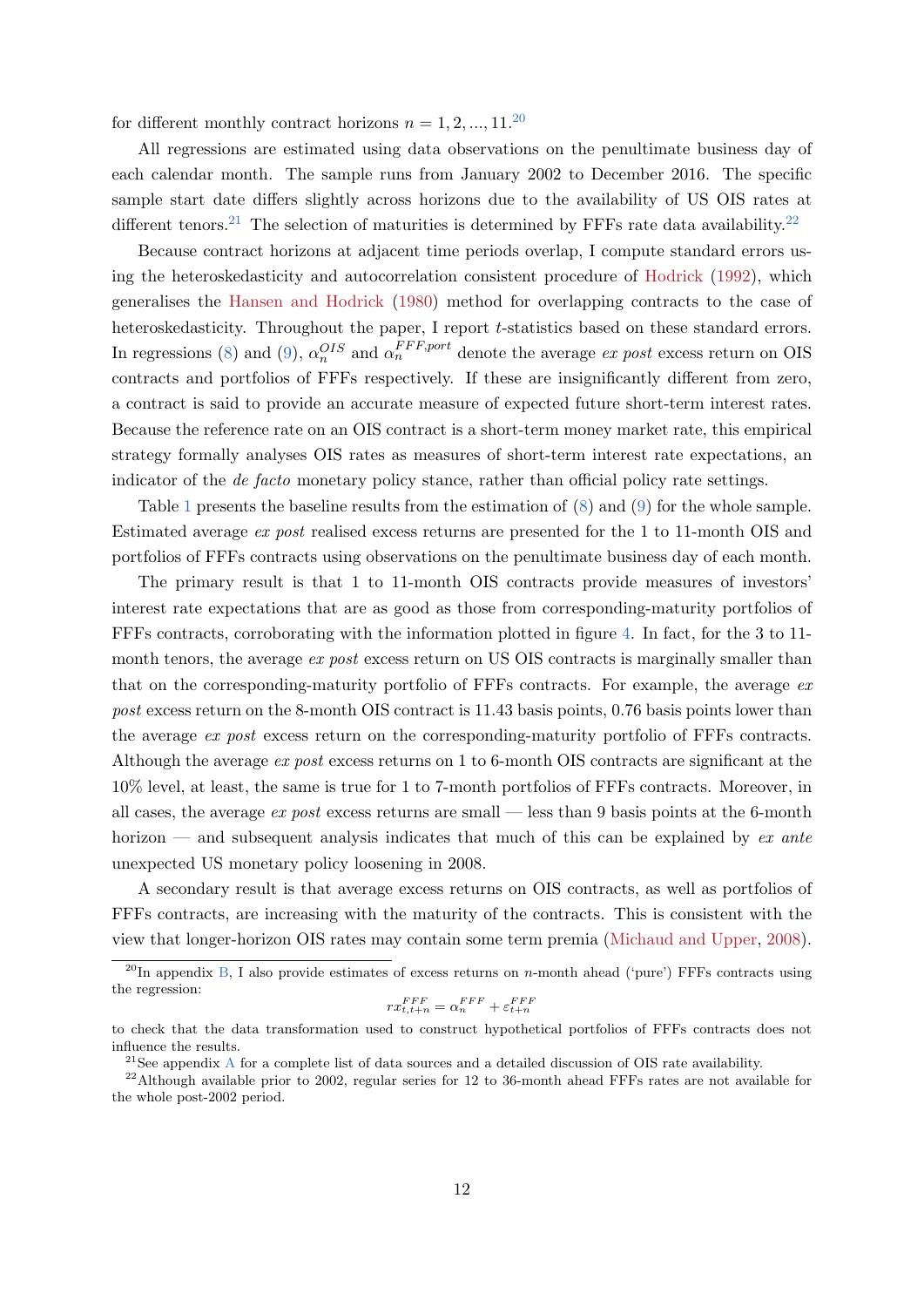for different monthly contract horizons $n = 1, 2, ..., 11$.[20]

All regressions are estimated using data observations on the penultimate business day of each calendar month. The sample runs from January 2002 to December 2016. The specific sample start date differs slightly across horizons due to the availability of US OIS rates at different tenors.[21] The selection of maturities is determined by FFFs rate data availability.[22]

Because contract horizons at adjacent time periods overlap, I compute standard errors using the heteroskedasticity and autocorrelation consistent procedure of Hodrick (1992), which generalises the Hansen and Hodrick (1980) method for overlapping contracts to the case of heteroskedasticity. Throughout the paper, I report $t$-statistics based on these standard errors. In regressions (8) and (9), $\alpha_n^{OIS}$ and $\alpha_n^{FFF,port}$ denote the average *ex post* excess return on OIS contracts and portfolios of FFFs respectively. If these are insignificantly different from zero, a contract is said to provide an accurate measure of expected future short-term interest rates. Because the reference rate on an OIS contract is a short-term money market rate, this empirical strategy formally analyses OIS rates as measures of short-term interest rate expectations, an indicator of the *de facto* monetary policy stance, rather than official policy rate settings.

Table 1 presents the baseline results from the estimation of (8) and (9) for the whole sample. Estimated average *ex post* realised excess returns are presented for the 1 to 11-month OIS and portfolios of FFFs contracts using observations on the penultimate business day of each month.

The primary result is that 1 to 11-month OIS contracts provide measures of investors' interest rate expectations that are as good as those from corresponding-maturity portfolios of FFFs contracts, corroborating with the information plotted in figure 4. In fact, for the 3 to 11-month tenors, the average *ex post* excess return on US OIS contracts is marginally smaller than that on the corresponding-maturity portfolio of FFFs contracts. For example, the average *ex post* excess return on the 8-month OIS contract is 11.43 basis points, 0.76 basis points lower than the average *ex post* excess return on the corresponding-maturity portfolio of FFFs contracts. Although the average *ex post* excess returns on 1 to 6-month OIS contracts are significant at the 10% level, at least, the same is true for 1 to 7-month portfolios of FFFs contracts. Moreover, in all cases, the average *ex post* excess returns are small — less than 9 basis points at the 6-month horizon — and subsequent analysis indicates that much of this can be explained by *ex ante* unexpected US monetary policy loosening in 2008.

A secondary result is that average excess returns on OIS contracts, as well as portfolios of FFFs contracts, are increasing with the maturity of the contracts. This is consistent with the view that longer-horizon OIS rates may contain some term premia (Michaud and Upper, 2008).

[20] In appendix B, I also provide estimates of excess returns on $n$-month ahead ('pure') FFFs contracts using the regression:

$$rx_{t,t+n}^{FFF} = \alpha_n^{FFF} + \varepsilon_{t+n}^{FFF}$$

to check that the data transformation used to construct hypothetical portfolios of FFFs contracts does not influence the results.

[21] See appendix A for a complete list of data sources and a detailed discussion of OIS rate availability.

[22] Although available prior to 2002, regular series for 12 to 36-month ahead FFFs rates are not available for the whole post-2002 period.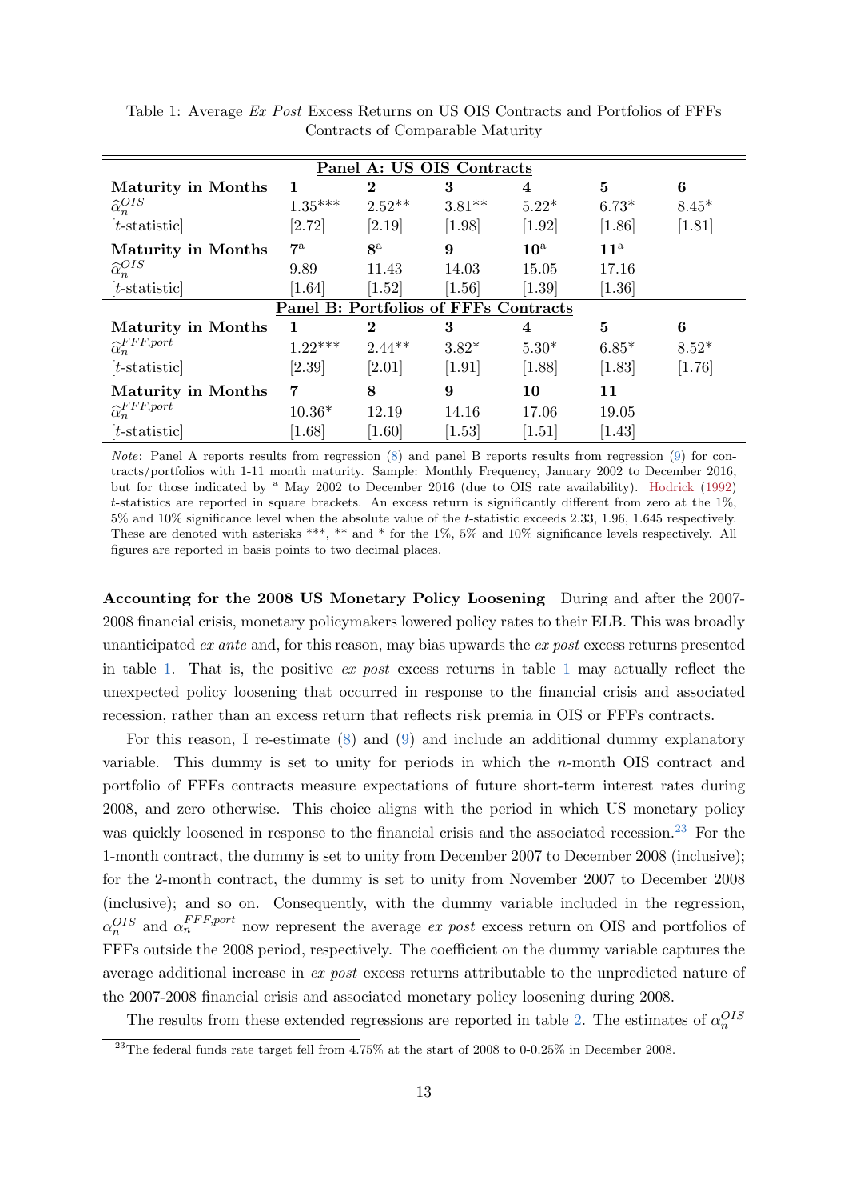Table 1: Average *Ex Post* Excess Returns on US OIS Contracts and Portfolios of FFFs Contracts of Comparable Maturity

| Panel A: US OIS Contracts | | | | | | |
|---|---|---|---|---|---|---|
| **Maturity in Months** | **1** | **2** | **3** | **4** | **5** | **6** |
| $\widehat{\alpha}_n^{OIS}$ | 1.35*** | 2.52** | 3.81** | 5.22* | 6.73* | 8.45* |
| [$t$-statistic] | [2.72] | [2.19] | [1.98] | [1.92] | [1.86] | [1.81] |
| **Maturity in Months** | **7**[a] | **8**[a] | **9** | **10**[a] | **11**[a] | |
| $\widehat{\alpha}_n^{OIS}$ | 9.89 | 11.43 | 14.03 | 15.05 | 17.16 | |
| [$t$-statistic] | [1.64] | [1.52] | [1.56] | [1.39] | [1.36] | |
| **Panel B: Portfolios of FFFs Contracts** | | | | | | |
| **Maturity in Months** | **1** | **2** | **3** | **4** | **5** | **6** |
| $\widehat{\alpha}_n^{FFF,port}$ | 1.22*** | 2.44** | 3.82* | 5.30* | 6.85* | 8.52* |
| [$t$-statistic] | [2.39] | [2.01] | [1.91] | [1.88] | [1.83] | [1.76] |
| **Maturity in Months** | **7** | **8** | **9** | **10** | **11** | |
| $\widehat{\alpha}_n^{FFF,port}$ | 10.36* | 12.19 | 14.16 | 17.06 | 19.05 | |
| [$t$-statistic] | [1.68] | [1.60] | [1.53] | [1.51] | [1.43] | |

*Note*: Panel A reports results from regression (8) and panel B reports results from regression (9) for contracts/portfolios with 1-11 month maturity. Sample: Monthly Frequency, January 2002 to December 2016, but for those indicated by [a] May 2002 to December 2016 (due to OIS rate availability). Hodrick (1992) $t$-statistics are reported in square brackets. An excess return is significantly different from zero at the 1%, 5% and 10% significance level when the absolute value of the $t$-statistic exceeds 2.33, 1.96, 1.645 respectively. These are denoted with asterisks ***, ** and * for the 1%, 5% and 10% significance levels respectively. All figures are reported in basis points to two decimal places.

**Accounting for the 2008 US Monetary Policy Loosening** During and after the 2007-2008 financial crisis, monetary policymakers lowered policy rates to their ELB. This was broadly unanticipated *ex ante* and, for this reason, may bias upwards the *ex post* excess returns presented in table 1. That is, the positive *ex post* excess returns in table 1 may actually reflect the unexpected policy loosening that occurred in response to the financial crisis and associated recession, rather than an excess return that reflects risk premia in OIS or FFFs contracts.

For this reason, I re-estimate (8) and (9) and include an additional dummy explanatory variable. This dummy is set to unity for periods in which the $n$-month OIS contract and portfolio of FFFs contracts measure expectations of future short-term interest rates during 2008, and zero otherwise. This choice aligns with the period in which US monetary policy was quickly loosened in response to the financial crisis and the associated recession.[23] For the 1-month contract, the dummy is set to unity from December 2007 to December 2008 (inclusive); for the 2-month contract, the dummy is set to unity from November 2007 to December 2008 (inclusive); and so on. Consequently, with the dummy variable included in the regression, $\alpha_n^{OIS}$ and $\alpha_n^{FFF,port}$ now represent the average *ex post* excess return on OIS and portfolios of FFFs outside the 2008 period, respectively. The coefficient on the dummy variable captures the average additional increase in *ex post* excess returns attributable to the unpredicted nature of the 2007-2008 financial crisis and associated monetary policy loosening during 2008.

The results from these extended regressions are reported in table 2. The estimates of $\alpha_n^{OIS}$

[23] The federal funds rate target fell from 4.75% at the start of 2008 to 0-0.25% in December 2008.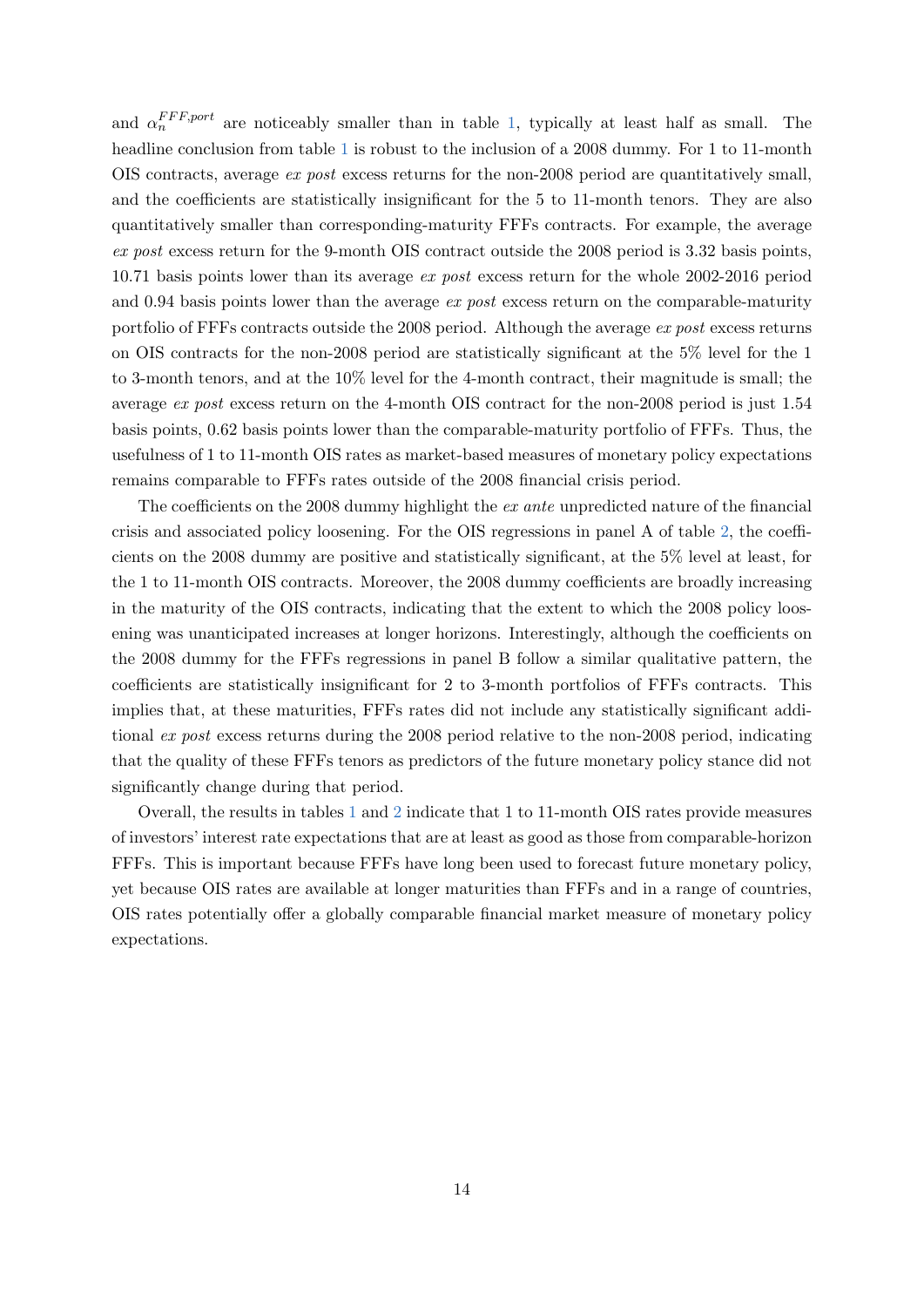and $\alpha_n^{FFF,port}$ are noticeably smaller than in table 1, typically at least half as small. The headline conclusion from table 1 is robust to the inclusion of a 2008 dummy. For 1 to 11-month OIS contracts, average *ex post* excess returns for the non-2008 period are quantitatively small, and the coefficients are statistically insignificant for the 5 to 11-month tenors. They are also quantitatively smaller than corresponding-maturity FFFs contracts. For example, the average *ex post* excess return for the 9-month OIS contract outside the 2008 period is 3.32 basis points, 10.71 basis points lower than its average *ex post* excess return for the whole 2002-2016 period and 0.94 basis points lower than the average *ex post* excess return on the comparable-maturity portfolio of FFFs contracts outside the 2008 period. Although the average *ex post* excess returns on OIS contracts for the non-2008 period are statistically significant at the 5% level for the 1 to 3-month tenors, and at the 10% level for the 4-month contract, their magnitude is small; the average *ex post* excess return on the 4-month OIS contract for the non-2008 period is just 1.54 basis points, 0.62 basis points lower than the comparable-maturity portfolio of FFFs. Thus, the usefulness of 1 to 11-month OIS rates as market-based measures of monetary policy expectations remains comparable to FFFs rates outside of the 2008 financial crisis period.

The coefficients on the 2008 dummy highlight the *ex ante* unpredicted nature of the financial crisis and associated policy loosening. For the OIS regressions in panel A of table 2, the coefficients on the 2008 dummy are positive and statistically significant, at the 5% level at least, for the 1 to 11-month OIS contracts. Moreover, the 2008 dummy coefficients are broadly increasing in the maturity of the OIS contracts, indicating that the extent to which the 2008 policy loosening was unanticipated increases at longer horizons. Interestingly, although the coefficients on the 2008 dummy for the FFFs regressions in panel B follow a similar qualitative pattern, the coefficients are statistically insignificant for 2 to 3-month portfolios of FFFs contracts. This implies that, at these maturities, FFFs rates did not include any statistically significant additional *ex post* excess returns during the 2008 period relative to the non-2008 period, indicating that the quality of these FFFs tenors as predictors of the future monetary policy stance did not significantly change during that period.

Overall, the results in tables 1 and 2 indicate that 1 to 11-month OIS rates provide measures of investors' interest rate expectations that are at least as good as those from comparable-horizon FFFs. This is important because FFFs have long been used to forecast future monetary policy, yet because OIS rates are available at longer maturities than FFFs and in a range of countries, OIS rates potentially offer a globally comparable financial market measure of monetary policy expectations.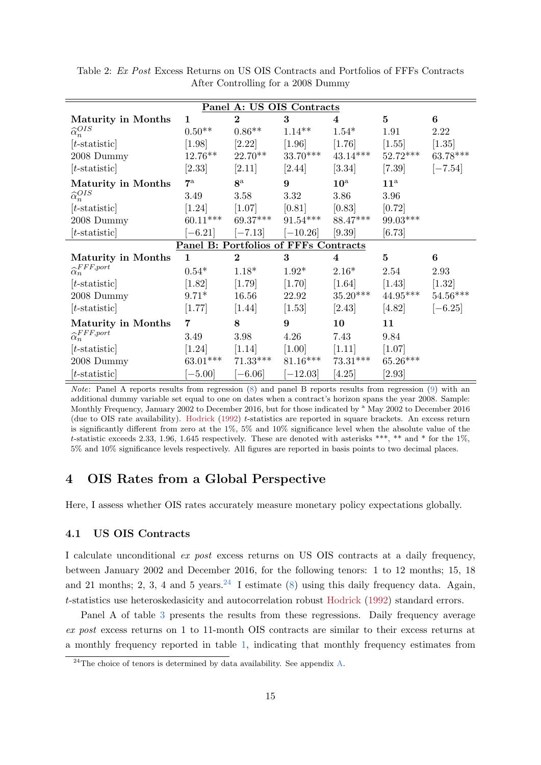Table 2: *Ex Post* Excess Returns on US OIS Contracts and Portfolios of FFFs Contracts After Controlling for a 2008 Dummy

| Panel A: US OIS Contracts | | | | | | |
|---|---|---|---|---|---|---|
| **Maturity in Months** | **1** | **2** | **3** | **4** | **5** | **6** |
| $\hat{\alpha}_n^{OIS}$ | 0.50** | 0.86** | 1.14** | 1.54* | 1.91 | 2.22 |
| [*t*-statistic] | [1.98] | [2.22] | [1.96] | [1.76] | [1.55] | [1.35] |
| 2008 Dummy | 12.76** | 22.70** | 33.70*** | 43.14*** | 52.72*** | 63.78*** |
| [*t*-statistic] | [2.33] | [2.11] | [2.44] | [3.34] | [7.39] | [−7.54] |
| **Maturity in Months** | **7**[a] | **8**[a] | **9** | **10**[a] | **11**[a] | |
| $\hat{\alpha}_n^{OIS}$ | 3.49 | 3.58 | 3.32 | 3.86 | 3.96 | |
| [*t*-statistic] | [1.24] | [1.07] | [0.81] | [0.83] | [0.72] | |
| 2008 Dummy | 60.11*** | 69.37*** | 91.54*** | 88.47*** | 99.03*** | |
| [*t*-statistic] | [−6.21] | [−7.13] | [−10.26] | [9.39] | [6.73] | |
| **Panel B: Portfolios of FFFs Contracts** | | | | | | |
| **Maturity in Months** | **1** | **2** | **3** | **4** | **5** | **6** |
| $\hat{\alpha}_n^{FFF,port}$ | 0.54* | 1.18* | 1.92* | 2.16* | 2.54 | 2.93 |
| [*t*-statistic] | [1.82] | [1.79] | [1.70] | [1.64] | [1.43] | [1.32] |
| 2008 Dummy | 9.71* | 16.56 | 22.92 | 35.20*** | 44.95*** | 54.56*** |
| [*t*-statistic] | [1.77] | [1.44] | [1.53] | [2.43] | [4.82] | [−6.25] |
| **Maturity in Months** | **7** | **8** | **9** | **10** | **11** | |
| $\hat{\alpha}_n^{FFF,port}$ | 3.49 | 3.98 | 4.26 | 7.43 | 9.84 | |
| [*t*-statistic] | [1.24] | [1.14] | [1.00] | [1.11] | [1.07] | |
| 2008 Dummy | 63.01*** | 71.33*** | 81.16*** | 73.31*** | 65.26*** | |
| [*t*-statistic] | [−5.00] | [−6.06] | [−12.03] | [4.25] | [2.93] | |

*Note*: Panel A reports results from regression (8) and panel B reports results from regression (9) with an additional dummy variable set equal to one on dates when a contract's horizon spans the year 2008. Sample: Monthly Frequency, January 2002 to December 2016, but for those indicated by [a] May 2002 to December 2016 (due to OIS rate availability). Hodrick (1992) *t*-statistics are reported in square brackets. An excess return is significantly different from zero at the 1%, 5% and 10% significance level when the absolute value of the *t*-statistic exceeds 2.33, 1.96, 1.645 respectively. These are denoted with asterisks ***, ** and * for the 1%, 5% and 10% significance levels respectively. All figures are reported in basis points to two decimal places.

## 4 OIS Rates from a Global Perspective

Here, I assess whether OIS rates accurately measure monetary policy expectations globally.

### 4.1 US OIS Contracts

I calculate unconditional *ex post* excess returns on US OIS contracts at a daily frequency, between January 2002 and December 2016, for the following tenors: 1 to 12 months; 15, 18 and 21 months; 2, 3, 4 and 5 years.[24] I estimate (8) using this daily frequency data. Again, *t*-statistics use heteroskedasicity and autocorrelation robust Hodrick (1992) standard errors.

Panel A of table 3 presents the results from these regressions. Daily frequency average *ex post* excess returns on 1 to 11-month OIS contracts are similar to their excess returns at a monthly frequency reported in table 1, indicating that monthly frequency estimates from

[24] The choice of tenors is determined by data availability. See appendix A.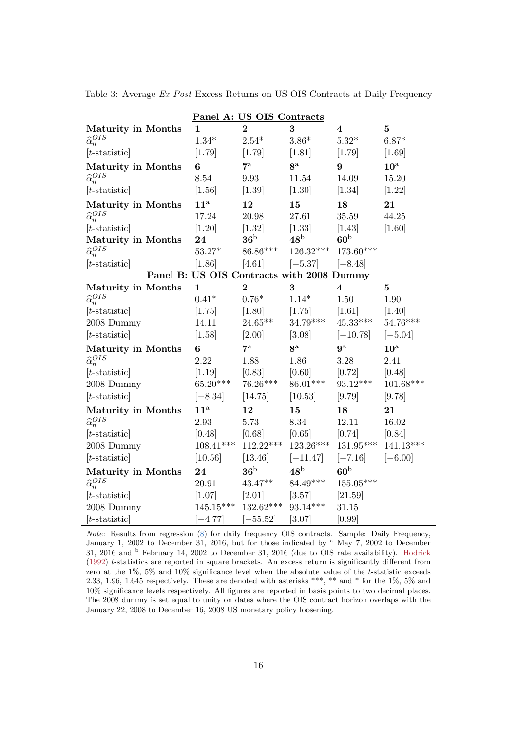Table 3: Average *Ex Post* Excess Returns on US OIS Contracts at Daily Frequency

| **Panel A: US OIS Contracts** | | | | | |
|---|---|---|---|---|---|
| **Maturity in Months** | **1** | **2** | **3** | **4** | **5** |
| $\widehat{\alpha}_n^{OIS}$ | 1.34* | 2.54* | 3.86* | 5.32* | 6.87* |
| [$t$-statistic] | [1.79] | [1.79] | [1.81] | [1.79] | [1.69] |
| **Maturity in Months** | **6** | **7**[a] | **8**[a] | **9** | **10**[a] |
| $\widehat{\alpha}_n^{OIS}$ | 8.54 | 9.93 | 11.54 | 14.09 | 15.20 |
| [$t$-statistic] | [1.56] | [1.39] | [1.30] | [1.34] | [1.22] |
| **Maturity in Months** | **11**[a] | **12** | **15** | **18** | **21** |
| $\widehat{\alpha}_n^{OIS}$ | 17.24 | 20.98 | 27.61 | 35.59 | 44.25 |
| [$t$-statistic] | [1.20] | [1.32] | [1.33] | [1.43] | [1.60] |
| **Maturity in Months** | **24** | **36**[b] | **48**[b] | **60**[b] | |
| $\widehat{\alpha}_n^{OIS}$ | 53.27* | 86.86*** | 126.32*** | 173.60*** | |
| [$t$-statistic] | [1.86] | [4.61] | [−5.37] | [−8.48] | |
| **Panel B: US OIS Contracts with 2008 Dummy** | | | | | |
| **Maturity in Months** | **1** | **2** | **3** | **4** | **5** |
| $\widehat{\alpha}_n^{OIS}$ | 0.41* | 0.76* | 1.14* | 1.50 | 1.90 |
| [$t$-statistic] | [1.75] | [1.80] | [1.75] | [1.61] | [1.40] |
| 2008 Dummy | 14.11 | 24.65** | 34.79*** | 45.33*** | 54.76*** |
| [$t$-statistic] | [1.58] | [2.00] | [3.08] | [−10.78] | [−5.04] |
| **Maturity in Months** | **6** | **7**[a] | **8**[a] | **9**[a] | **10**[a] |
| $\widehat{\alpha}_n^{OIS}$ | 2.22 | 1.88 | 1.86 | 3.28 | 2.41 |
| [$t$-statistic] | [1.19] | [0.83] | [0.60] | [0.72] | [0.48] |
| 2008 Dummy | 65.20*** | 76.26*** | 86.01*** | 93.12*** | 101.68*** |
| [$t$-statistic] | [−8.34] | [14.75] | [10.53] | [9.79] | [9.78] |
| **Maturity in Months** | **11**[a] | **12** | **15** | **18** | **21** |
| $\widehat{\alpha}_n^{OIS}$ | 2.93 | 5.73 | 8.34 | 12.11 | 16.02 |
| [$t$-statistic] | [0.48] | [0.68] | [0.65] | [0.74] | [0.84] |
| 2008 Dummy | 108.41*** | 112.22*** | 123.26*** | 131.95*** | 141.13*** |
| [$t$-statistic] | [10.56] | [13.46] | [−11.47] | [−7.16] | [−6.00] |
| **Maturity in Months** | **24** | **36**[b] | **48**[b] | **60**[b] | |
| $\widehat{\alpha}_n^{OIS}$ | 20.91 | 43.47** | 84.49*** | 155.05*** | |
| [$t$-statistic] | [1.07] | [2.01] | [3.57] | [21.59] | |
| 2008 Dummy | 145.15*** | 132.62*** | 93.14*** | 31.15 | |
| [$t$-statistic] | [−4.77] | [−55.52] | [3.07] | [0.99] | |

*Note*: Results from regression (8) for daily frequency OIS contracts. Sample: Daily Frequency, January 1, 2002 to December 31, 2016, but for those indicated by [a] May 7, 2002 to December 31, 2016 and [b] February 14, 2002 to December 31, 2016 (due to OIS rate availability). Hodrick (1992) $t$-statistics are reported in square brackets. An excess return is significantly different from zero at the 1%, 5% and 10% significance level when the absolute value of the $t$-statistic exceeds 2.33, 1.96, 1.645 respectively. These are denoted with asterisks ***, ** and * for the 1%, 5% and 10% significance levels respectively. All figures are reported in basis points to two decimal places. The 2008 dummy is set equal to unity on dates where the OIS contract horizon overlaps with the January 22, 2008 to December 16, 2008 US monetary policy loosening.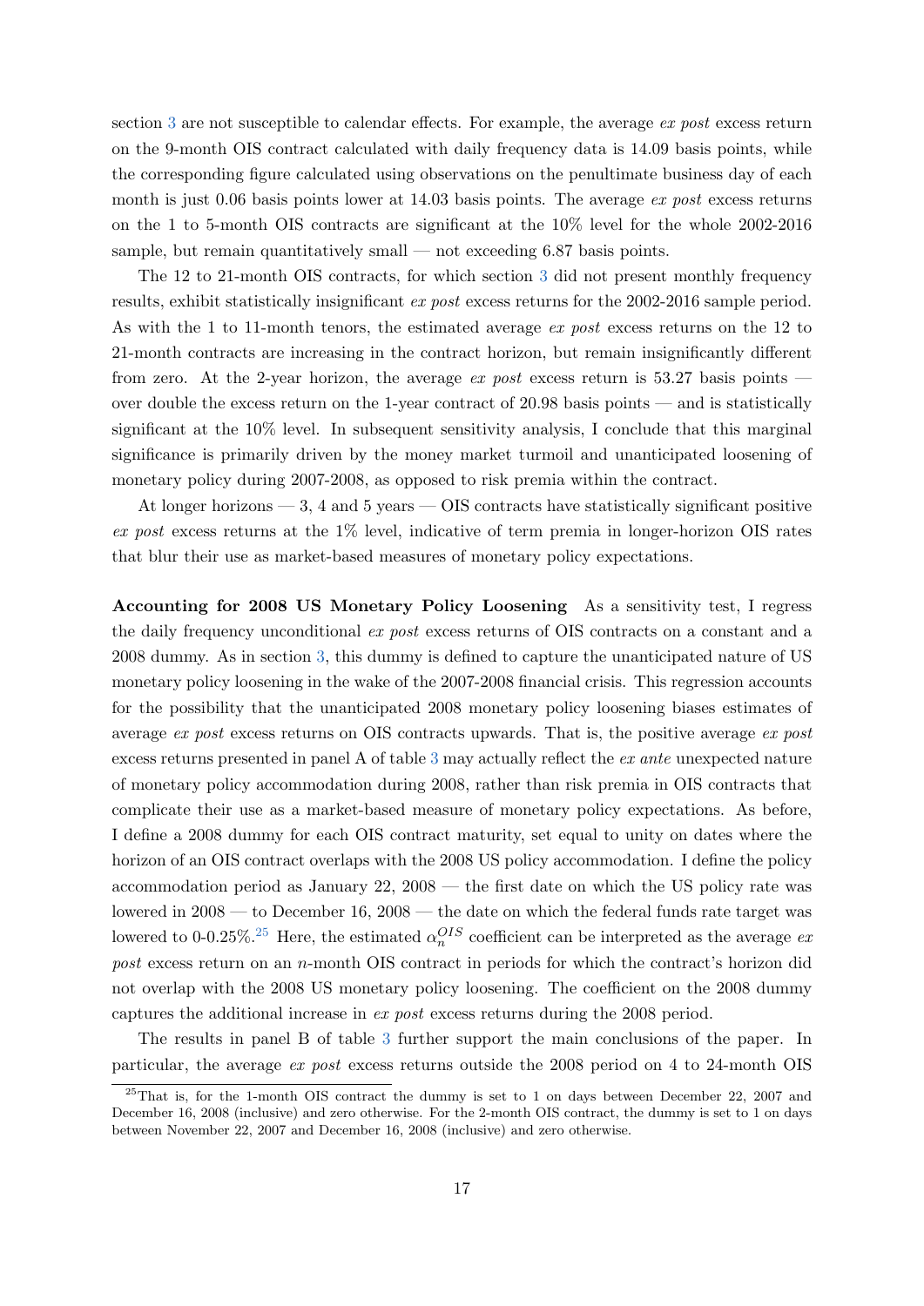section 3 are not susceptible to calendar effects. For example, the average *ex post* excess return on the 9-month OIS contract calculated with daily frequency data is 14.09 basis points, while the corresponding figure calculated using observations on the penultimate business day of each month is just 0.06 basis points lower at 14.03 basis points. The average *ex post* excess returns on the 1 to 5-month OIS contracts are significant at the 10% level for the whole 2002-2016 sample, but remain quantitatively small — not exceeding 6.87 basis points.

The 12 to 21-month OIS contracts, for which section 3 did not present monthly frequency results, exhibit statistically insignificant *ex post* excess returns for the 2002-2016 sample period. As with the 1 to 11-month tenors, the estimated average *ex post* excess returns on the 12 to 21-month contracts are increasing in the contract horizon, but remain insignificantly different from zero. At the 2-year horizon, the average *ex post* excess return is 53.27 basis points — over double the excess return on the 1-year contract of 20.98 basis points — and is statistically significant at the 10% level. In subsequent sensitivity analysis, I conclude that this marginal significance is primarily driven by the money market turmoil and unanticipated loosening of monetary policy during 2007-2008, as opposed to risk premia within the contract.

At longer horizons — 3, 4 and 5 years — OIS contracts have statistically significant positive *ex post* excess returns at the 1% level, indicative of term premia in longer-horizon OIS rates that blur their use as market-based measures of monetary policy expectations.

**Accounting for 2008 US Monetary Policy Loosening** As a sensitivity test, I regress the daily frequency unconditional *ex post* excess returns of OIS contracts on a constant and a 2008 dummy. As in section 3, this dummy is defined to capture the unanticipated nature of US monetary policy loosening in the wake of the 2007-2008 financial crisis. This regression accounts for the possibility that the unanticipated 2008 monetary policy loosening biases estimates of average *ex post* excess returns on OIS contracts upwards. That is, the positive average *ex post* excess returns presented in panel A of table 3 may actually reflect the *ex ante* unexpected nature of monetary policy accommodation during 2008, rather than risk premia in OIS contracts that complicate their use as a market-based measure of monetary policy expectations. As before, I define a 2008 dummy for each OIS contract maturity, set equal to unity on dates where the horizon of an OIS contract overlaps with the 2008 US policy accommodation. I define the policy accommodation period as January 22, 2008 — the first date on which the US policy rate was lowered in 2008 — to December 16, 2008 — the date on which the federal funds rate target was lowered to 0-0.25%.[25] Here, the estimated $\alpha_n^{OIS}$ coefficient can be interpreted as the average *ex post* excess return on an $n$-month OIS contract in periods for which the contract's horizon did not overlap with the 2008 US monetary policy loosening. The coefficient on the 2008 dummy captures the additional increase in *ex post* excess returns during the 2008 period.

The results in panel B of table 3 further support the main conclusions of the paper. In particular, the average *ex post* excess returns outside the 2008 period on 4 to 24-month OIS

[25] That is, for the 1-month OIS contract the dummy is set to 1 on days between December 22, 2007 and December 16, 2008 (inclusive) and zero otherwise. For the 2-month OIS contract, the dummy is set to 1 on days between November 22, 2007 and December 16, 2008 (inclusive) and zero otherwise.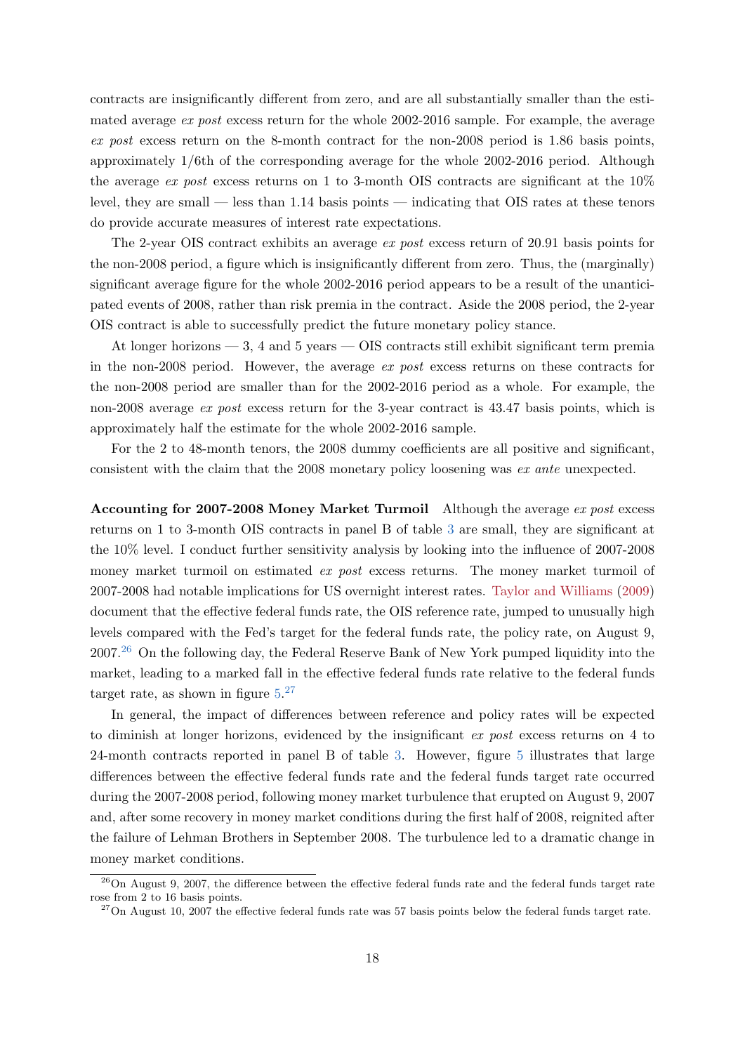contracts are insignificantly different from zero, and are all substantially smaller than the estimated average *ex post* excess return for the whole 2002-2016 sample. For example, the average *ex post* excess return on the 8-month contract for the non-2008 period is 1.86 basis points, approximately 1/6th of the corresponding average for the whole 2002-2016 period. Although the average *ex post* excess returns on 1 to 3-month OIS contracts are significant at the 10% level, they are small — less than 1.14 basis points — indicating that OIS rates at these tenors do provide accurate measures of interest rate expectations.

The 2-year OIS contract exhibits an average *ex post* excess return of 20.91 basis points for the non-2008 period, a figure which is insignificantly different from zero. Thus, the (marginally) significant average figure for the whole 2002-2016 period appears to be a result of the unanticipated events of 2008, rather than risk premia in the contract. Aside the 2008 period, the 2-year OIS contract is able to successfully predict the future monetary policy stance.

At longer horizons — 3, 4 and 5 years — OIS contracts still exhibit significant term premia in the non-2008 period. However, the average *ex post* excess returns on these contracts for the non-2008 period are smaller than for the 2002-2016 period as a whole. For example, the non-2008 average *ex post* excess return for the 3-year contract is 43.47 basis points, which is approximately half the estimate for the whole 2002-2016 sample.

For the 2 to 48-month tenors, the 2008 dummy coefficients are all positive and significant, consistent with the claim that the 2008 monetary policy loosening was *ex ante* unexpected.

**Accounting for 2007-2008 Money Market Turmoil** Although the average *ex post* excess returns on 1 to 3-month OIS contracts in panel B of table 3 are small, they are significant at the 10% level. I conduct further sensitivity analysis by looking into the influence of 2007-2008 money market turmoil on estimated *ex post* excess returns. The money market turmoil of 2007-2008 had notable implications for US overnight interest rates. Taylor and Williams (2009) document that the effective federal funds rate, the OIS reference rate, jumped to unusually high levels compared with the Fed's target for the federal funds rate, the policy rate, on August 9, 2007.[26] On the following day, the Federal Reserve Bank of New York pumped liquidity into the market, leading to a marked fall in the effective federal funds rate relative to the federal funds target rate, as shown in figure 5.[27]

In general, the impact of differences between reference and policy rates will be expected to diminish at longer horizons, evidenced by the insignificant *ex post* excess returns on 4 to 24-month contracts reported in panel B of table 3. However, figure 5 illustrates that large differences between the effective federal funds rate and the federal funds target rate occurred during the 2007-2008 period, following money market turbulence that erupted on August 9, 2007 and, after some recovery in money market conditions during the first half of 2008, reignited after the failure of Lehman Brothers in September 2008. The turbulence led to a dramatic change in money market conditions.

[26] On August 9, 2007, the difference between the effective federal funds rate and the federal funds target rate rose from 2 to 16 basis points.

[27] On August 10, 2007 the effective federal funds rate was 57 basis points below the federal funds target rate.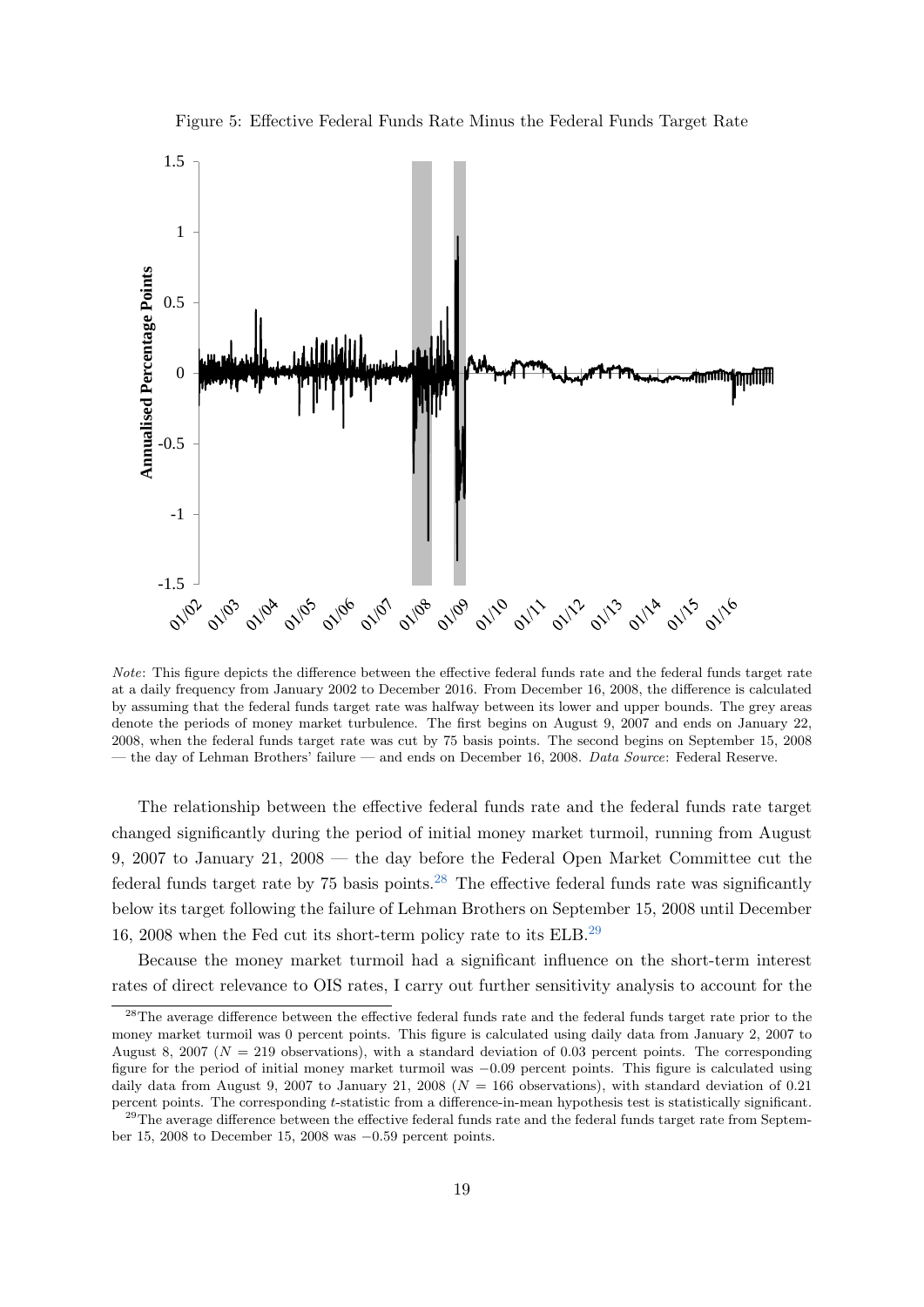Figure 5: Effective Federal Funds Rate Minus the Federal Funds Target Rate

*Note*: This figure depicts the difference between the effective federal funds rate and the federal funds target rate at a daily frequency from January 2002 to December 2016. From December 16, 2008, the difference is calculated by assuming that the federal funds target rate was halfway between its lower and upper bounds. The grey areas denote the periods of money market turbulence. The first begins on August 9, 2007 and ends on January 22, 2008, when the federal funds target rate was cut by 75 basis points. The second begins on September 15, 2008 — the day of Lehman Brothers' failure — and ends on December 16, 2008. *Data Source*: Federal Reserve.

The relationship between the effective federal funds rate and the federal funds rate target changed significantly during the period of initial money market turmoil, running from August 9, 2007 to January 21, 2008 — the day before the Federal Open Market Committee cut the federal funds target rate by 75 basis points.[28] The effective federal funds rate was significantly below its target following the failure of Lehman Brothers on September 15, 2008 until December 16, 2008 when the Fed cut its short-term policy rate to its ELB.[29]

Because the money market turmoil had a significant influence on the short-term interest rates of direct relevance to OIS rates, I carry out further sensitivity analysis to account for the

[28]The average difference between the effective federal funds rate and the federal funds target rate prior to the money market turmoil was 0 percent points. This figure is calculated using daily data from January 2, 2007 to August 8, 2007 ($N = 219$ observations), with a standard deviation of 0.03 percent points. The corresponding figure for the period of initial money market turmoil was $-0.09$ percent points. This figure is calculated using daily data from August 9, 2007 to January 21, 2008 ($N = 166$ observations), with standard deviation of 0.21 percent points. The corresponding $t$-statistic from a difference-in-mean hypothesis test is statistically significant.

[29]The average difference between the effective federal funds rate and the federal funds target rate from September 15, 2008 to December 15, 2008 was $-0.59$ percent points.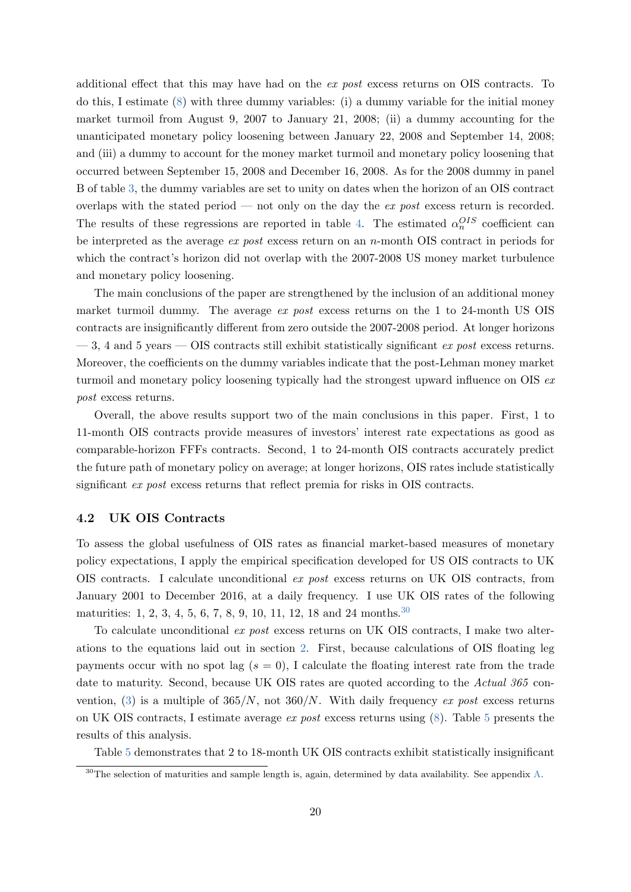additional effect that this may have had on the *ex post* excess returns on OIS contracts. To do this, I estimate (8) with three dummy variables: (i) a dummy variable for the initial money market turmoil from August 9, 2007 to January 21, 2008; (ii) a dummy accounting for the unanticipated monetary policy loosening between January 22, 2008 and September 14, 2008; and (iii) a dummy to account for the money market turmoil and monetary policy loosening that occurred between September 15, 2008 and December 16, 2008. As for the 2008 dummy in panel B of table 3, the dummy variables are set to unity on dates when the horizon of an OIS contract overlaps with the stated period — not only on the day the *ex post* excess return is recorded. The results of these regressions are reported in table 4. The estimated $\alpha_n^{OIS}$ coefficient can be interpreted as the average *ex post* excess return on an $n$-month OIS contract in periods for which the contract's horizon did not overlap with the 2007-2008 US money market turbulence and monetary policy loosening.

The main conclusions of the paper are strengthened by the inclusion of an additional money market turmoil dummy. The average *ex post* excess returns on the 1 to 24-month US OIS contracts are insignificantly different from zero outside the 2007-2008 period. At longer horizons — 3, 4 and 5 years — OIS contracts still exhibit statistically significant *ex post* excess returns. Moreover, the coefficients on the dummy variables indicate that the post-Lehman money market turmoil and monetary policy loosening typically had the strongest upward influence on OIS *ex post* excess returns.

Overall, the above results support two of the main conclusions in this paper. First, 1 to 11-month OIS contracts provide measures of investors' interest rate expectations as good as comparable-horizon FFFs contracts. Second, 1 to 24-month OIS contracts accurately predict the future path of monetary policy on average; at longer horizons, OIS rates include statistically significant *ex post* excess returns that reflect premia for risks in OIS contracts.

### 4.2 UK OIS Contracts

To assess the global usefulness of OIS rates as financial market-based measures of monetary policy expectations, I apply the empirical specification developed for US OIS contracts to UK OIS contracts. I calculate unconditional *ex post* excess returns on UK OIS contracts, from January 2001 to December 2016, at a daily frequency. I use UK OIS rates of the following maturities: 1, 2, 3, 4, 5, 6, 7, 8, 9, 10, 11, 12, 18 and 24 months.[30]

To calculate unconditional *ex post* excess returns on UK OIS contracts, I make two alterations to the equations laid out in section 2. First, because calculations of OIS floating leg payments occur with no spot lag ($s = 0$), I calculate the floating interest rate from the trade date to maturity. Second, because UK OIS rates are quoted according to the *Actual 365* convention, (3) is a multiple of $365/N$, not $360/N$. With daily frequency *ex post* excess returns on UK OIS contracts, I estimate average *ex post* excess returns using (8). Table 5 presents the results of this analysis.

Table 5 demonstrates that 2 to 18-month UK OIS contracts exhibit statistically insignificant

[30] The selection of maturities and sample length is, again, determined by data availability. See appendix A.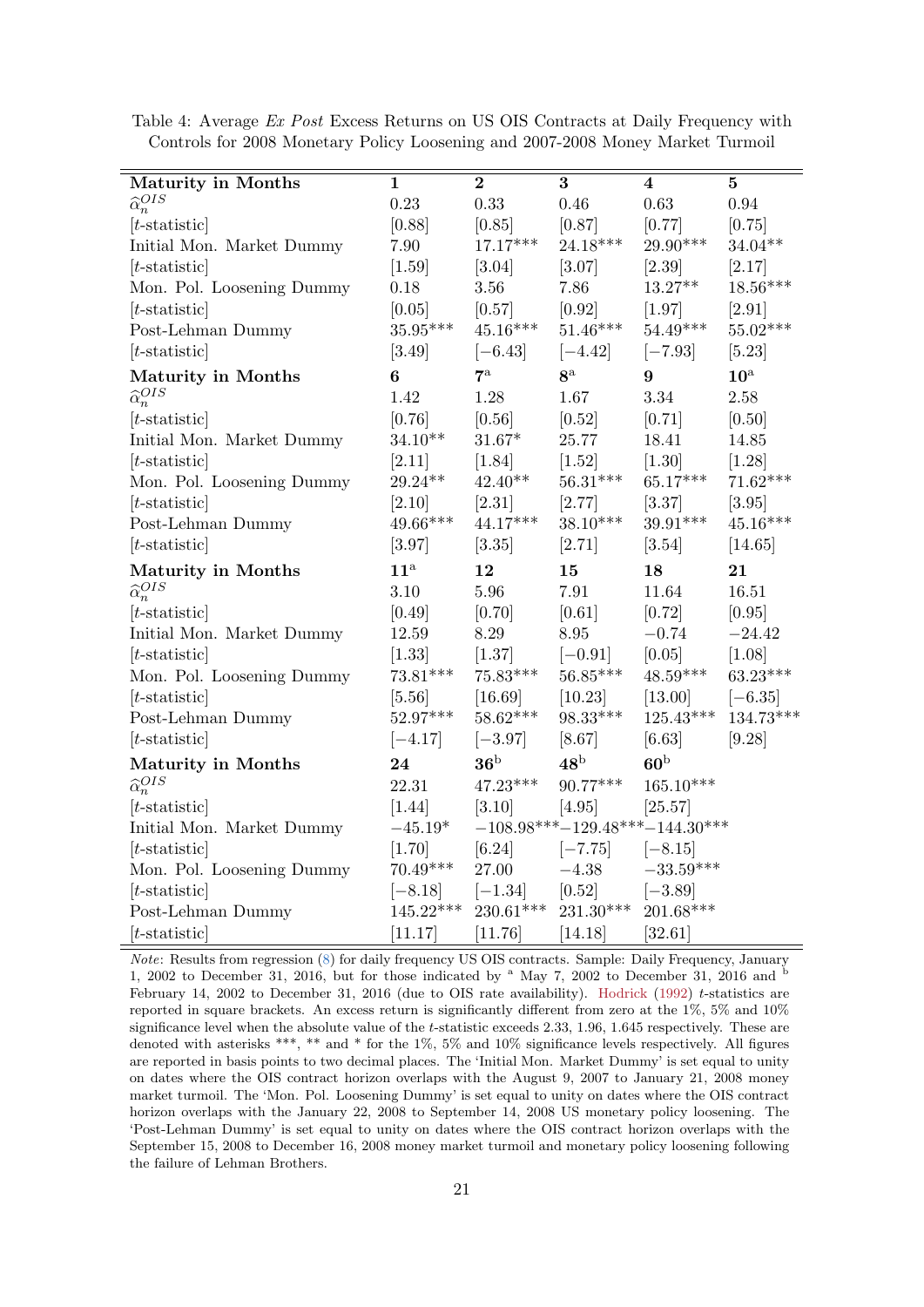Table 4: Average *Ex Post* Excess Returns on US OIS Contracts at Daily Frequency with Controls for 2008 Monetary Policy Loosening and 2007-2008 Money Market Turmoil

| **Maturity in Months** | **1** | **2** | **3** | **4** | **5** |
|---|---|---|---|---|---|
| $\widehat{\alpha}_n^{OIS}$ | 0.23 | 0.33 | 0.46 | 0.63 | 0.94 |
| [$t$-statistic] | [0.88] | [0.85] | [0.87] | [0.77] | [0.75] |
| Initial Mon. Market Dummy | 7.90 | 17.17*** | 24.18*** | 29.90*** | 34.04** |
| [$t$-statistic] | [1.59] | [3.04] | [3.07] | [2.39] | [2.17] |
| Mon. Pol. Loosening Dummy | 0.18 | 3.56 | 7.86 | 13.27** | 18.56*** |
| [$t$-statistic] | [0.05] | [0.57] | [0.92] | [1.97] | [2.91] |
| Post-Lehman Dummy | 35.95*** | 45.16*** | 51.46*** | 54.49*** | 55.02*** |
| [$t$-statistic] | [3.49] | [−6.43] | [−4.42] | [−7.93] | [5.23] |
| **Maturity in Months** | **6** | **7**[a] | **8**[a] | **9** | **10**[a] |
| $\widehat{\alpha}_n^{OIS}$ | 1.42 | 1.28 | 1.67 | 3.34 | 2.58 |
| [$t$-statistic] | [0.76] | [0.56] | [0.52] | [0.71] | [0.50] |
| Initial Mon. Market Dummy | 34.10** | 31.67* | 25.77 | 18.41 | 14.85 |
| [$t$-statistic] | [2.11] | [1.84] | [1.52] | [1.30] | [1.28] |
| Mon. Pol. Loosening Dummy | 29.24** | 42.40** | 56.31*** | 65.17*** | 71.62*** |
| [$t$-statistic] | [2.10] | [2.31] | [2.77] | [3.37] | [3.95] |
| Post-Lehman Dummy | 49.66*** | 44.17*** | 38.10*** | 39.91*** | 45.16*** |
| [$t$-statistic] | [3.97] | [3.35] | [2.71] | [3.54] | [14.65] |
| **Maturity in Months** | **11**[a] | **12** | **15** | **18** | **21** |
| $\widehat{\alpha}_n^{OIS}$ | 3.10 | 5.96 | 7.91 | 11.64 | 16.51 |
| [$t$-statistic] | [0.49] | [0.70] | [0.61] | [0.72] | [0.95] |
| Initial Mon. Market Dummy | 12.59 | 8.29 | 8.95 | −0.74 | −24.42 |
| [$t$-statistic] | [1.33] | [1.37] | [−0.91] | [0.05] | [1.08] |
| Mon. Pol. Loosening Dummy | 73.81*** | 75.83*** | 56.85*** | 48.59*** | 63.23*** |
| [$t$-statistic] | [5.56] | [16.69] | [10.23] | [13.00] | [−6.35] |
| Post-Lehman Dummy | 52.97*** | 58.62*** | 98.33*** | 125.43*** | 134.73*** |
| [$t$-statistic] | [−4.17] | [−3.97] | [8.67] | [6.63] | [9.28] |
| **Maturity in Months** | **24** | **36**[b] | **48**[b] | **60**[b] | |
| $\widehat{\alpha}_n^{OIS}$ | 22.31 | 47.23*** | 90.77*** | 165.10*** | |
| [$t$-statistic] | [1.44] | [3.10] | [4.95] | [25.57] | |
| Initial Mon. Market Dummy | −45.19* | −108.98*** | −129.48*** | −144.30*** | |
| [$t$-statistic] | [1.70] | [6.24] | [−7.75] | [−8.15] | |
| Mon. Pol. Loosening Dummy | 70.49*** | 27.00 | −4.38 | −33.59*** | |
| [$t$-statistic] | [−8.18] | [−1.34] | [0.52] | [−3.89] | |
| Post-Lehman Dummy | 145.22*** | 230.61*** | 231.30*** | 201.68*** | |
| [$t$-statistic] | [11.17] | [11.76] | [14.18] | [32.61] | |

*Note*: Results from regression (8) for daily frequency US OIS contracts. Sample: Daily Frequency, January 1, 2002 to December 31, 2016, but for those indicated by [a] May 7, 2002 to December 31, 2016 and [b] February 14, 2002 to December 31, 2016 (due to OIS rate availability). Hodrick (1992) $t$-statistics are reported in square brackets. An excess return is significantly different from zero at the 1%, 5% and 10% significance level when the absolute value of the $t$-statistic exceeds 2.33, 1.96, 1.645 respectively. These are denoted with asterisks ***, ** and * for the 1%, 5% and 10% significance levels respectively. All figures are reported in basis points to two decimal places. The 'Initial Mon. Market Dummy' is set equal to unity on dates where the OIS contract horizon overlaps with the August 9, 2007 to January 21, 2008 money market turmoil. The 'Mon. Pol. Loosening Dummy' is set equal to unity on dates where the OIS contract horizon overlaps with the January 22, 2008 to September 14, 2008 US monetary policy loosening. The 'Post-Lehman Dummy' is set equal to unity on dates where the OIS contract horizon overlaps with the September 15, 2008 to December 16, 2008 money market turmoil and monetary policy loosening following the failure of Lehman Brothers.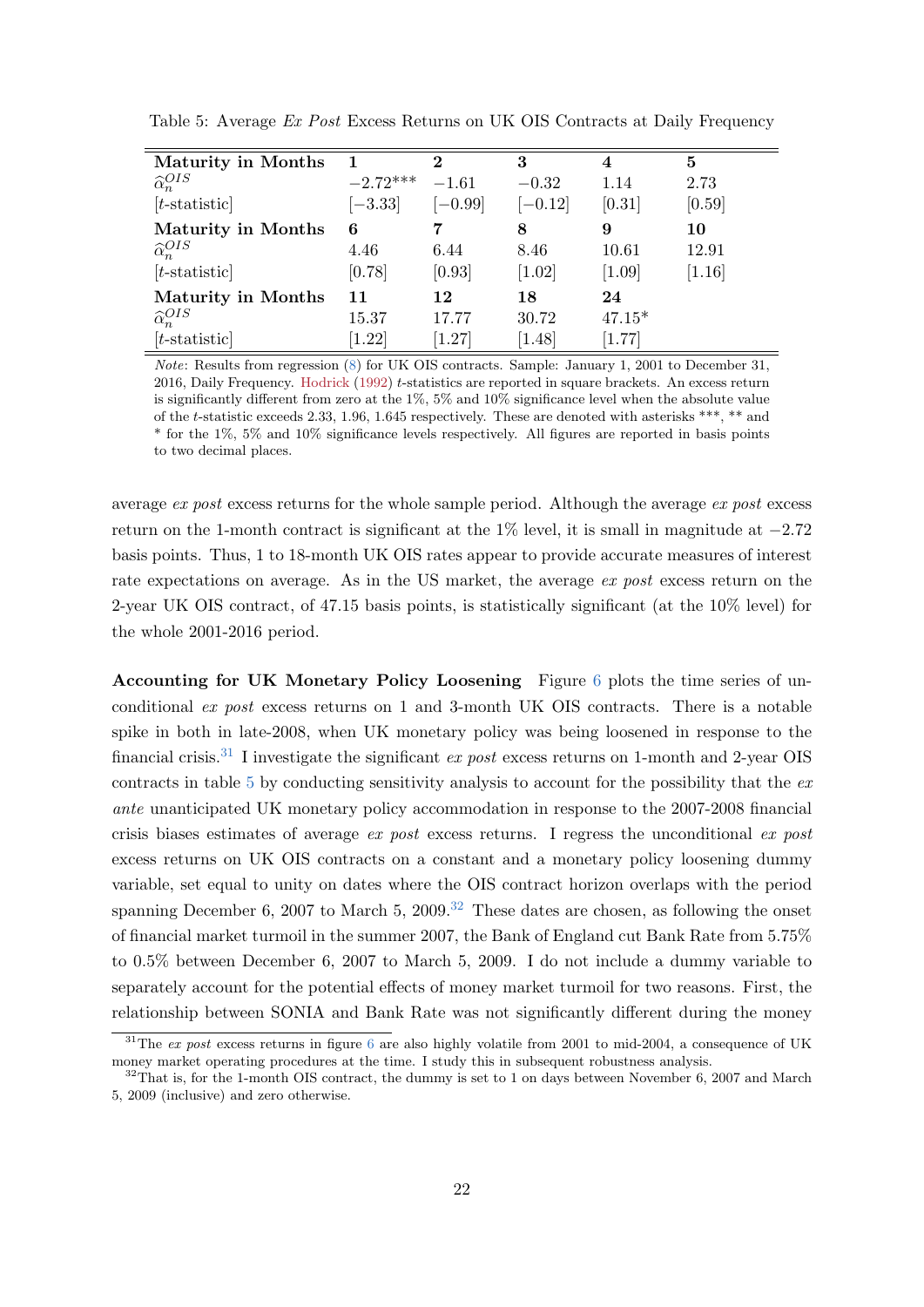Table 5: Average *Ex Post* Excess Returns on UK OIS Contracts at Daily Frequency

| **Maturity in Months** | **1** | **2** | **3** | **4** | **5** |
|---|---|---|---|---|---|
| $\widehat{\alpha}_n^{OIS}$ | $-2.72^{***}$ | $-1.61$ | $-0.32$ | 1.14 | 2.73 |
| [$t$-statistic] | [$-3.33$] | [$-0.99$] | [$-0.12$] | [0.31] | [0.59] |
| **Maturity in Months** | **6** | **7** | **8** | **9** | **10** |
| $\widehat{\alpha}_n^{OIS}$ | 4.46 | 6.44 | 8.46 | 10.61 | 12.91 |
| [$t$-statistic] | [0.78] | [0.93] | [1.02] | [1.09] | [1.16] |
| **Maturity in Months** | **11** | **12** | **18** | **24** | |
| $\widehat{\alpha}_n^{OIS}$ | 15.37 | 17.77 | 30.72 | $47.15^{*}$ | |
| [$t$-statistic] | [1.22] | [1.27] | [1.48] | [1.77] | |

*Note*: Results from regression (8) for UK OIS contracts. Sample: January 1, 2001 to December 31, 2016, Daily Frequency. Hodrick (1992) $t$-statistics are reported in square brackets. An excess return is significantly different from zero at the 1%, 5% and 10% significance level when the absolute value of the $t$-statistic exceeds 2.33, 1.96, 1.645 respectively. These are denoted with asterisks ***, ** and * for the 1%, 5% and 10% significance levels respectively. All figures are reported in basis points to two decimal places.

average *ex post* excess returns for the whole sample period. Although the average *ex post* excess return on the 1-month contract is significant at the 1% level, it is small in magnitude at $-2.72$ basis points. Thus, 1 to 18-month UK OIS rates appear to provide accurate measures of interest rate expectations on average. As in the US market, the average *ex post* excess return on the 2-year UK OIS contract, of 47.15 basis points, is statistically significant (at the 10% level) for the whole 2001-2016 period.

**Accounting for UK Monetary Policy Loosening** Figure 6 plots the time series of unconditional *ex post* excess returns on 1 and 3-month UK OIS contracts. There is a notable spike in both in late-2008, when UK monetary policy was being loosened in response to the financial crisis.[31] I investigate the significant *ex post* excess returns on 1-month and 2-year OIS contracts in table 5 by conducting sensitivity analysis to account for the possibility that the *ex ante* unanticipated UK monetary policy accommodation in response to the 2007-2008 financial crisis biases estimates of average *ex post* excess returns. I regress the unconditional *ex post* excess returns on UK OIS contracts on a constant and a monetary policy loosening dummy variable, set equal to unity on dates where the OIS contract horizon overlaps with the period spanning December 6, 2007 to March 5, 2009.[32] These dates are chosen, as following the onset of financial market turmoil in the summer 2007, the Bank of England cut Bank Rate from 5.75% to 0.5% between December 6, 2007 to March 5, 2009. I do not include a dummy variable to separately account for the potential effects of money market turmoil for two reasons. First, the relationship between SONIA and Bank Rate was not significantly different during the money

[31] The *ex post* excess returns in figure 6 are also highly volatile from 2001 to mid-2004, a consequence of UK money market operating procedures at the time. I study this in subsequent robustness analysis.

[32] That is, for the 1-month OIS contract, the dummy is set to 1 on days between November 6, 2007 and March 5, 2009 (inclusive) and zero otherwise.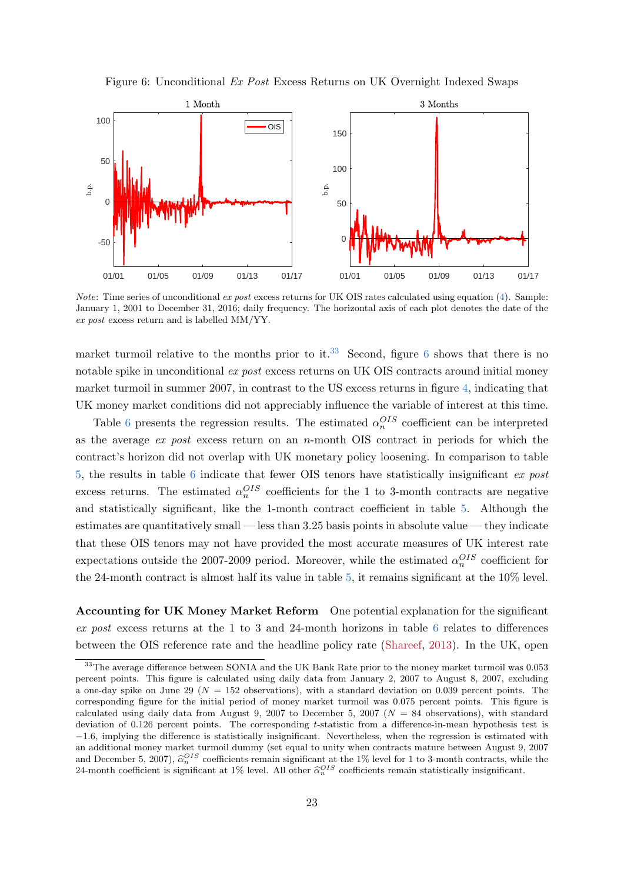Figure 6: Unconditional *Ex Post* Excess Returns on UK Overnight Indexed Swaps

*Note*: Time series of unconditional *ex post* excess returns for UK OIS rates calculated using equation (4). Sample: January 1, 2001 to December 31, 2016; daily frequency. The horizontal axis of each plot denotes the date of the *ex post* excess return and is labelled MM/YY.

market turmoil relative to the months prior to it.[33] Second, figure 6 shows that there is no notable spike in unconditional *ex post* excess returns on UK OIS contracts around initial money market turmoil in summer 2007, in contrast to the US excess returns in figure 4, indicating that UK money market conditions did not appreciably influence the variable of interest at this time.

Table 6 presents the regression results. The estimated $\alpha_n^{OIS}$ coefficient can be interpreted as the average *ex post* excess return on an $n$-month OIS contract in periods for which the contract's horizon did not overlap with UK monetary policy loosening. In comparison to table 5, the results in table 6 indicate that fewer OIS tenors have statistically insignificant *ex post* excess returns. The estimated $\alpha_n^{OIS}$ coefficients for the 1 to 3-month contracts are negative and statistically significant, like the 1-month contract coefficient in table 5. Although the estimates are quantitatively small — less than 3.25 basis points in absolute value — they indicate that these OIS tenors may not have provided the most accurate measures of UK interest rate expectations outside the 2007-2009 period. Moreover, while the estimated $\alpha_n^{OIS}$ coefficient for the 24-month contract is almost half its value in table 5, it remains significant at the 10% level.

**Accounting for UK Money Market Reform** One potential explanation for the significant *ex post* excess returns at the 1 to 3 and 24-month horizons in table 6 relates to differences between the OIS reference rate and the headline policy rate (Shareef, 2013). In the UK, open

[33] The average difference between SONIA and the UK Bank Rate prior to the money market turmoil was 0.053 percent points. This figure is calculated using daily data from January 2, 2007 to August 8, 2007, excluding a one-day spike on June 29 ($N = 152$ observations), with a standard deviation on 0.039 percent points. The corresponding figure for the initial period of money market turmoil was 0.075 percent points. This figure is calculated using daily data from August 9, 2007 to December 5, 2007 ($N = 84$ observations), with standard deviation of 0.126 percent points. The corresponding $t$-statistic from a difference-in-mean hypothesis test is $-1.6$, implying the difference is statistically insignificant. Nevertheless, when the regression is estimated with an additional money market turmoil dummy (set equal to unity when contracts mature between August 9, 2007 and December 5, 2007), $\widehat{\alpha}_n^{OIS}$ coefficients remain significant at the 1% level for 1 to 3-month contracts, while the 24-month coefficient is significant at 1% level. All other $\widehat{\alpha}_n^{OIS}$ coefficients remain statistically insignificant.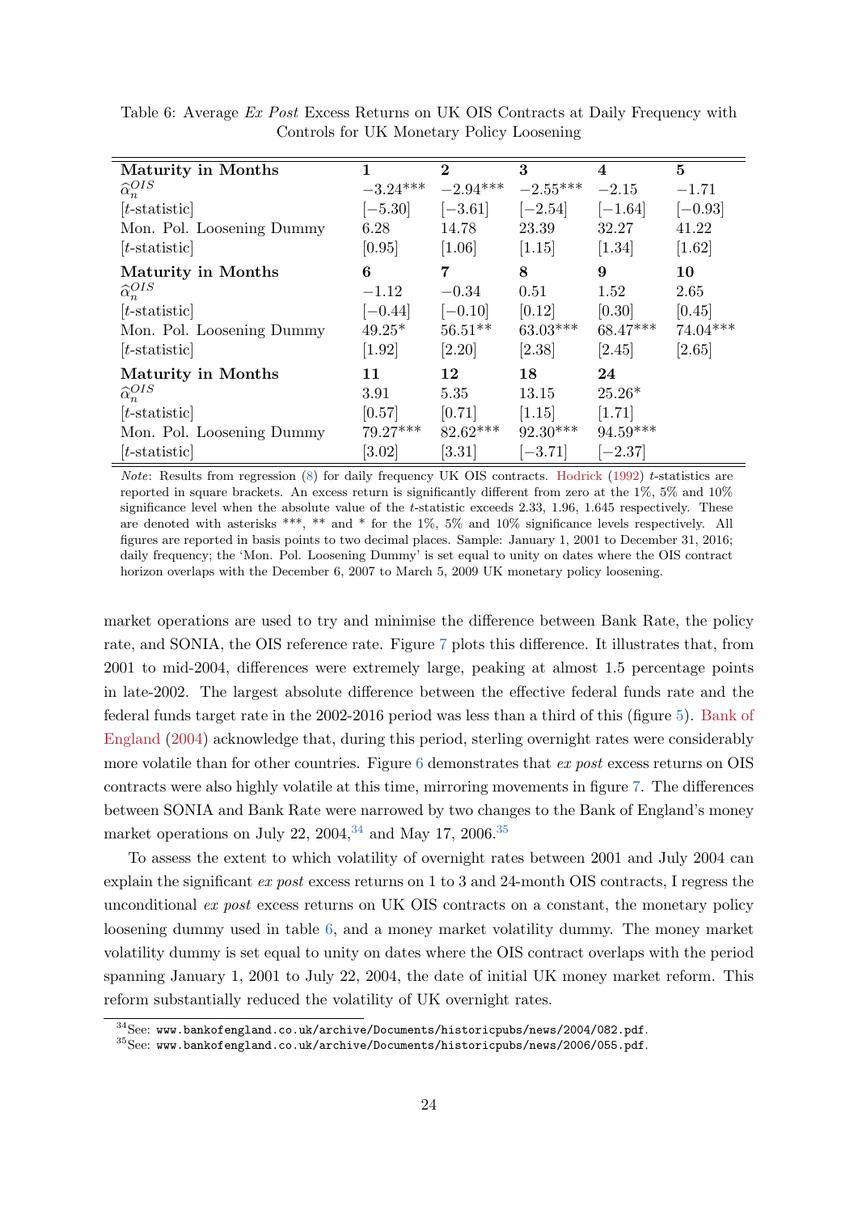Table 6: Average *Ex Post* Excess Returns on UK OIS Contracts at Daily Frequency with Controls for UK Monetary Policy Loosening

| **Maturity in Months** | **1** | **2** | **3** | **4** | **5** |
|---|---|---|---|---|---|
| $\widehat{\alpha}_n^{OIS}$ | −3.24*** | −2.94*** | −2.55*** | −2.15 | −1.71 |
| [*t*-statistic] | [−5.30] | [−3.61] | [−2.54] | [−1.64] | [−0.93] |
| Mon. Pol. Loosening Dummy | 6.28 | 14.78 | 23.39 | 32.27 | 41.22 |
| [*t*-statistic] | [0.95] | [1.06] | [1.15] | [1.34] | [1.62] |
| **Maturity in Months** | **6** | **7** | **8** | **9** | **10** |
| $\widehat{\alpha}_n^{OIS}$ | −1.12 | −0.34 | 0.51 | 1.52 | 2.65 |
| [*t*-statistic] | [−0.44] | [−0.10] | [0.12] | [0.30] | [0.45] |
| Mon. Pol. Loosening Dummy | 49.25* | 56.51** | 63.03*** | 68.47*** | 74.04*** |
| [*t*-statistic] | [1.92] | [2.20] | [2.38] | [2.45] | [2.65] |
| **Maturity in Months** | **11** | **12** | **18** | **24** | |
| $\widehat{\alpha}_n^{OIS}$ | 3.91 | 5.35 | 13.15 | 25.26* | |
| [*t*-statistic] | [0.57] | [0.71] | [1.15] | [1.71] | |
| Mon. Pol. Loosening Dummy | 79.27*** | 82.62*** | 92.30*** | 94.59*** | |
| [*t*-statistic] | [3.02] | [3.31] | [−3.71] | [−2.37] | |

*Note*: Results from regression (8) for daily frequency UK OIS contracts. Hodrick (1992) *t*-statistics are reported in square brackets. An excess return is significantly different from zero at the 1%, 5% and 10% significance level when the absolute value of the *t*-statistic exceeds 2.33, 1.96, 1.645 respectively. These are denoted with asterisks ***, ** and * for the 1%, 5% and 10% significance levels respectively. All figures are reported in basis points to two decimal places. Sample: January 1, 2001 to December 31, 2016; daily frequency; the 'Mon. Pol. Loosening Dummy' is set equal to unity on dates where the OIS contract horizon overlaps with the December 6, 2007 to March 5, 2009 UK monetary policy loosening.

market operations are used to try and minimise the difference between Bank Rate, the policy rate, and SONIA, the OIS reference rate. Figure 7 plots this difference. It illustrates that, from 2001 to mid-2004, differences were extremely large, peaking at almost 1.5 percentage points in late-2002. The largest absolute difference between the effective federal funds rate and the federal funds target rate in the 2002-2016 period was less than a third of this (figure 5). Bank of England (2004) acknowledge that, during this period, sterling overnight rates were considerably more volatile than for other countries. Figure 6 demonstrates that *ex post* excess returns on OIS contracts were also highly volatile at this time, mirroring movements in figure 7. The differences between SONIA and Bank Rate were narrowed by two changes to the Bank of England's money market operations on July 22, 2004,[34] and May 17, 2006.[35]

To assess the extent to which volatility of overnight rates between 2001 and July 2004 can explain the significant *ex post* excess returns on 1 to 3 and 24-month OIS contracts, I regress the unconditional *ex post* excess returns on UK OIS contracts on a constant, the monetary policy loosening dummy used in table 6, and a money market volatility dummy. The money market volatility dummy is set equal to unity on dates where the OIS contract overlaps with the period spanning January 1, 2001 to July 22, 2004, the date of initial UK money market reform. This reform substantially reduced the volatility of UK overnight rates.

[34]See: www.bankofengland.co.uk/archive/Documents/historicpubs/news/2004/082.pdf.

[35]See: www.bankofengland.co.uk/archive/Documents/historicpubs/news/2006/055.pdf.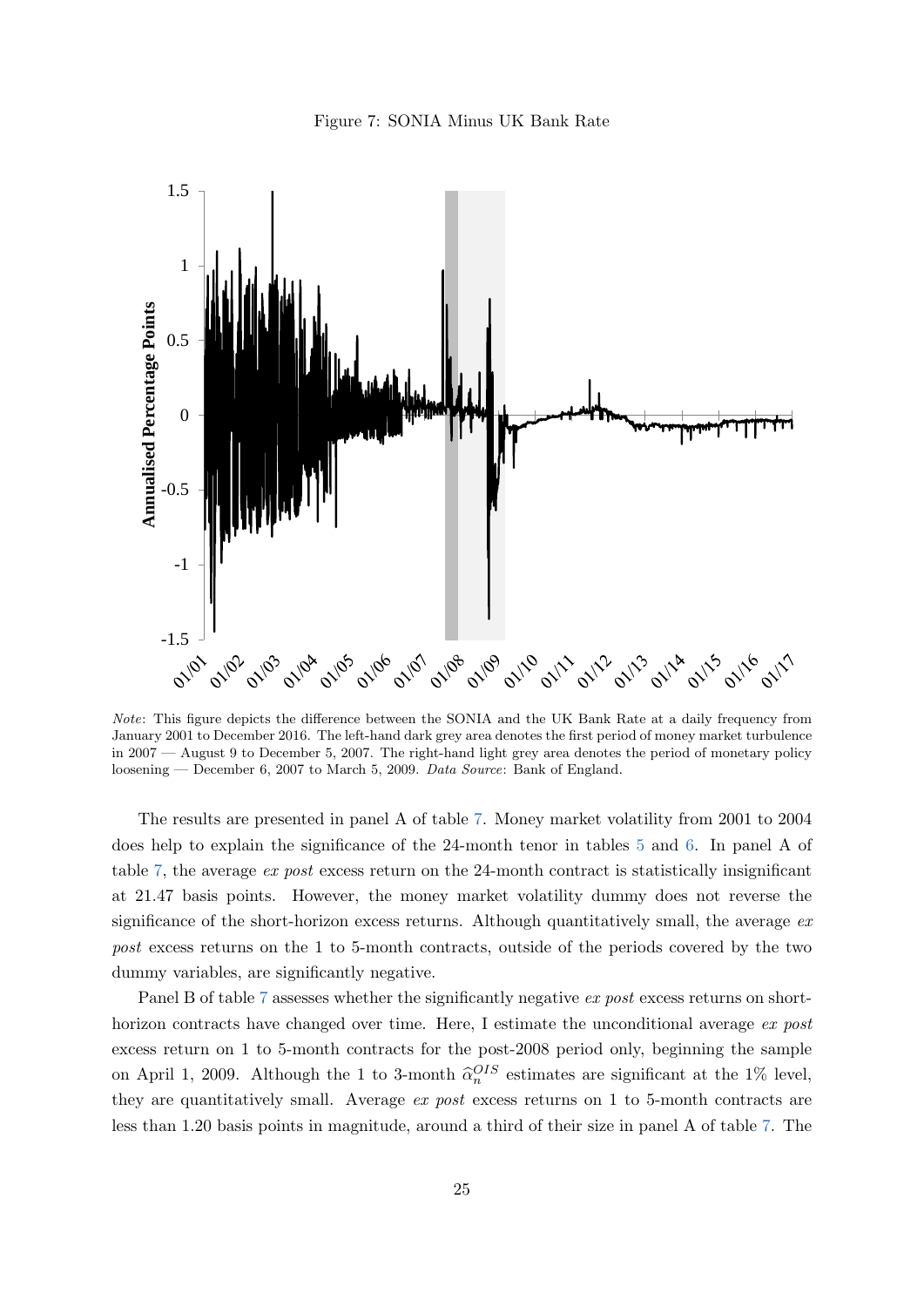Figure 7: SONIA Minus UK Bank Rate

*Note*: This figure depicts the difference between the SONIA and the UK Bank Rate at a daily frequency from January 2001 to December 2016. The left-hand dark grey area denotes the first period of money market turbulence in 2007 — August 9 to December 5, 2007. The right-hand light grey area denotes the period of monetary policy loosening — December 6, 2007 to March 5, 2009. *Data Source*: Bank of England.

The results are presented in panel A of table 7. Money market volatility from 2001 to 2004 does help to explain the significance of the 24-month tenor in tables 5 and 6. In panel A of table 7, the average *ex post* excess return on the 24-month contract is statistically insignificant at 21.47 basis points. However, the money market volatility dummy does not reverse the significance of the short-horizon excess returns. Although quantitatively small, the average *ex post* excess returns on the 1 to 5-month contracts, outside of the periods covered by the two dummy variables, are significantly negative.

Panel B of table 7 assesses whether the significantly negative *ex post* excess returns on short-horizon contracts have changed over time. Here, I estimate the unconditional average *ex post* excess return on 1 to 5-month contracts for the post-2008 period only, beginning the sample on April 1, 2009. Although the 1 to 3-month $\widehat{\alpha}_n^{OIS}$ estimates are significant at the 1% level, they are quantitatively small. Average *ex post* excess returns on 1 to 5-month contracts are less than 1.20 basis points in magnitude, around a third of their size in panel A of table 7. The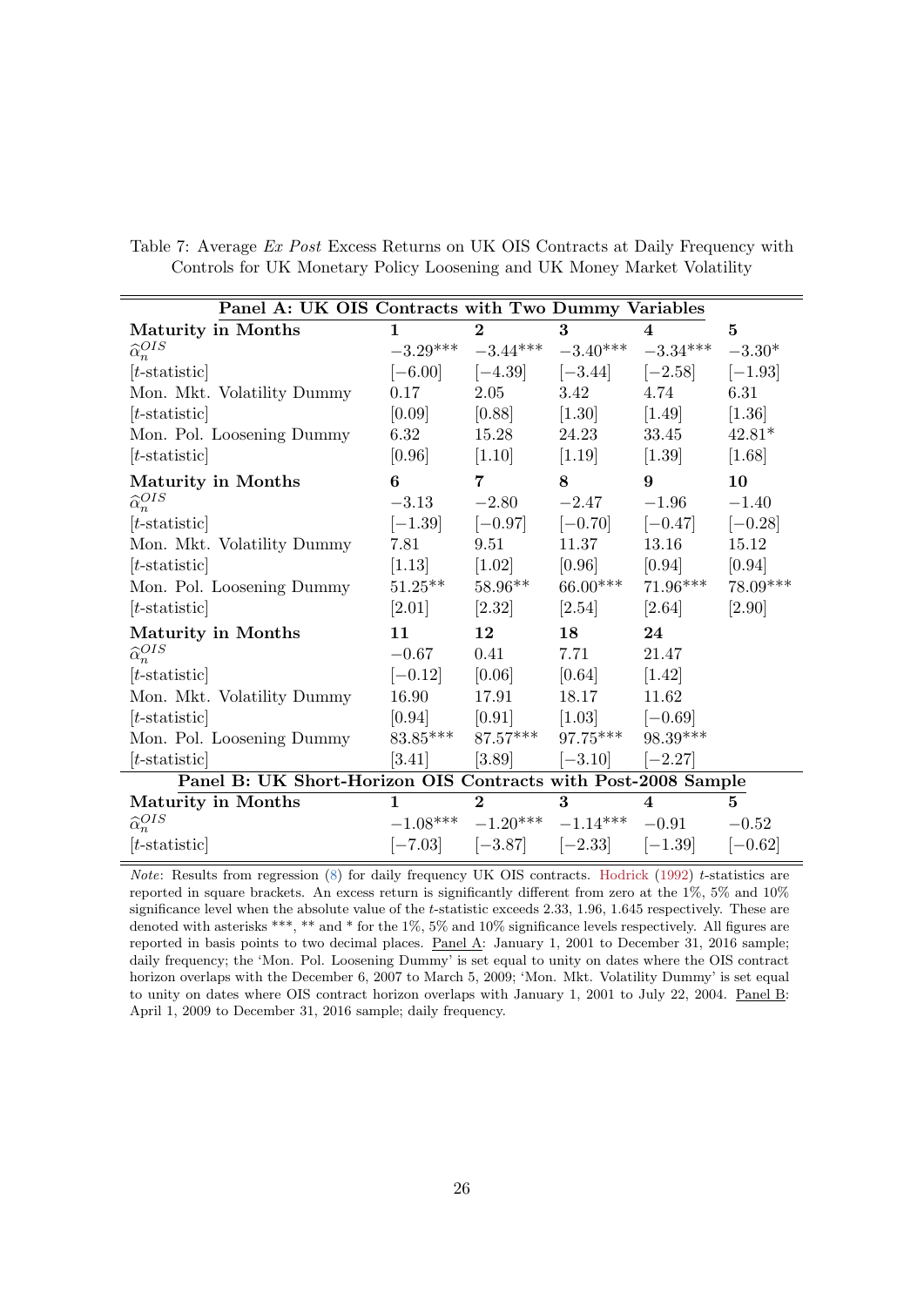Table 7: Average *Ex Post* Excess Returns on UK OIS Contracts at Daily Frequency with Controls for UK Monetary Policy Loosening and UK Money Market Volatility

| **Panel A: UK OIS Contracts with Two Dummy Variables** | | | | | |
|---|---|---|---|---|---|
| **Maturity in Months** | **1** | **2** | **3** | **4** | **5** |
| $\widehat{\alpha}_n^{OIS}$ | $-3.29^{***}$ | $-3.44^{***}$ | $-3.40^{***}$ | $-3.34^{***}$ | $-3.30^{*}$ |
| [$t$-statistic] | [$-6.00$] | [$-4.39$] | [$-3.44$] | [$-2.58$] | [$-1.93$] |
| Mon. Mkt. Volatility Dummy | 0.17 | 2.05 | 3.42 | 4.74 | 6.31 |
| [$t$-statistic] | [0.09] | [0.88] | [1.30] | [1.49] | [1.36] |
| Mon. Pol. Loosening Dummy | 6.32 | 15.28 | 24.23 | 33.45 | $42.81^{*}$ |
| [$t$-statistic] | [0.96] | [1.10] | [1.19] | [1.39] | [1.68] |
| **Maturity in Months** | **6** | **7** | **8** | **9** | **10** |
| $\widehat{\alpha}_n^{OIS}$ | $-3.13$ | $-2.80$ | $-2.47$ | $-1.96$ | $-1.40$ |
| [$t$-statistic] | [$-1.39$] | [$-0.97$] | [$-0.70$] | [$-0.47$] | [$-0.28$] |
| Mon. Mkt. Volatility Dummy | 7.81 | 9.51 | 11.37 | 13.16 | 15.12 |
| [$t$-statistic] | [1.13] | [1.02] | [0.96] | [0.94] | [0.94] |
| Mon. Pol. Loosening Dummy | $51.25^{**}$ | $58.96^{**}$ | $66.00^{***}$ | $71.96^{***}$ | $78.09^{***}$ |
| [$t$-statistic] | [2.01] | [2.32] | [2.54] | [2.64] | [2.90] |
| **Maturity in Months** | **11** | **12** | **18** | **24** | |
| $\widehat{\alpha}_n^{OIS}$ | $-0.67$ | 0.41 | 7.71 | 21.47 | |
| [$t$-statistic] | [$-0.12$] | [0.06] | [0.64] | [1.42] | |
| Mon. Mkt. Volatility Dummy | 16.90 | 17.91 | 18.17 | 11.62 | |
| [$t$-statistic] | [0.94] | [0.91] | [1.03] | [$-0.69$] | |
| Mon. Pol. Loosening Dummy | $83.85^{***}$ | $87.57^{***}$ | $97.75^{***}$ | $98.39^{***}$ | |
| [$t$-statistic] | [3.41] | [3.89] | [$-3.10$] | [$-2.27$] | |
| **Panel B: UK Short-Horizon OIS Contracts with Post-2008 Sample** | | | | | |
| **Maturity in Months** | **1** | **2** | **3** | **4** | **5** |
| $\widehat{\alpha}_n^{OIS}$ | $-1.08^{***}$ | $-1.20^{***}$ | $-1.14^{***}$ | $-0.91$ | $-0.52$ |
| [$t$-statistic] | [$-7.03$] | [$-3.87$] | [$-2.33$] | [$-1.39$] | [$-0.62$] |

*Note*: Results from regression (8) for daily frequency UK OIS contracts. Hodrick (1992) $t$-statistics are reported in square brackets. An excess return is significantly different from zero at the 1%, 5% and 10% significance level when the absolute value of the $t$-statistic exceeds 2.33, 1.96, 1.645 respectively. These are denoted with asterisks ***, ** and * for the 1%, 5% and 10% significance levels respectively. All figures are reported in basis points to two decimal places. Panel A: January 1, 2001 to December 31, 2016 sample; daily frequency; the 'Mon. Pol. Loosening Dummy' is set equal to unity on dates where the OIS contract horizon overlaps with the December 6, 2007 to March 5, 2009; 'Mon. Mkt. Volatility Dummy' is set equal to unity on dates where OIS contract horizon overlaps with January 1, 2001 to July 22, 2004. Panel B: April 1, 2009 to December 31, 2016 sample; daily frequency.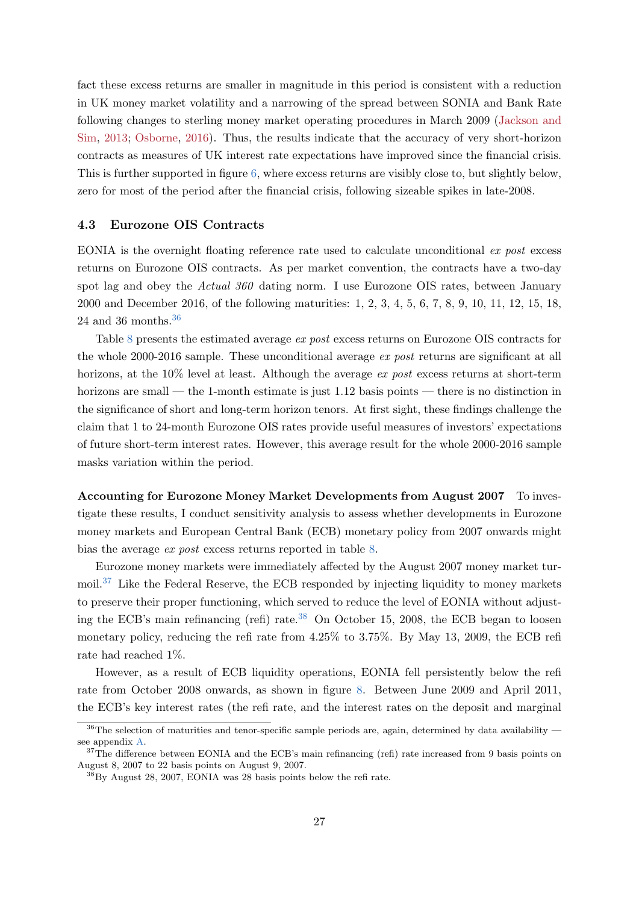fact these excess returns are smaller in magnitude in this period is consistent with a reduction in UK money market volatility and a narrowing of the spread between SONIA and Bank Rate following changes to sterling money market operating procedures in March 2009 (Jackson and Sim, 2013; Osborne, 2016). Thus, the results indicate that the accuracy of very short-horizon contracts as measures of UK interest rate expectations have improved since the financial crisis. This is further supported in figure 6, where excess returns are visibly close to, but slightly below, zero for most of the period after the financial crisis, following sizeable spikes in late-2008.

### 4.3 Eurozone OIS Contracts

EONIA is the overnight floating reference rate used to calculate unconditional *ex post* excess returns on Eurozone OIS contracts. As per market convention, the contracts have a two-day spot lag and obey the *Actual 360* dating norm. I use Eurozone OIS rates, between January 2000 and December 2016, of the following maturities: 1, 2, 3, 4, 5, 6, 7, 8, 9, 10, 11, 12, 15, 18, 24 and 36 months.[36]

Table 8 presents the estimated average *ex post* excess returns on Eurozone OIS contracts for the whole 2000-2016 sample. These unconditional average *ex post* returns are significant at all horizons, at the 10% level at least. Although the average *ex post* excess returns at short-term horizons are small — the 1-month estimate is just 1.12 basis points — there is no distinction in the significance of short and long-term horizon tenors. At first sight, these findings challenge the claim that 1 to 24-month Eurozone OIS rates provide useful measures of investors' expectations of future short-term interest rates. However, this average result for the whole 2000-2016 sample masks variation within the period.

**Accounting for Eurozone Money Market Developments from August 2007** To investigate these results, I conduct sensitivity analysis to assess whether developments in Eurozone money markets and European Central Bank (ECB) monetary policy from 2007 onwards might bias the average *ex post* excess returns reported in table 8.

Eurozone money markets were immediately affected by the August 2007 money market turmoil.[37] Like the Federal Reserve, the ECB responded by injecting liquidity to money markets to preserve their proper functioning, which served to reduce the level of EONIA without adjusting the ECB's main refinancing (refi) rate.[38] On October 15, 2008, the ECB began to loosen monetary policy, reducing the refi rate from 4.25% to 3.75%. By May 13, 2009, the ECB refi rate had reached 1%.

However, as a result of ECB liquidity operations, EONIA fell persistently below the refi rate from October 2008 onwards, as shown in figure 8. Between June 2009 and April 2011, the ECB's key interest rates (the refi rate, and the interest rates on the deposit and marginal

[36] The selection of maturities and tenor-specific sample periods are, again, determined by data availability — see appendix A.

[37] The difference between EONIA and the ECB's main refinancing (refi) rate increased from 9 basis points on August 8, 2007 to 22 basis points on August 9, 2007.

[38] By August 28, 2007, EONIA was 28 basis points below the refi rate.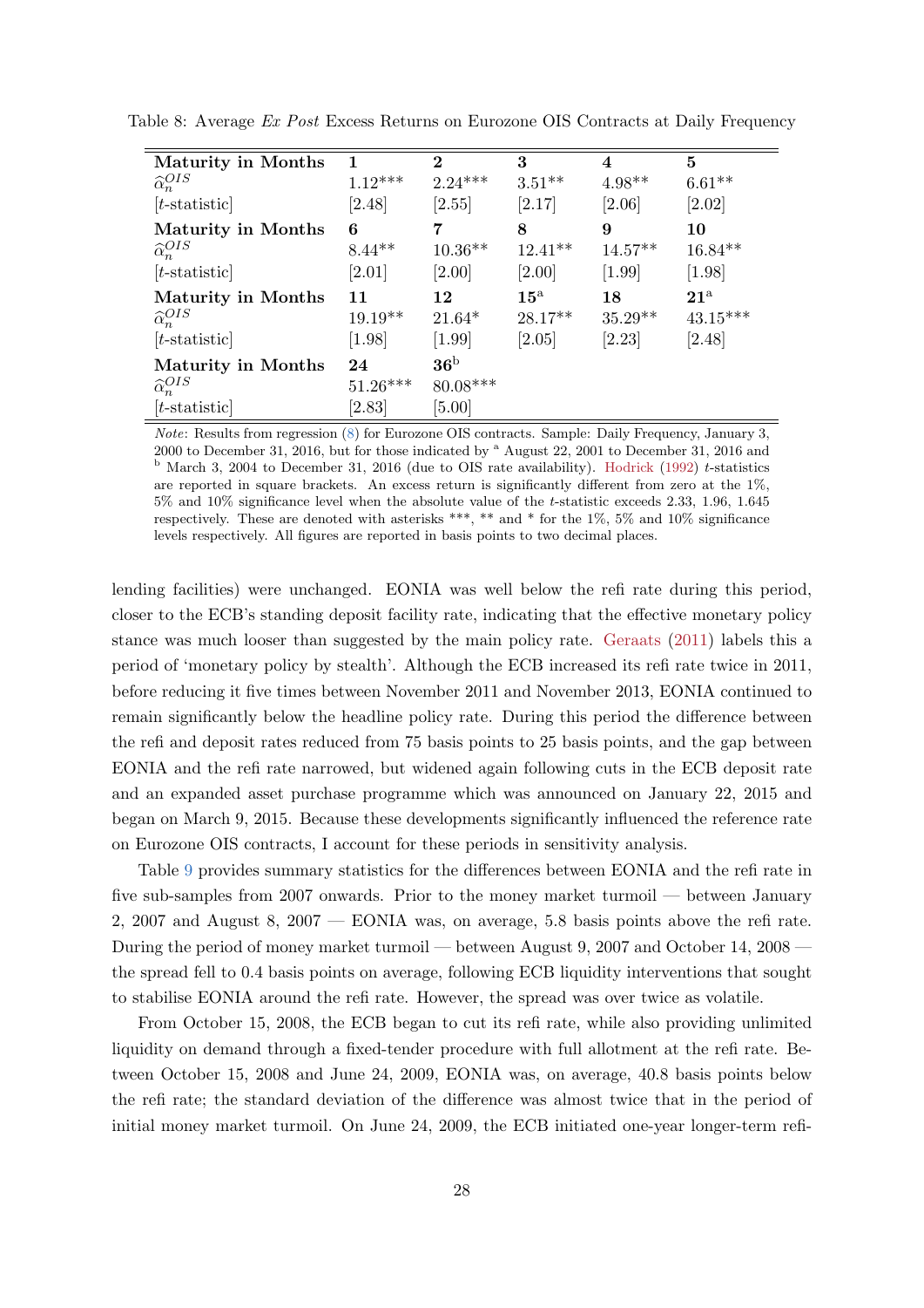Table 8: Average *Ex Post* Excess Returns on Eurozone OIS Contracts at Daily Frequency

| **Maturity in Months** | **1** | **2** | **3** | **4** | **5** |
|---|---|---|---|---|---|
| $\widehat{\alpha}_n^{OIS}$ | 1.12*** | 2.24*** | 3.51** | 4.98** | 6.61** |
| [$t$-statistic] | [2.48] | [2.55] | [2.17] | [2.06] | [2.02] |
| **Maturity in Months** | **6** | **7** | **8** | **9** | **10** |
| $\widehat{\alpha}_n^{OIS}$ | 8.44** | 10.36** | 12.41** | 14.57** | 16.84** |
| [$t$-statistic] | [2.01] | [2.00] | [2.00] | [1.99] | [1.98] |
| **Maturity in Months** | **11** | **12** | **15**[a] | **18** | **21**[a] |
| $\widehat{\alpha}_n^{OIS}$ | 19.19** | 21.64* | 28.17** | 35.29** | 43.15*** |
| [$t$-statistic] | [1.98] | [1.99] | [2.05] | [2.23] | [2.48] |
| **Maturity in Months** | **24** | **36**[b] | | | |
| $\widehat{\alpha}_n^{OIS}$ | 51.26*** | 80.08*** | | | |
| [$t$-statistic] | [2.83] | [5.00] | | | |

*Note*: Results from regression (8) for Eurozone OIS contracts. Sample: Daily Frequency, January 3, 2000 to December 31, 2016, but for those indicated by [a] August 22, 2001 to December 31, 2016 and [b] March 3, 2004 to December 31, 2016 (due to OIS rate availability). Hodrick (1992) $t$-statistics are reported in square brackets. An excess return is significantly different from zero at the 1%, 5% and 10% significance level when the absolute value of the $t$-statistic exceeds 2.33, 1.96, 1.645 respectively. These are denoted with asterisks ***, ** and * for the 1%, 5% and 10% significance levels respectively. All figures are reported in basis points to two decimal places.

lending facilities) were unchanged. EONIA was well below the refi rate during this period, closer to the ECB's standing deposit facility rate, indicating that the effective monetary policy stance was much looser than suggested by the main policy rate. Geraats (2011) labels this a period of 'monetary policy by stealth'. Although the ECB increased its refi rate twice in 2011, before reducing it five times between November 2011 and November 2013, EONIA continued to remain significantly below the headline policy rate. During this period the difference between the refi and deposit rates reduced from 75 basis points to 25 basis points, and the gap between EONIA and the refi rate narrowed, but widened again following cuts in the ECB deposit rate and an expanded asset purchase programme which was announced on January 22, 2015 and began on March 9, 2015. Because these developments significantly influenced the reference rate on Eurozone OIS contracts, I account for these periods in sensitivity analysis.

Table 9 provides summary statistics for the differences between EONIA and the refi rate in five sub-samples from 2007 onwards. Prior to the money market turmoil — between January 2, 2007 and August 8, 2007 — EONIA was, on average, 5.8 basis points above the refi rate. During the period of money market turmoil — between August 9, 2007 and October 14, 2008 — the spread fell to 0.4 basis points on average, following ECB liquidity interventions that sought to stabilise EONIA around the refi rate. However, the spread was over twice as volatile.

From October 15, 2008, the ECB began to cut its refi rate, while also providing unlimited liquidity on demand through a fixed-tender procedure with full allotment at the refi rate. Between October 15, 2008 and June 24, 2009, EONIA was, on average, 40.8 basis points below the refi rate; the standard deviation of the difference was almost twice that in the period of initial money market turmoil. On June 24, 2009, the ECB initiated one-year longer-term refi-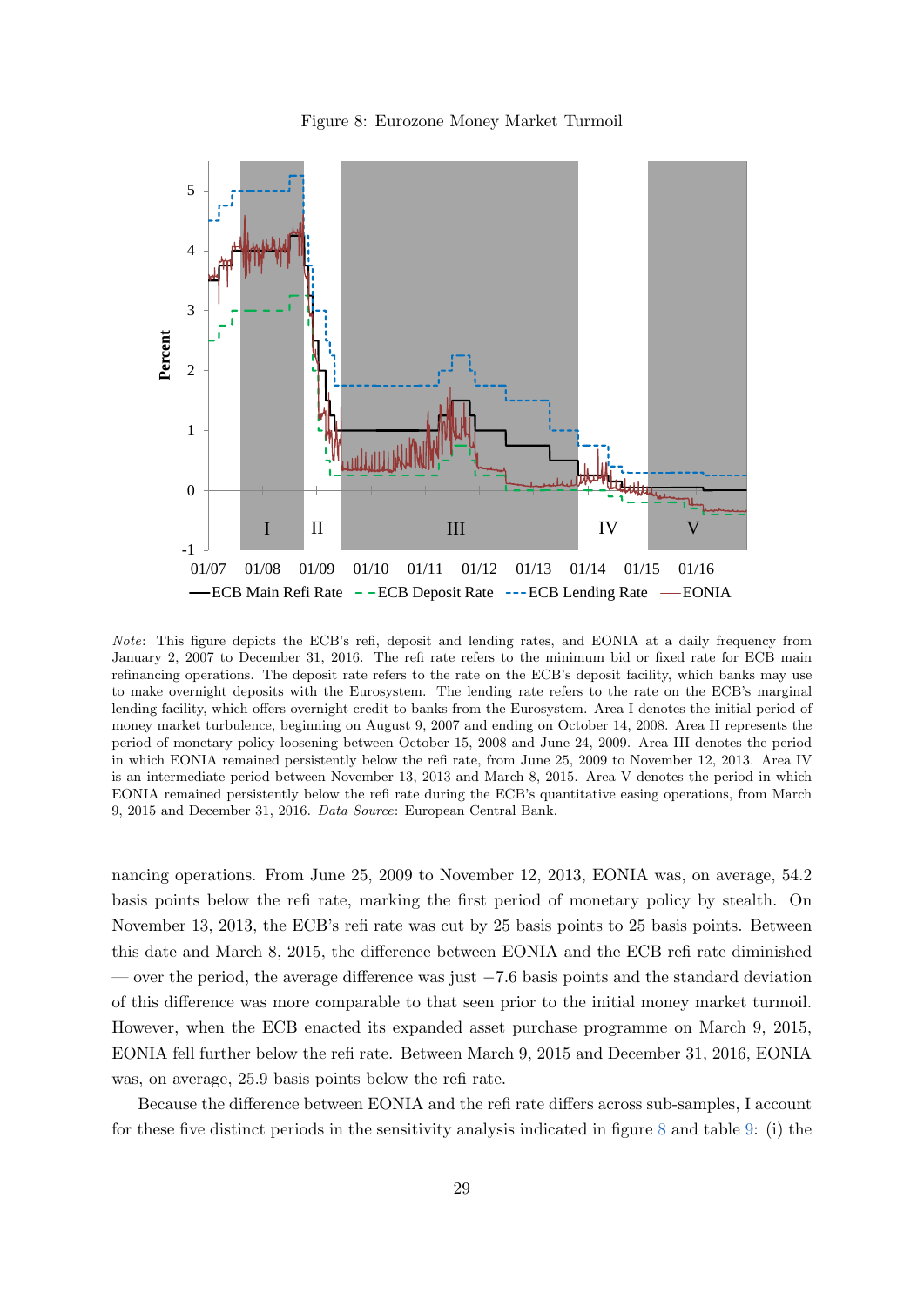Figure 8: Eurozone Money Market Turmoil

*Note*: This figure depicts the ECB's refi, deposit and lending rates, and EONIA at a daily frequency from January 2, 2007 to December 31, 2016. The refi rate refers to the minimum bid or fixed rate for ECB main refinancing operations. The deposit rate refers to the rate on the ECB's deposit facility, which banks may use to make overnight deposits with the Eurosystem. The lending rate refers to the rate on the ECB's marginal lending facility, which offers overnight credit to banks from the Eurosystem. Area I denotes the initial period of money market turbulence, beginning on August 9, 2007 and ending on October 14, 2008. Area II represents the period of monetary policy loosening between October 15, 2008 and June 24, 2009. Area III denotes the period in which EONIA remained persistently below the refi rate, from June 25, 2009 to November 12, 2013. Area IV is an intermediate period between November 13, 2013 and March 8, 2015. Area V denotes the period in which EONIA remained persistently below the refi rate during the ECB's quantitative easing operations, from March 9, 2015 and December 31, 2016. *Data Source*: European Central Bank.

nancing operations. From June 25, 2009 to November 12, 2013, EONIA was, on average, 54.2 basis points below the refi rate, marking the first period of monetary policy by stealth. On November 13, 2013, the ECB's refi rate was cut by 25 basis points to 25 basis points. Between this date and March 8, 2015, the difference between EONIA and the ECB refi rate diminished — over the period, the average difference was just $-7.6$ basis points and the standard deviation of this difference was more comparable to that seen prior to the initial money market turmoil. However, when the ECB enacted its expanded asset purchase programme on March 9, 2015, EONIA fell further below the refi rate. Between March 9, 2015 and December 31, 2016, EONIA was, on average, 25.9 basis points below the refi rate.

Because the difference between EONIA and the refi rate differs across sub-samples, I account for these five distinct periods in the sensitivity analysis indicated in figure 8 and table 9: (i) the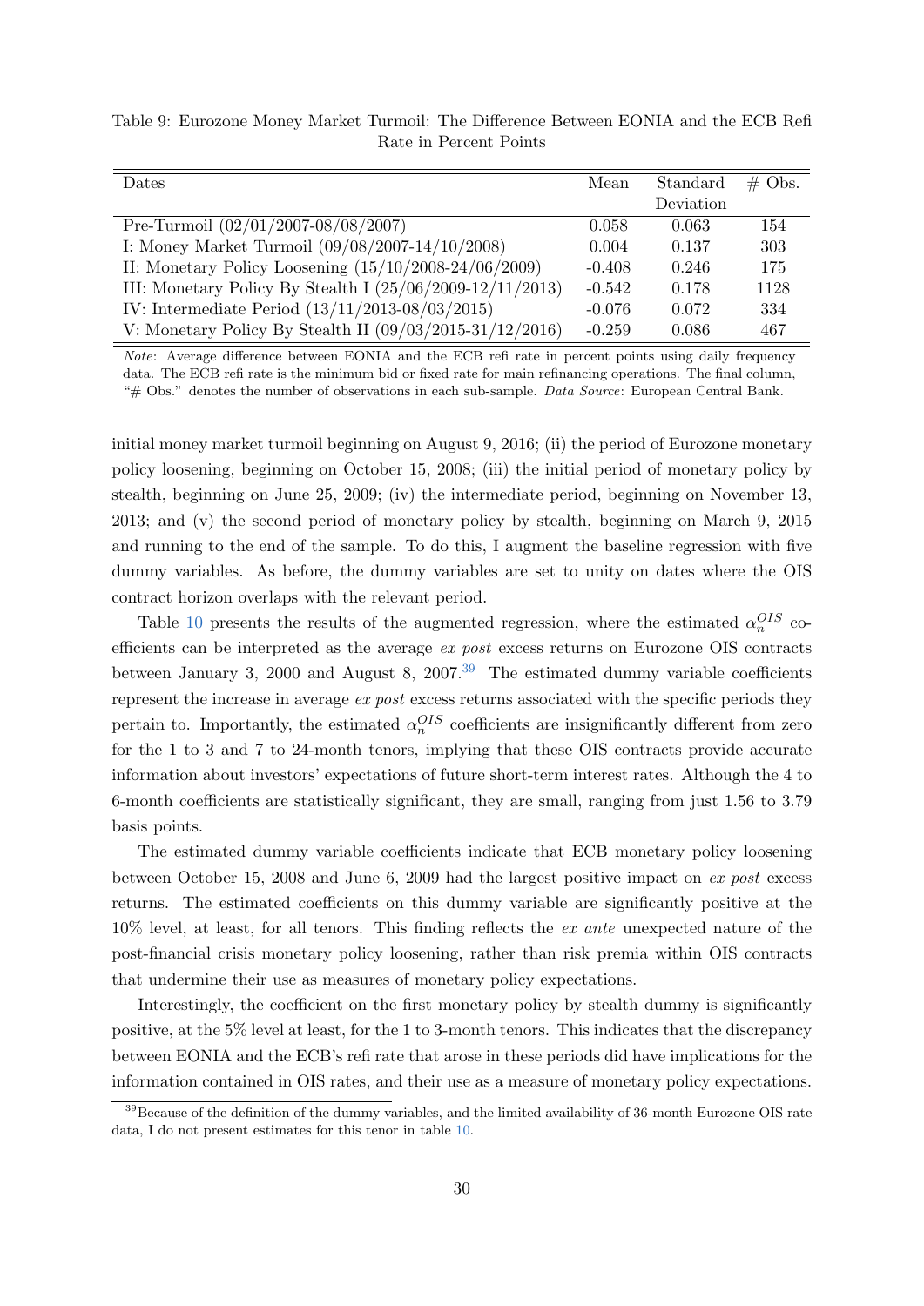Table 9: Eurozone Money Market Turmoil: The Difference Between EONIA and the ECB Refi Rate in Percent Points

| Dates | Mean | Standard Deviation | # Obs. |
|---|---|---|---|
| Pre-Turmoil (02/01/2007-08/08/2007) | 0.058 | 0.063 | 154 |
| I: Money Market Turmoil (09/08/2007-14/10/2008) | 0.004 | 0.137 | 303 |
| II: Monetary Policy Loosening (15/10/2008-24/06/2009) | -0.408 | 0.246 | 175 |
| III: Monetary Policy By Stealth I (25/06/2009-12/11/2013) | -0.542 | 0.178 | 1128 |
| IV: Intermediate Period (13/11/2013-08/03/2015) | -0.076 | 0.072 | 334 |
| V: Monetary Policy By Stealth II (09/03/2015-31/12/2016) | -0.259 | 0.086 | 467 |

*Note*: Average difference between EONIA and the ECB refi rate in percent points using daily frequency data. The ECB refi rate is the minimum bid or fixed rate for main refinancing operations. The final column, "# Obs." denotes the number of observations in each sub-sample. *Data Source*: European Central Bank.

initial money market turmoil beginning on August 9, 2016; (ii) the period of Eurozone monetary policy loosening, beginning on October 15, 2008; (iii) the initial period of monetary policy by stealth, beginning on June 25, 2009; (iv) the intermediate period, beginning on November 13, 2013; and (v) the second period of monetary policy by stealth, beginning on March 9, 2015 and running to the end of the sample. To do this, I augment the baseline regression with five dummy variables. As before, the dummy variables are set to unity on dates where the OIS contract horizon overlaps with the relevant period.

Table 10 presents the results of the augmented regression, where the estimated $\alpha_n^{OIS}$ coefficients can be interpreted as the average *ex post* excess returns on Eurozone OIS contracts between January 3, 2000 and August 8, 2007.[39] The estimated dummy variable coefficients represent the increase in average *ex post* excess returns associated with the specific periods they pertain to. Importantly, the estimated $\alpha_n^{OIS}$ coefficients are insignificantly different from zero for the 1 to 3 and 7 to 24-month tenors, implying that these OIS contracts provide accurate information about investors' expectations of future short-term interest rates. Although the 4 to 6-month coefficients are statistically significant, they are small, ranging from just 1.56 to 3.79 basis points.

The estimated dummy variable coefficients indicate that ECB monetary policy loosening between October 15, 2008 and June 6, 2009 had the largest positive impact on *ex post* excess returns. The estimated coefficients on this dummy variable are significantly positive at the 10% level, at least, for all tenors. This finding reflects the *ex ante* unexpected nature of the post-financial crisis monetary policy loosening, rather than risk premia within OIS contracts that undermine their use as measures of monetary policy expectations.

Interestingly, the coefficient on the first monetary policy by stealth dummy is significantly positive, at the 5% level at least, for the 1 to 3-month tenors. This indicates that the discrepancy between EONIA and the ECB's refi rate that arose in these periods did have implications for the information contained in OIS rates, and their use as a measure of monetary policy expectations.

[39] Because of the definition of the dummy variables, and the limited availability of 36-month Eurozone OIS rate data, I do not present estimates for this tenor in table 10.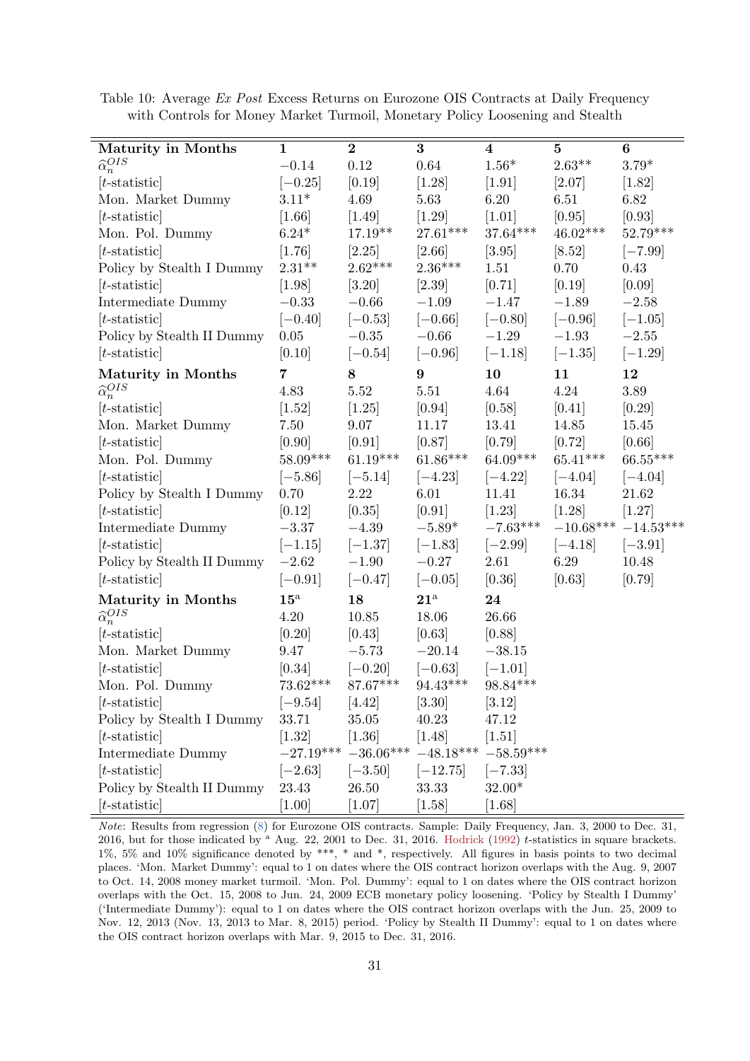Table 10: Average *Ex Post* Excess Returns on Eurozone OIS Contracts at Daily Frequency with Controls for Money Market Turmoil, Monetary Policy Loosening and Stealth

| **Maturity in Months** | **1** | **2** | **3** | **4** | **5** | **6** |
|---|---|---|---|---|---|---|
| $\widehat{\alpha}_n^{OIS}$ | −0.14 | 0.12 | 0.64 | 1.56* | 2.63** | 3.79* |
| [$t$-statistic] | [−0.25] | [0.19] | [1.28] | [1.91] | [2.07] | [1.82] |
| Mon. Market Dummy | 3.11* | 4.69 | 5.63 | 6.20 | 6.51 | 6.82 |
| [$t$-statistic] | [1.66] | [1.49] | [1.29] | [1.01] | [0.95] | [0.93] |
| Mon. Pol. Dummy | 6.24* | 17.19** | 27.61*** | 37.64*** | 46.02*** | 52.79*** |
| [$t$-statistic] | [1.76] | [2.25] | [2.66] | [3.95] | [8.52] | [−7.99] |
| Policy by Stealth I Dummy | 2.31** | 2.62*** | 2.36*** | 1.51 | 0.70 | 0.43 |
| [$t$-statistic] | [1.98] | [3.20] | [2.39] | [0.71] | [0.19] | [0.09] |
| Intermediate Dummy | −0.33 | −0.66 | −1.09 | −1.47 | −1.89 | −2.58 |
| [$t$-statistic] | [−0.40] | [−0.53] | [−0.66] | [−0.80] | [−0.96] | [−1.05] |
| Policy by Stealth II Dummy | 0.05 | −0.35 | −0.66 | −1.29 | −1.93 | −2.55 |
| [$t$-statistic] | [0.10] | [−0.54] | [−0.96] | [−1.18] | [−1.35] | [−1.29] |
| **Maturity in Months** | **7** | **8** | **9** | **10** | **11** | **12** |
| $\widehat{\alpha}_n^{OIS}$ | 4.83 | 5.52 | 5.51 | 4.64 | 4.24 | 3.89 |
| [$t$-statistic] | [1.52] | [1.25] | [0.94] | [0.58] | [0.41] | [0.29] |
| Mon. Market Dummy | 7.50 | 9.07 | 11.17 | 13.41 | 14.85 | 15.45 |
| [$t$-statistic] | [0.90] | [0.91] | [0.87] | [0.79] | [0.72] | [0.66] |
| Mon. Pol. Dummy | 58.09*** | 61.19*** | 61.86*** | 64.09*** | 65.41*** | 66.55*** |
| [$t$-statistic] | [−5.86] | [−5.14] | [−4.23] | [−4.22] | [−4.04] | [−4.04] |
| Policy by Stealth I Dummy | 0.70 | 2.22 | 6.01 | 11.41 | 16.34 | 21.62 |
| [$t$-statistic] | [0.12] | [0.35] | [0.91] | [1.23] | [1.28] | [1.27] |
| Intermediate Dummy | −3.37 | −4.39 | −5.89* | −7.63*** | −10.68*** | −14.53*** |
| [$t$-statistic] | [−1.15] | [−1.37] | [−1.83] | [−2.99] | [−4.18] | [−3.91] |
| Policy by Stealth II Dummy | −2.62 | −1.90 | −0.27 | 2.61 | 6.29 | 10.48 |
| [$t$-statistic] | [−0.91] | [−0.47] | [−0.05] | [0.36] | [0.63] | [0.79] |
| **Maturity in Months** | **15**[a] | **18** | **21**[a] | **24** | | |
| $\widehat{\alpha}_n^{OIS}$ | 4.20 | 10.85 | 18.06 | 26.66 | | |
| [$t$-statistic] | [0.20] | [0.43] | [0.63] | [0.88] | | |
| Mon. Market Dummy | 9.47 | −5.73 | −20.14 | −38.15 | | |
| [$t$-statistic] | [0.34] | [−0.20] | [−0.63] | [−1.01] | | |
| Mon. Pol. Dummy | 73.62*** | 87.67*** | 94.43*** | 98.84*** | | |
| [$t$-statistic] | [−9.54] | [4.42] | [3.30] | [3.12] | | |
| Policy by Stealth I Dummy | 33.71 | 35.05 | 40.23 | 47.12 | | |
| [$t$-statistic] | [1.32] | [1.36] | [1.48] | [1.51] | | |
| Intermediate Dummy | −27.19*** | −36.06*** | −48.18*** | −58.59*** | | |
| [$t$-statistic] | [−2.63] | [−3.50] | [−12.75] | [−7.33] | | |
| Policy by Stealth II Dummy | 23.43 | 26.50 | 33.33 | 32.00* | | |
| [$t$-statistic] | [1.00] | [1.07] | [1.58] | [1.68] | | |

*Note*: Results from regression (8) for Eurozone OIS contracts. Sample: Daily Frequency, Jan. 3, 2000 to Dec. 31, 2016, but for those indicated by [a] Aug. 22, 2001 to Dec. 31, 2016. Hodrick (1992) $t$-statistics in square brackets. 1%, 5% and 10% significance denoted by ***, * and *, respectively. All figures in basis points to two decimal places. 'Mon. Market Dummy': equal to 1 on dates where the OIS contract horizon overlaps with the Aug. 9, 2007 to Oct. 14, 2008 money market turmoil. 'Mon. Pol. Dummy': equal to 1 on dates where the OIS contract horizon overlaps with the Oct. 15, 2008 to Jun. 24, 2009 ECB monetary policy loosening. 'Policy by Stealth I Dummy' ('Intermediate Dummy'): equal to 1 on dates where the OIS contract horizon overlaps with the Jun. 25, 2009 to Nov. 12, 2013 (Nov. 13, 2013 to Mar. 8, 2015) period. 'Policy by Stealth II Dummy': equal to 1 on dates where the OIS contract horizon overlaps with Mar. 9, 2015 to Dec. 31, 2016.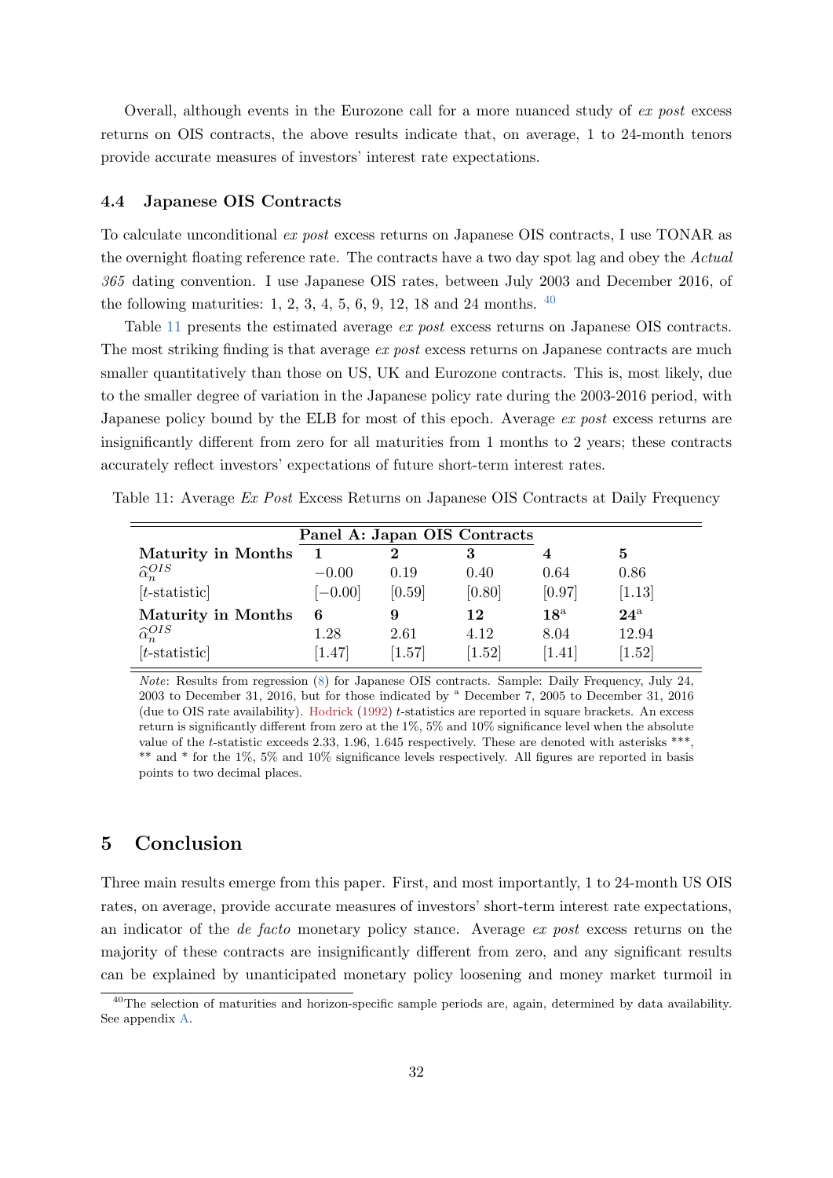Overall, although events in the Eurozone call for a more nuanced study of *ex post* excess returns on OIS contracts, the above results indicate that, on average, 1 to 24-month tenors provide accurate measures of investors' interest rate expectations.

### 4.4 Japanese OIS Contracts

To calculate unconditional *ex post* excess returns on Japanese OIS contracts, I use TONAR as the overnight floating reference rate. The contracts have a two day spot lag and obey the *Actual 365* dating convention. I use Japanese OIS rates, between July 2003 and December 2016, of the following maturities: 1, 2, 3, 4, 5, 6, 9, 12, 18 and 24 months. [40]

Table 11 presents the estimated average *ex post* excess returns on Japanese OIS contracts. The most striking finding is that average *ex post* excess returns on Japanese contracts are much smaller quantitatively than those on US, UK and Eurozone contracts. This is, most likely, due to the smaller degree of variation in the Japanese policy rate during the 2003-2016 period, with Japanese policy bound by the ELB for most of this epoch. Average *ex post* excess returns are insignificantly different from zero for all maturities from 1 months to 2 years; these contracts accurately reflect investors' expectations of future short-term interest rates.

Table 11: Average *Ex Post* Excess Returns on Japanese OIS Contracts at Daily Frequency

| | Panel A: Japan OIS Contracts | | | | |
|---|---|---|---|---|---|
| **Maturity in Months** | **1** | **2** | **3** | **4** | **5** |
| $\widehat{\alpha}_n^{OIS}$ | $-0.00$ | 0.19 | 0.40 | 0.64 | 0.86 |
| [$t$-statistic] | [$-0.00$] | [0.59] | [0.80] | [0.97] | [1.13] |
| **Maturity in Months** | **6** | **9** | **12** | **18**[a] | **24**[a] |
| $\widehat{\alpha}_n^{OIS}$ | 1.28 | 2.61 | 4.12 | 8.04 | 12.94 |
| [$t$-statistic] | [1.47] | [1.57] | [1.52] | [1.41] | [1.52] |

*Note*: Results from regression (8) for Japanese OIS contracts. Sample: Daily Frequency, July 24, 2003 to December 31, 2016, but for those indicated by [a] December 7, 2005 to December 31, 2016 (due to OIS rate availability). Hodrick (1992) $t$-statistics are reported in square brackets. An excess return is significantly different from zero at the 1%, 5% and 10% significance level when the absolute value of the $t$-statistic exceeds 2.33, 1.96, 1.645 respectively. These are denoted with asterisks ***, ** and * for the 1%, 5% and 10% significance levels respectively. All figures are reported in basis points to two decimal places.

## 5 Conclusion

Three main results emerge from this paper. First, and most importantly, 1 to 24-month US OIS rates, on average, provide accurate measures of investors' short-term interest rate expectations, an indicator of the *de facto* monetary policy stance. Average *ex post* excess returns on the majority of these contracts are insignificantly different from zero, and any significant results can be explained by unanticipated monetary policy loosening and money market turmoil in

[40] The selection of maturities and horizon-specific sample periods are, again, determined by data availability. See appendix A.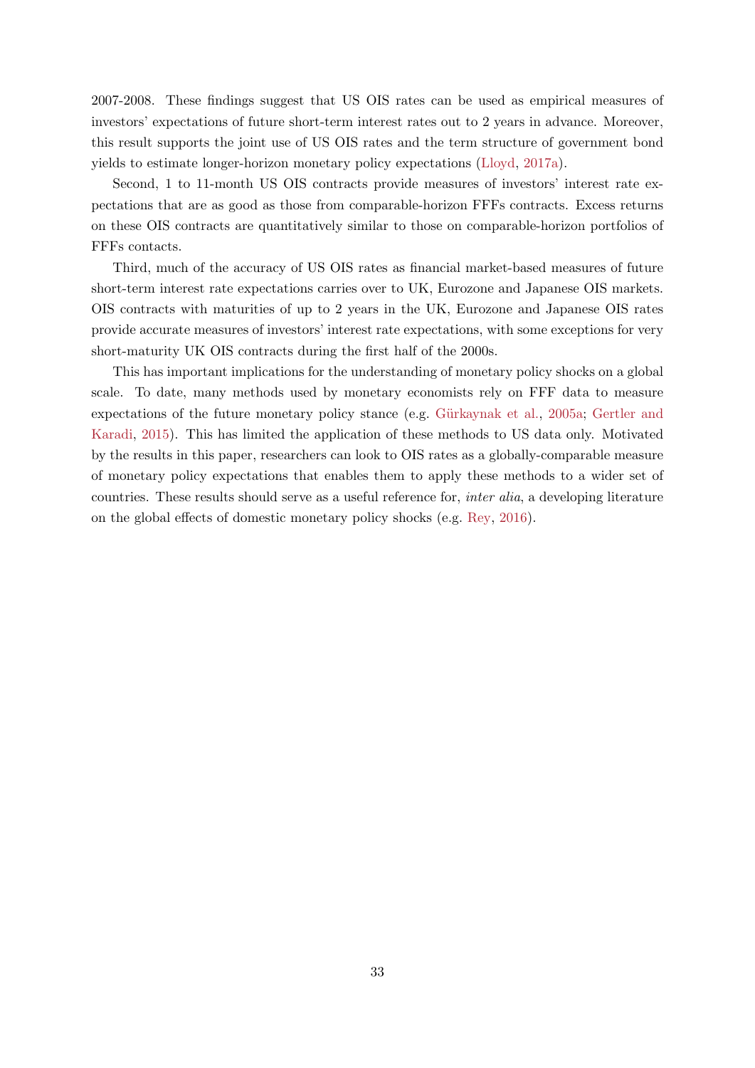2007-2008. These findings suggest that US OIS rates can be used as empirical measures of investors' expectations of future short-term interest rates out to 2 years in advance. Moreover, this result supports the joint use of US OIS rates and the term structure of government bond yields to estimate longer-horizon monetary policy expectations (Lloyd, 2017a).

Second, 1 to 11-month US OIS contracts provide measures of investors' interest rate expectations that are as good as those from comparable-horizon FFFs contracts. Excess returns on these OIS contracts are quantitatively similar to those on comparable-horizon portfolios of FFFs contacts.

Third, much of the accuracy of US OIS rates as financial market-based measures of future short-term interest rate expectations carries over to UK, Eurozone and Japanese OIS markets. OIS contracts with maturities of up to 2 years in the UK, Eurozone and Japanese OIS rates provide accurate measures of investors' interest rate expectations, with some exceptions for very short-maturity UK OIS contracts during the first half of the 2000s.

This has important implications for the understanding of monetary policy shocks on a global scale. To date, many methods used by monetary economists rely on FFF data to measure expectations of the future monetary policy stance (e.g. Gürkaynak et al., 2005a; Gertler and Karadi, 2015). This has limited the application of these methods to US data only. Motivated by the results in this paper, researchers can look to OIS rates as a globally-comparable measure of monetary policy expectations that enables them to apply these methods to a wider set of countries. These results should serve as a useful reference for, *inter alia*, a developing literature on the global effects of domestic monetary policy shocks (e.g. Rey, 2016).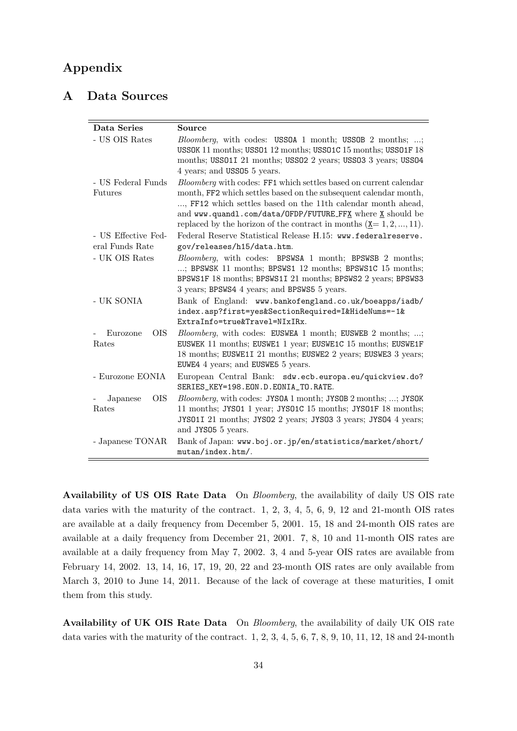# Appendix

## A Data Sources

| Data Series | Source |
|---|---|
| - US OIS Rates | *Bloomberg*, with codes: USSOA 1 month; USSOB 2 months; ...; USSOK 11 months; USSO1 12 months; USSO1C 15 months; USSO1F 18 months; USSO1I 21 months; USSO2 2 years; USSO3 3 years; USSO4 4 years; and USSO5 5 years. |
| - US Federal Funds Futures | *Bloomberg* with codes: FF1 which settles based on current calendar month, FF2 which settles based on the subsequent calendar month, ..., FF12 which settles based on the 11th calendar month ahead, and www.quandl.com/data/OFDP/FUTURE_FFX where X should be replaced by the horizon of the contract in months (X= 1, 2, ..., 11). |
| - US Effective Federal Funds Rate | Federal Reserve Statistical Release H.15: www.federalreserve.gov/releases/h15/data.htm. |
| - UK OIS Rates | *Bloomberg*, with codes: BPSWSA 1 month; BPSWSB 2 months; ...; BPSWSK 11 months; BPSWS1 12 months; BPSWS1C 15 months; BPSWS1F 18 months; BPSWS1I 21 months; BPSWS2 2 years; BPSWS3 3 years; BPSWS4 4 years; and BPSWS5 5 years. |
| - UK SONIA | Bank of England: www.bankofengland.co.uk/boeapps/iadb/index.asp?first=yes&SectionRequired=I&HideNums=-1&ExtraInfo=true&Travel=NIxIRx. |
| - Eurozone OIS Rates | *Bloomberg*, with codes: EUSWEA 1 month; EUSWEB 2 months; ...; EUSWEK 11 months; EUSWE1 1 year; EUSWE1C 15 months; EUSWE1F 18 months; EUSWE1I 21 months; EUSWE2 2 years; EUSWE3 3 years; EUWE4 4 years; and EUSWE5 5 years. |
| - Eurozone EONIA | European Central Bank: sdw.ecb.europa.eu/quickview.do?SERIES_KEY=198.EON.D.EONIA_TO.RATE. |
| - Japanese OIS Rates | *Bloomberg*, with codes: JYSOA 1 month; JYSOB 2 months; ...; JYSOK 11 months; JYSO1 1 year; JYSO1C 15 months; JYSO1F 18 months; JYSO1I 21 months; JYSO2 2 years; JYSO3 3 years; JYSO4 4 years; and JYSO5 5 years. |
| - Japanese TONAR | Bank of Japan: www.boj.or.jp/en/statistics/market/short/mutan/index.htm/. |

**Availability of US OIS Rate Data** On *Bloomberg*, the availability of daily US OIS rate data varies with the maturity of the contract. 1, 2, 3, 4, 5, 6, 9, 12 and 21-month OIS rates are available at a daily frequency from December 5, 2001. 15, 18 and 24-month OIS rates are available at a daily frequency from December 21, 2001. 7, 8, 10 and 11-month OIS rates are available at a daily frequency from May 7, 2002. 3, 4 and 5-year OIS rates are available from February 14, 2002. 13, 14, 16, 17, 19, 20, 22 and 23-month OIS rates are only available from March 3, 2010 to June 14, 2011. Because of the lack of coverage at these maturities, I omit them from this study.

**Availability of UK OIS Rate Data** On *Bloomberg*, the availability of daily UK OIS rate data varies with the maturity of the contract. 1, 2, 3, 4, 5, 6, 7, 8, 9, 10, 11, 12, 18 and 24-month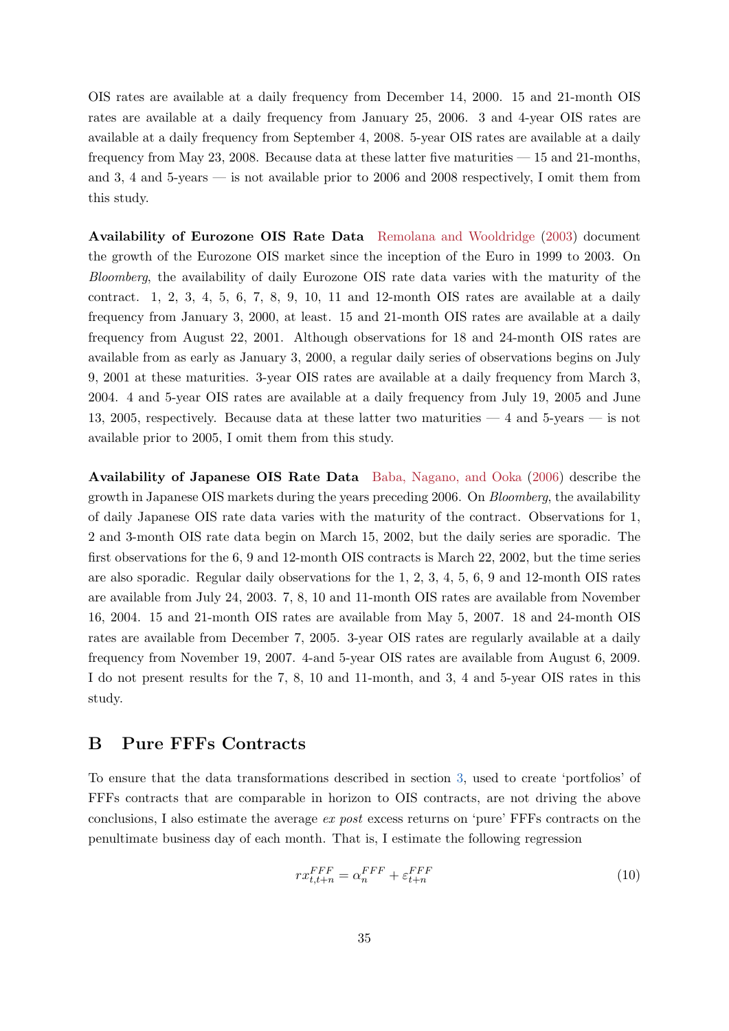OIS rates are available at a daily frequency from December 14, 2000. 15 and 21-month OIS rates are available at a daily frequency from January 25, 2006. 3 and 4-year OIS rates are available at a daily frequency from September 4, 2008. 5-year OIS rates are available at a daily frequency from May 23, 2008. Because data at these latter five maturities — 15 and 21-months, and 3, 4 and 5-years — is not available prior to 2006 and 2008 respectively, I omit them from this study.

**Availability of Eurozone OIS Rate Data** Remolana and Wooldridge (2003) document the growth of the Eurozone OIS market since the inception of the Euro in 1999 to 2003. On *Bloomberg*, the availability of daily Eurozone OIS rate data varies with the maturity of the contract. 1, 2, 3, 4, 5, 6, 7, 8, 9, 10, 11 and 12-month OIS rates are available at a daily frequency from January 3, 2000, at least. 15 and 21-month OIS rates are available at a daily frequency from August 22, 2001. Although observations for 18 and 24-month OIS rates are available from as early as January 3, 2000, a regular daily series of observations begins on July 9, 2001 at these maturities. 3-year OIS rates are available at a daily frequency from March 3, 2004. 4 and 5-year OIS rates are available at a daily frequency from July 19, 2005 and June 13, 2005, respectively. Because data at these latter two maturities — 4 and 5-years — is not available prior to 2005, I omit them from this study.

**Availability of Japanese OIS Rate Data** Baba, Nagano, and Ooka (2006) describe the growth in Japanese OIS markets during the years preceding 2006. On *Bloomberg*, the availability of daily Japanese OIS rate data varies with the maturity of the contract. Observations for 1, 2 and 3-month OIS rate data begin on March 15, 2002, but the daily series are sporadic. The first observations for the 6, 9 and 12-month OIS contracts is March 22, 2002, but the time series are also sporadic. Regular daily observations for the 1, 2, 3, 4, 5, 6, 9 and 12-month OIS rates are available from July 24, 2003. 7, 8, 10 and 11-month OIS rates are available from November 16, 2004. 15 and 21-month OIS rates are available from May 5, 2007. 18 and 24-month OIS rates are available from December 7, 2005. 3-year OIS rates are regularly available at a daily frequency from November 19, 2007. 4-and 5-year OIS rates are available from August 6, 2009. I do not present results for the 7, 8, 10 and 11-month, and 3, 4 and 5-year OIS rates in this study.

## B Pure FFFs Contracts

To ensure that the data transformations described in section 3, used to create 'portfolios' of FFFs contracts that are comparable in horizon to OIS contracts, are not driving the above conclusions, I also estimate the average *ex post* excess returns on 'pure' FFFs contracts on the penultimate business day of each month. That is, I estimate the following regression

$$rx^{FFF}_{t,t+n} = \alpha^{FFF}_{n} + \varepsilon^{FFF}_{t+n} \tag{10}$$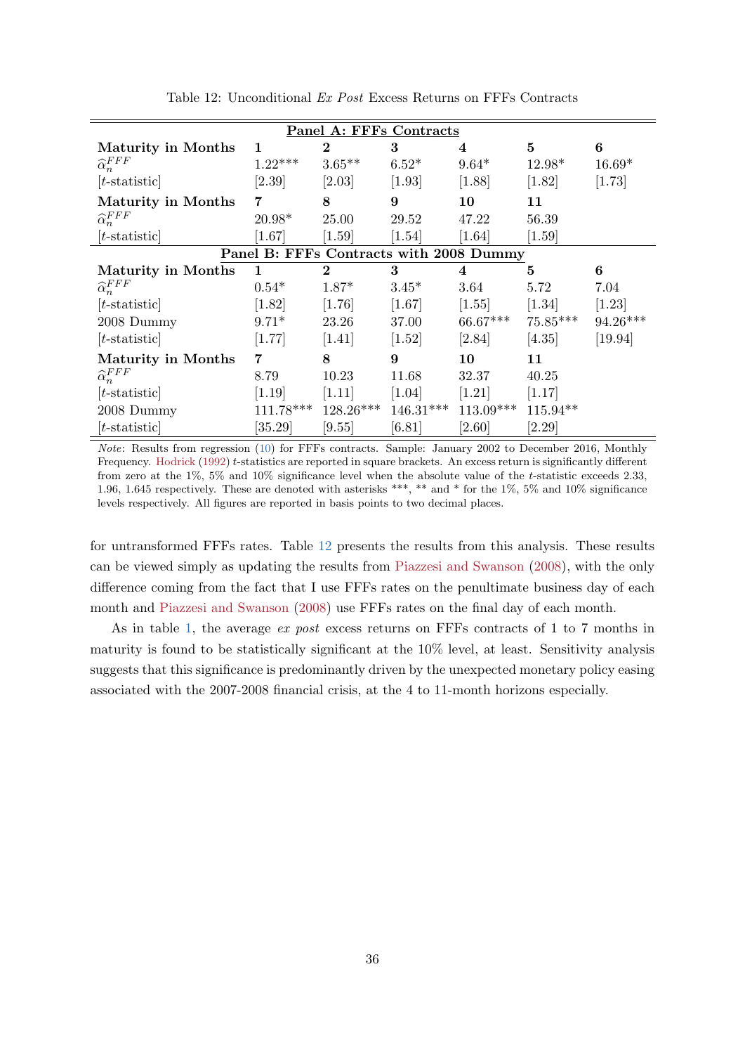Table 12: Unconditional *Ex Post* Excess Returns on FFFs Contracts

| **Panel A: FFFs Contracts** | | | | | | |
|---|---|---|---|---|---|---|
| **Maturity in Months** | **1** | **2** | **3** | **4** | **5** | **6** |
| $\widehat{\alpha}_n^{FFF}$ | 1.22*** | 3.65** | 6.52* | 9.64* | 12.98* | 16.69* |
| [$t$-statistic] | [2.39] | [2.03] | [1.93] | [1.88] | [1.82] | [1.73] |
| **Maturity in Months** | **7** | **8** | **9** | **10** | **11** | |
| $\widehat{\alpha}_n^{FFF}$ | 20.98* | 25.00 | 29.52 | 47.22 | 56.39 | |
| [$t$-statistic] | [1.67] | [1.59] | [1.54] | [1.64] | [1.59] | |
| **Panel B: FFFs Contracts with 2008 Dummy** | | | | | | |
| **Maturity in Months** | **1** | **2** | **3** | **4** | **5** | **6** |
| $\widehat{\alpha}_n^{FFF}$ | 0.54* | 1.87* | 3.45* | 3.64 | 5.72 | 7.04 |
| [$t$-statistic] | [1.82] | [1.76] | [1.67] | [1.55] | [1.34] | [1.23] |
| 2008 Dummy | 9.71* | 23.26 | 37.00 | 66.67*** | 75.85*** | 94.26*** |
| [$t$-statistic] | [1.77] | [1.41] | [1.52] | [2.84] | [4.35] | [19.94] |
| **Maturity in Months** | **7** | **8** | **9** | **10** | **11** | |
| $\widehat{\alpha}_n^{FFF}$ | 8.79 | 10.23 | 11.68 | 32.37 | 40.25 | |
| [$t$-statistic] | [1.19] | [1.11] | [1.04] | [1.21] | [1.17] | |
| 2008 Dummy | 111.78*** | 128.26*** | 146.31*** | 113.09*** | 115.94** | |
| [$t$-statistic] | [35.29] | [9.55] | [6.81] | [2.60] | [2.29] | |

*Note*: Results from regression (10) for FFFs contracts. Sample: January 2002 to December 2016, Monthly Frequency. Hodrick (1992) $t$-statistics are reported in square brackets. An excess return is significantly different from zero at the 1%, 5% and 10% significance level when the absolute value of the $t$-statistic exceeds 2.33, 1.96, 1.645 respectively. These are denoted with asterisks ***, ** and * for the 1%, 5% and 10% significance levels respectively. All figures are reported in basis points to two decimal places.

for untransformed FFFs rates. Table 12 presents the results from this analysis. These results can be viewed simply as updating the results from Piazzesi and Swanson (2008), with the only difference coming from the fact that I use FFFs rates on the penultimate business day of each month and Piazzesi and Swanson (2008) use FFFs rates on the final day of each month.

As in table 1, the average *ex post* excess returns on FFFs contracts of 1 to 7 months in maturity is found to be statistically significant at the 10% level, at least. Sensitivity analysis suggests that this significance is predominantly driven by the unexpected monetary policy easing associated with the 2007-2008 financial crisis, at the 4 to 11-month horizons especially.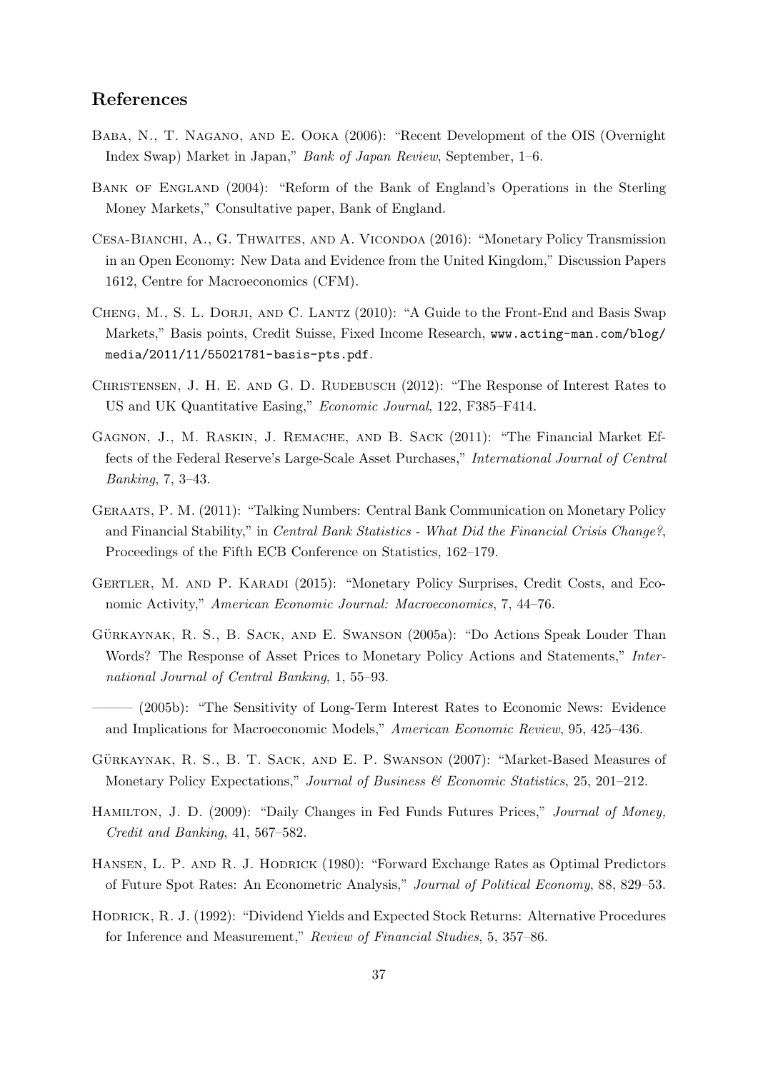## References

Baba, N., T. Nagano, and E. Ooka (2006): "Recent Development of the OIS (Overnight Index Swap) Market in Japan," *Bank of Japan Review*, September, 1–6.

Bank of England (2004): "Reform of the Bank of England's Operations in the Sterling Money Markets," Consultative paper, Bank of England.

Cesa-Bianchi, A., G. Thwaites, and A. Vicondoa (2016): "Monetary Policy Transmission in an Open Economy: New Data and Evidence from the United Kingdom," Discussion Papers 1612, Centre for Macroeconomics (CFM).

Cheng, M., S. L. Dorji, and C. Lantz (2010): "A Guide to the Front-End and Basis Swap Markets," Basis points, Credit Suisse, Fixed Income Research, `www.acting-man.com/blog/media/2011/11/55021781-basis-pts.pdf`.

Christensen, J. H. E. and G. D. Rudebusch (2012): "The Response of Interest Rates to US and UK Quantitative Easing," *Economic Journal*, 122, F385–F414.

Gagnon, J., M. Raskin, J. Remache, and B. Sack (2011): "The Financial Market Effects of the Federal Reserve's Large-Scale Asset Purchases," *International Journal of Central Banking*, 7, 3–43.

Geraats, P. M. (2011): "Talking Numbers: Central Bank Communication on Monetary Policy and Financial Stability," in *Central Bank Statistics - What Did the Financial Crisis Change?*, Proceedings of the Fifth ECB Conference on Statistics, 162–179.

Gertler, M. and P. Karadi (2015): "Monetary Policy Surprises, Credit Costs, and Economic Activity," *American Economic Journal: Macroeconomics*, 7, 44–76.

Gürkaynak, R. S., B. Sack, and E. Swanson (2005a): "Do Actions Speak Louder Than Words? The Response of Asset Prices to Monetary Policy Actions and Statements," *International Journal of Central Banking*, 1, 55–93.

——— (2005b): "The Sensitivity of Long-Term Interest Rates to Economic News: Evidence and Implications for Macroeconomic Models," *American Economic Review*, 95, 425–436.

Gürkaynak, R. S., B. T. Sack, and E. P. Swanson (2007): "Market-Based Measures of Monetary Policy Expectations," *Journal of Business & Economic Statistics*, 25, 201–212.

Hamilton, J. D. (2009): "Daily Changes in Fed Funds Futures Prices," *Journal of Money, Credit and Banking*, 41, 567–582.

Hansen, L. P. and R. J. Hodrick (1980): "Forward Exchange Rates as Optimal Predictors of Future Spot Rates: An Econometric Analysis," *Journal of Political Economy*, 88, 829–53.

Hodrick, R. J. (1992): "Dividend Yields and Expected Stock Returns: Alternative Procedures for Inference and Measurement," *Review of Financial Studies*, 5, 357–86.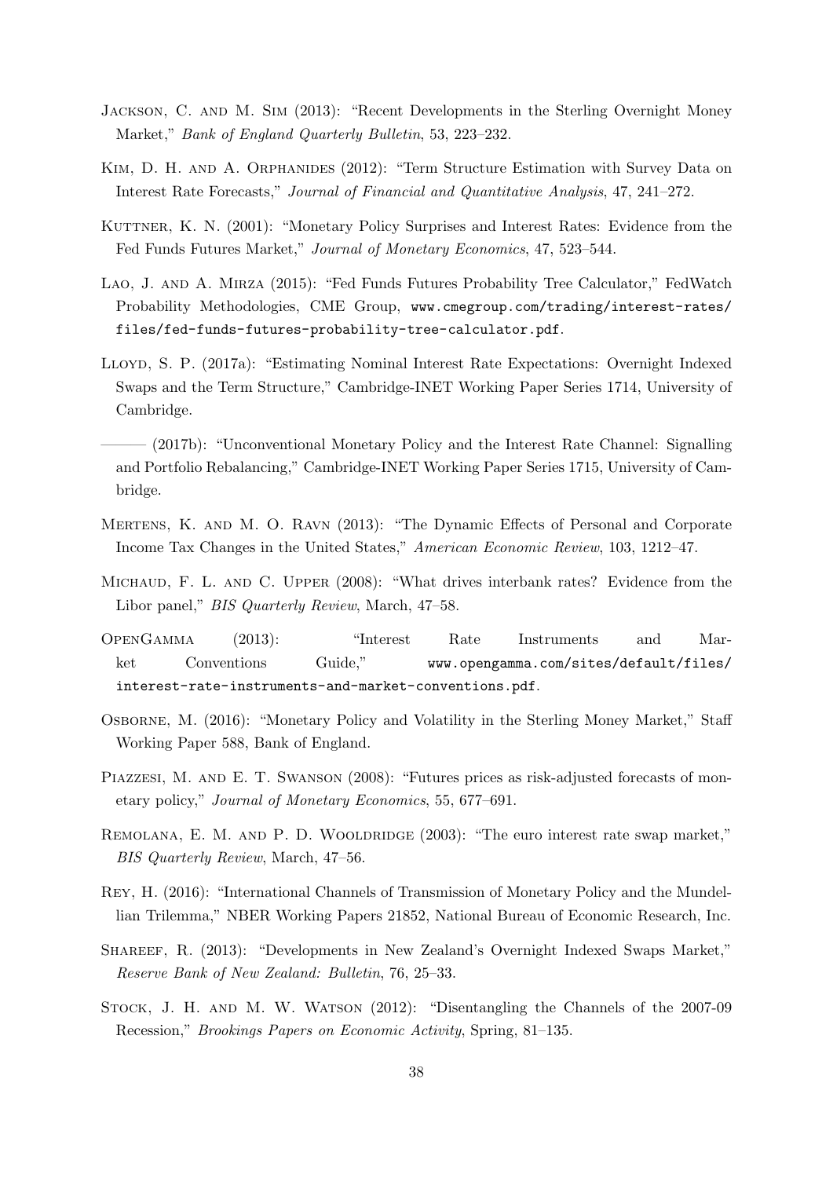Jackson, C. and M. Sim (2013): "Recent Developments in the Sterling Overnight Money Market," *Bank of England Quarterly Bulletin*, 53, 223–232.

Kim, D. H. and A. Orphanides (2012): "Term Structure Estimation with Survey Data on Interest Rate Forecasts," *Journal of Financial and Quantitative Analysis*, 47, 241–272.

Kuttner, K. N. (2001): "Monetary Policy Surprises and Interest Rates: Evidence from the Fed Funds Futures Market," *Journal of Monetary Economics*, 47, 523–544.

Lao, J. and A. Mirza (2015): "Fed Funds Futures Probability Tree Calculator," FedWatch Probability Methodologies, CME Group, www.cmegroup.com/trading/interest-rates/files/fed-funds-futures-probability-tree-calculator.pdf.

Lloyd, S. P. (2017a): "Estimating Nominal Interest Rate Expectations: Overnight Indexed Swaps and the Term Structure," Cambridge-INET Working Paper Series 1714, University of Cambridge.

——— (2017b): "Unconventional Monetary Policy and the Interest Rate Channel: Signalling and Portfolio Rebalancing," Cambridge-INET Working Paper Series 1715, University of Cambridge.

Mertens, K. and M. O. Ravn (2013): "The Dynamic Effects of Personal and Corporate Income Tax Changes in the United States," *American Economic Review*, 103, 1212–47.

Michaud, F. L. and C. Upper (2008): "What drives interbank rates? Evidence from the Libor panel," *BIS Quarterly Review*, March, 47–58.

OpenGamma (2013): "Interest Rate Instruments and Market Conventions Guide," www.opengamma.com/sites/default/files/interest-rate-instruments-and-market-conventions.pdf.

Osborne, M. (2016): "Monetary Policy and Volatility in the Sterling Money Market," Staff Working Paper 588, Bank of England.

Piazzesi, M. and E. T. Swanson (2008): "Futures prices as risk-adjusted forecasts of monetary policy," *Journal of Monetary Economics*, 55, 677–691.

Remolana, E. M. and P. D. Wooldridge (2003): "The euro interest rate swap market," *BIS Quarterly Review*, March, 47–56.

Rey, H. (2016): "International Channels of Transmission of Monetary Policy and the Mundellian Trilemma," NBER Working Papers 21852, National Bureau of Economic Research, Inc.

Shareef, R. (2013): "Developments in New Zealand's Overnight Indexed Swaps Market," *Reserve Bank of New Zealand: Bulletin*, 76, 25–33.

Stock, J. H. and M. W. Watson (2012): "Disentangling the Channels of the 2007-09 Recession," *Brookings Papers on Economic Activity*, Spring, 81–135.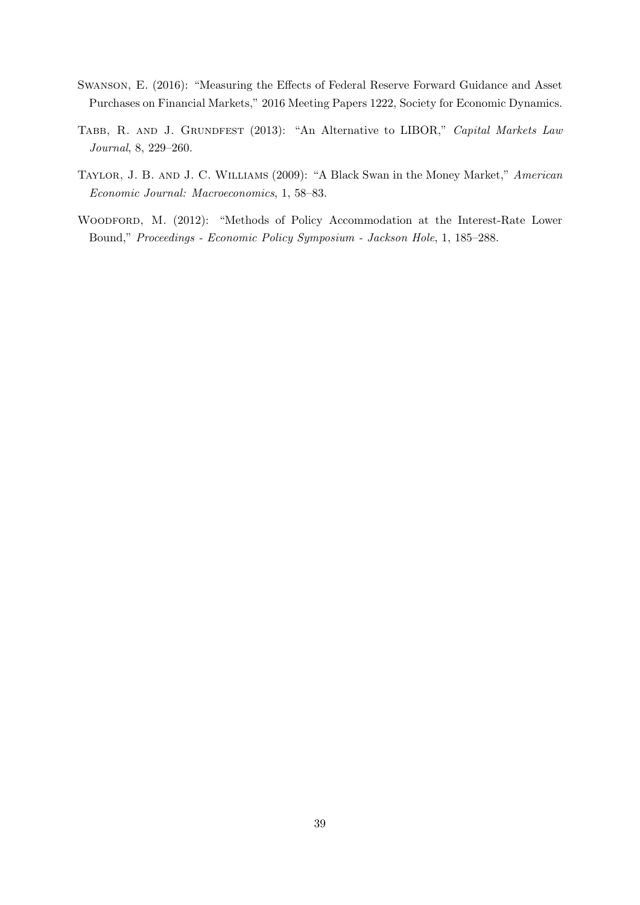Swanson, E. (2016): "Measuring the Effects of Federal Reserve Forward Guidance and Asset Purchases on Financial Markets," 2016 Meeting Papers 1222, Society for Economic Dynamics.

Tabb, R. and J. Grundfest (2013): "An Alternative to LIBOR," *Capital Markets Law Journal*, 8, 229–260.

Taylor, J. B. and J. C. Williams (2009): "A Black Swan in the Money Market," *American Economic Journal: Macroeconomics*, 1, 58–83.

Woodford, M. (2012): "Methods of Policy Accommodation at the Interest-Rate Lower Bound," *Proceedings - Economic Policy Symposium - Jackson Hole*, 1, 185–288.